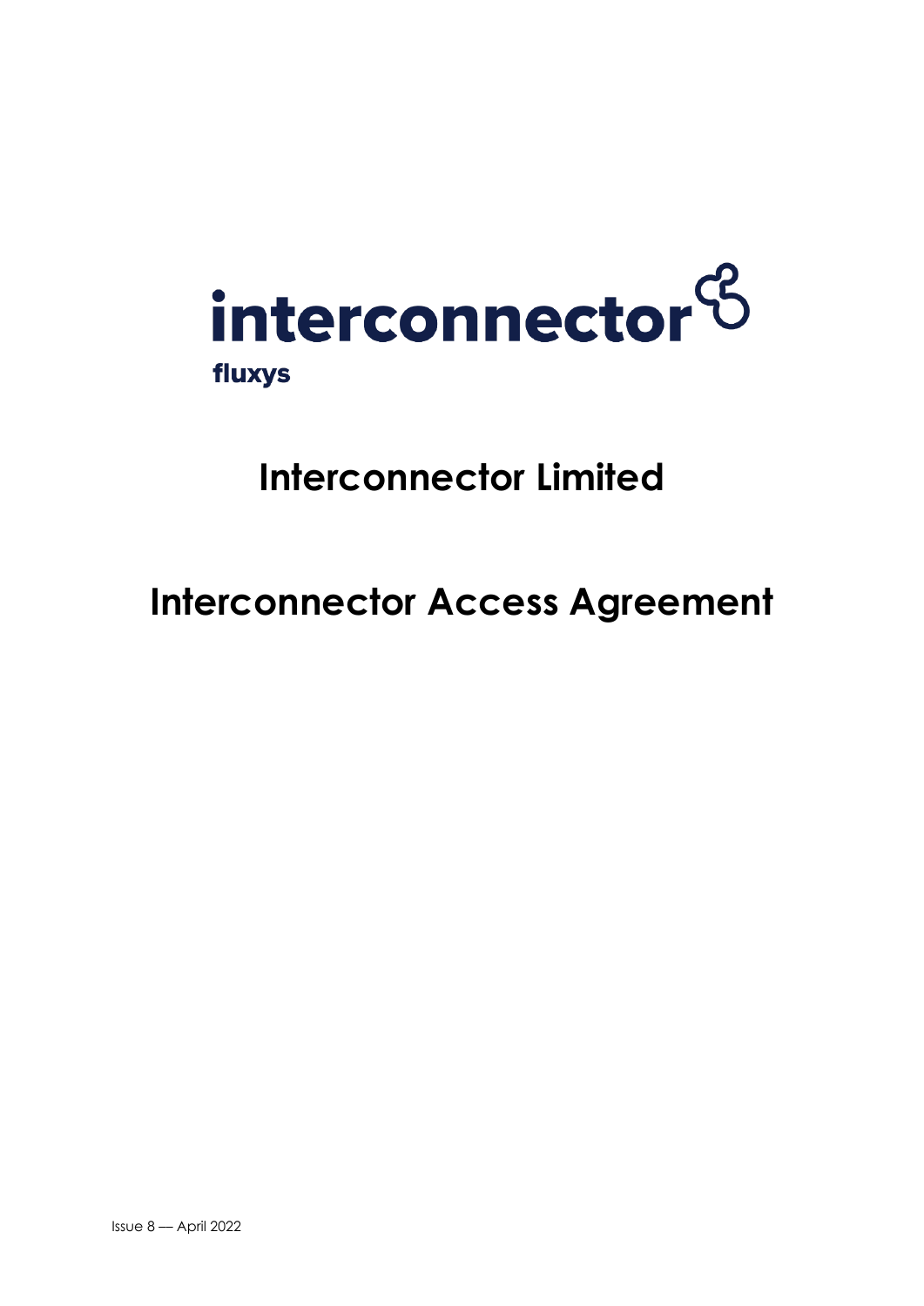interconnector

fluxys

# Interconnector Limited

# Interconnector Access Agreement

Issue 8 — April 2022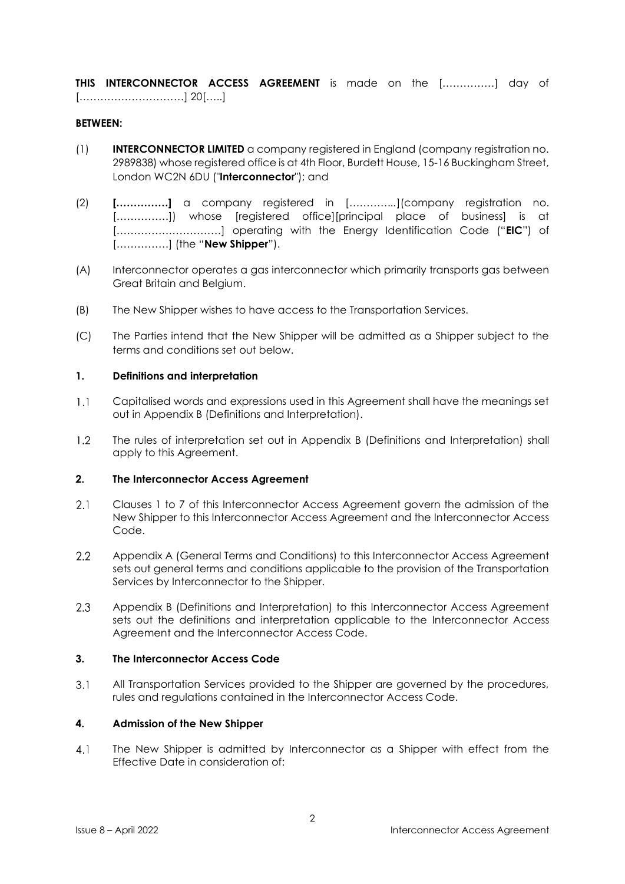**THIS INTERCONNECTOR ACCESS AGREEMENT** is made on the [……………] day of […………………………] 20[…..]

**BETWEEN:**

(1) **INTERCONNECTOR LIMITED** a company registered in England (company registration no. 2989838) whose registered office is at 4th Floor, Burdett House, 15-16 Buckingham Street, London WC2N 6DU ("**Interconnector**"); and

(2) **[……………]** a company registered in […………..](company registration no. [……………]) whose [registered office][principal place of business] is at […………………………] operating with the Energy Identification Code ("**EIC**") of [……………] (the "**New Shipper**").

(A) Interconnector operates a gas interconnector which primarily transports gas between Great Britain and Belgium.

(B) The New Shipper wishes to have access to the Transportation Services.

(C) The Parties intend that the New Shipper will be admitted as a Shipper subject to the terms and conditions set out below.

## 1. Definitions and interpretation

1.1 Capitalised words and expressions used in this Agreement shall have the meanings set out in Appendix B (Definitions and Interpretation).

1.2 The rules of interpretation set out in Appendix B (Definitions and Interpretation) shall apply to this Agreement.

## 2. The Interconnector Access Agreement

2.1 Clauses 1 to 7 of this Interconnector Access Agreement govern the admission of the New Shipper to this Interconnector Access Agreement and the Interconnector Access Code.

2.2 Appendix A (General Terms and Conditions) to this Interconnector Access Agreement sets out general terms and conditions applicable to the provision of the Transportation Services by Interconnector to the Shipper.

2.3 Appendix B (Definitions and Interpretation) to this Interconnector Access Agreement sets out the definitions and interpretation applicable to the Interconnector Access Agreement and the Interconnector Access Code.

## 3. The Interconnector Access Code

3.1 All Transportation Services provided to the Shipper are governed by the procedures, rules and regulations contained in the Interconnector Access Code.

## 4. Admission of the New Shipper

4.1 The New Shipper is admitted by Interconnector as a Shipper with effect from the Effective Date in consideration of: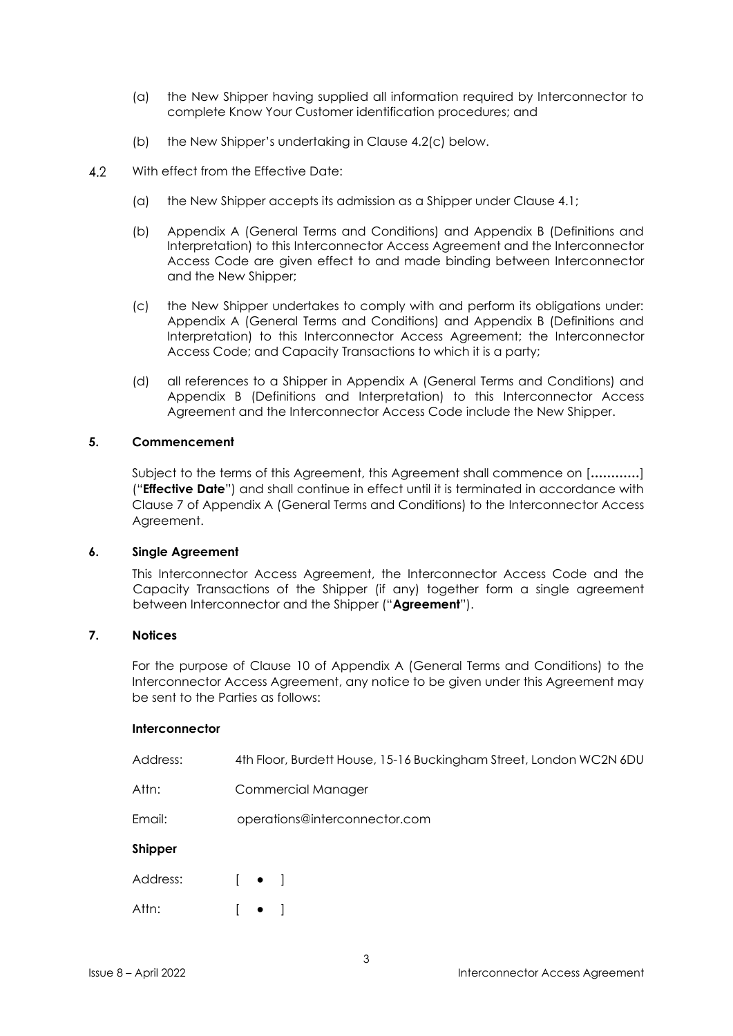(a) the New Shipper having supplied all information required by Interconnector to complete Know Your Customer identification procedures; and

(b) the New Shipper's undertaking in Clause 4.2(c) below.

4.2 With effect from the Effective Date:

(a) the New Shipper accepts its admission as a Shipper under Clause 4.1;

(b) Appendix A (General Terms and Conditions) and Appendix B (Definitions and Interpretation) to this Interconnector Access Agreement and the Interconnector Access Code are given effect to and made binding between Interconnector and the New Shipper;

(c) the New Shipper undertakes to comply with and perform its obligations under: Appendix A (General Terms and Conditions) and Appendix B (Definitions and Interpretation) to this Interconnector Access Agreement; the Interconnector Access Code; and Capacity Transactions to which it is a party;

(d) all references to a Shipper in Appendix A (General Terms and Conditions) and Appendix B (Definitions and Interpretation) to this Interconnector Access Agreement and the Interconnector Access Code include the New Shipper.

**5. Commencement**

Subject to the terms of this Agreement, this Agreement shall commence on [**…………**] ("**Effective Date**") and shall continue in effect until it is terminated in accordance with Clause 7 of Appendix A (General Terms and Conditions) to the Interconnector Access Agreement.

**6. Single Agreement**

This Interconnector Access Agreement, the Interconnector Access Code and the Capacity Transactions of the Shipper (if any) together form a single agreement between Interconnector and the Shipper ("**Agreement**").

**7. Notices**

For the purpose of Clause 10 of Appendix A (General Terms and Conditions) to the Interconnector Access Agreement, any notice to be given under this Agreement may be sent to the Parties as follows:

**Interconnector**

Address: 4th Floor, Burdett House, 15-16 Buckingham Street, London WC2N 6DU

Attn: Commercial Manager

Email: operations@interconnector.com

**Shipper**

Address: [ • ]

Attn: [ • ]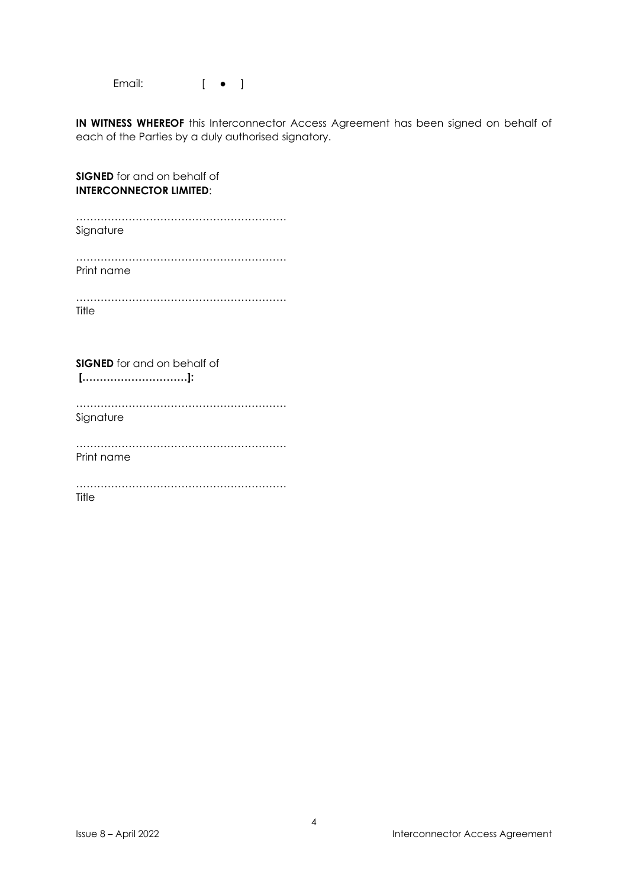Email: [ • ]

**IN WITNESS WHEREOF** this Interconnector Access Agreement has been signed on behalf of each of the Parties by a duly authorised signatory.

**SIGNED** for and on behalf of
**INTERCONNECTOR LIMITED**:

……………………………………………………
Signature

……………………………………………………
Print name

……………………………………………………
Title

**SIGNED** for and on behalf of
**[…………………………]:**

……………………………………………………
Signature

……………………………………………………
Print name

……………………………………………………
Title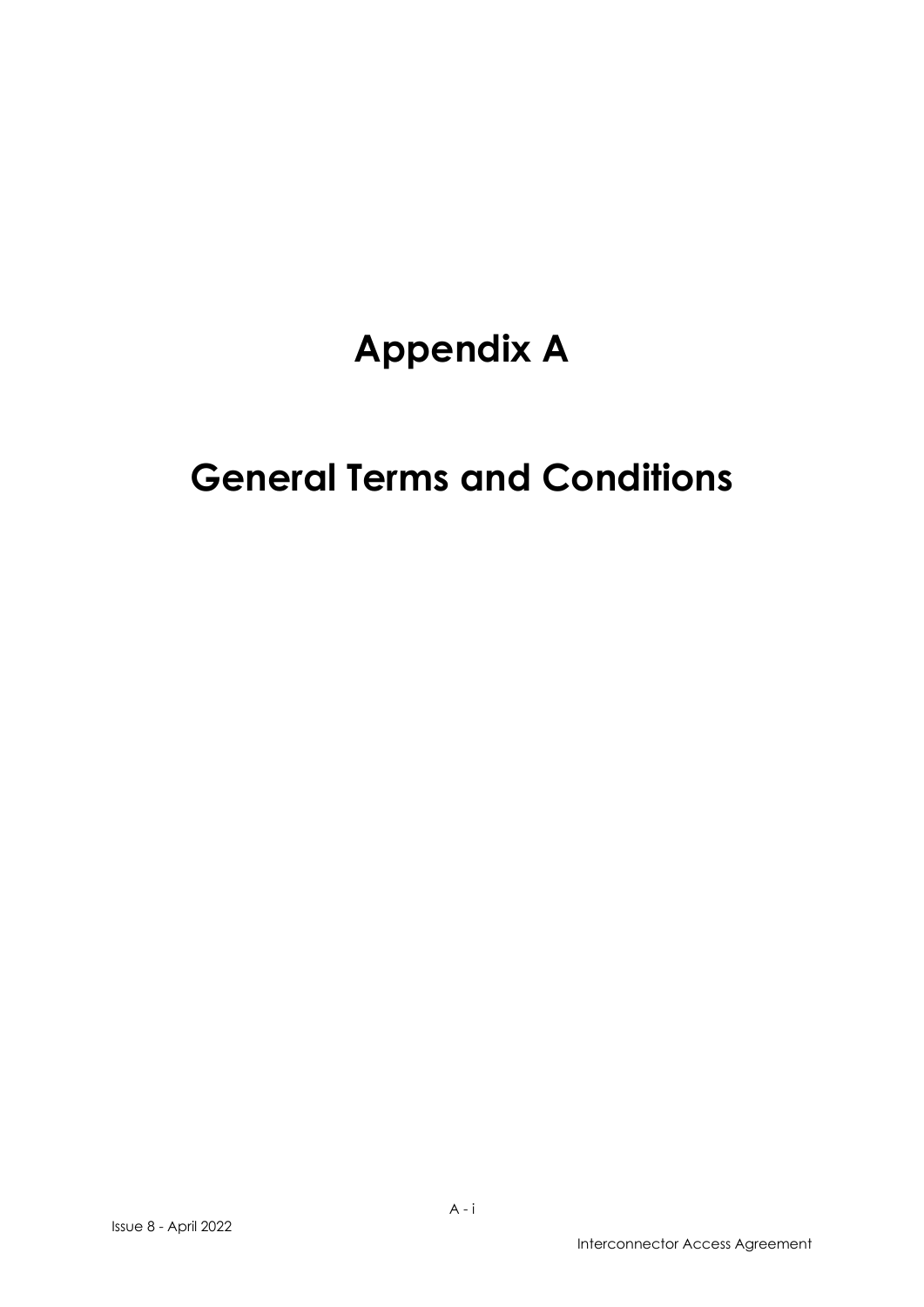# Appendix A

# General Terms and Conditions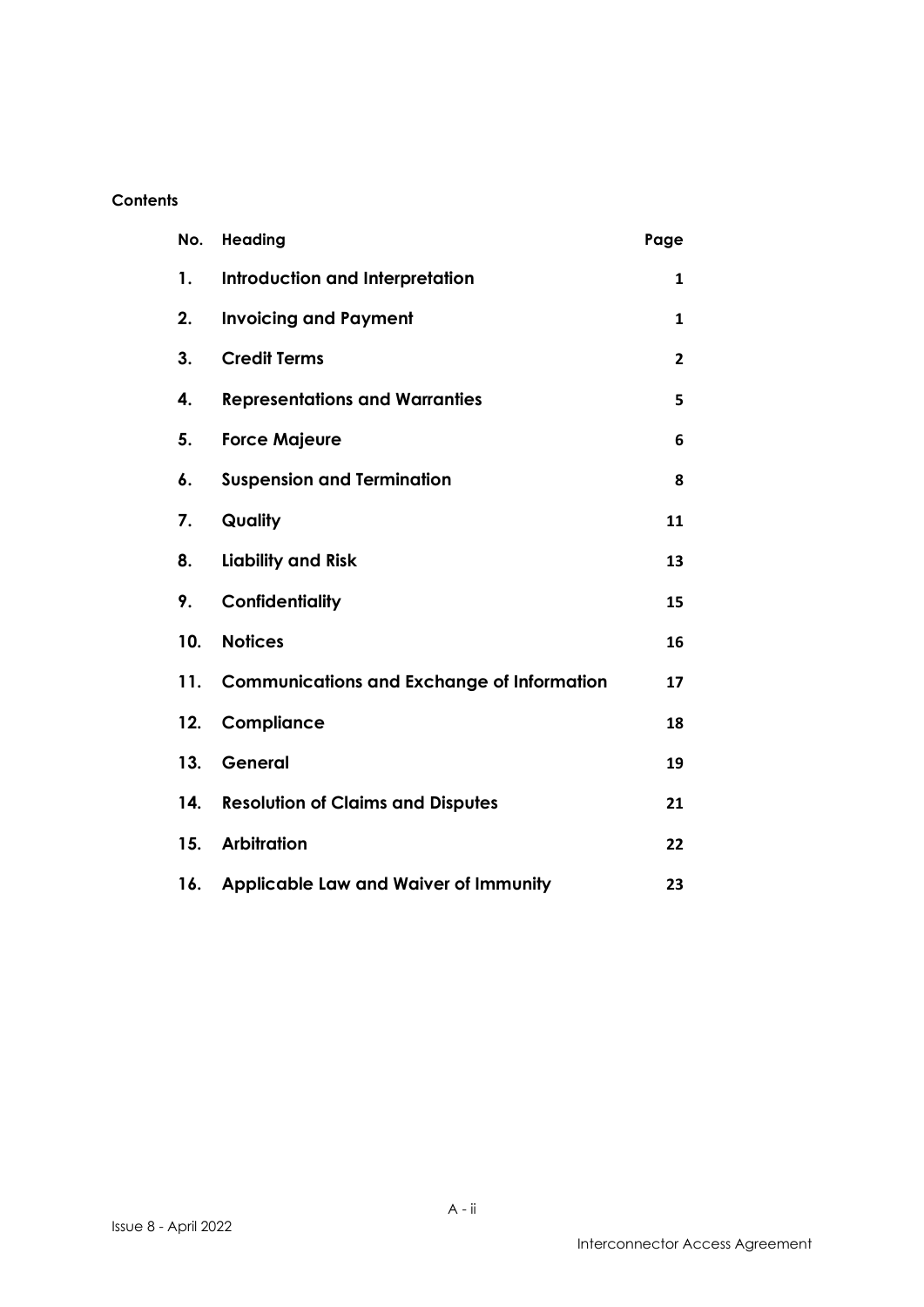**Contents**

| No. | Heading | Page |
|---|---|---|
| 1. | **Introduction and Interpretation** | 1 |
| 2. | **Invoicing and Payment** | 1 |
| 3. | **Credit Terms** | 2 |
| 4. | **Representations and Warranties** | 5 |
| 5. | **Force Majeure** | 6 |
| 6. | **Suspension and Termination** | 8 |
| 7. | **Quality** | 11 |
| 8. | **Liability and Risk** | 13 |
| 9. | **Confidentiality** | 15 |
| 10. | **Notices** | 16 |
| 11. | **Communications and Exchange of Information** | 17 |
| 12. | **Compliance** | 18 |
| 13. | **General** | 19 |
| 14. | **Resolution of Claims and Disputes** | 21 |
| 15. | **Arbitration** | 22 |
| 16. | **Applicable Law and Waiver of Immunity** | 23 |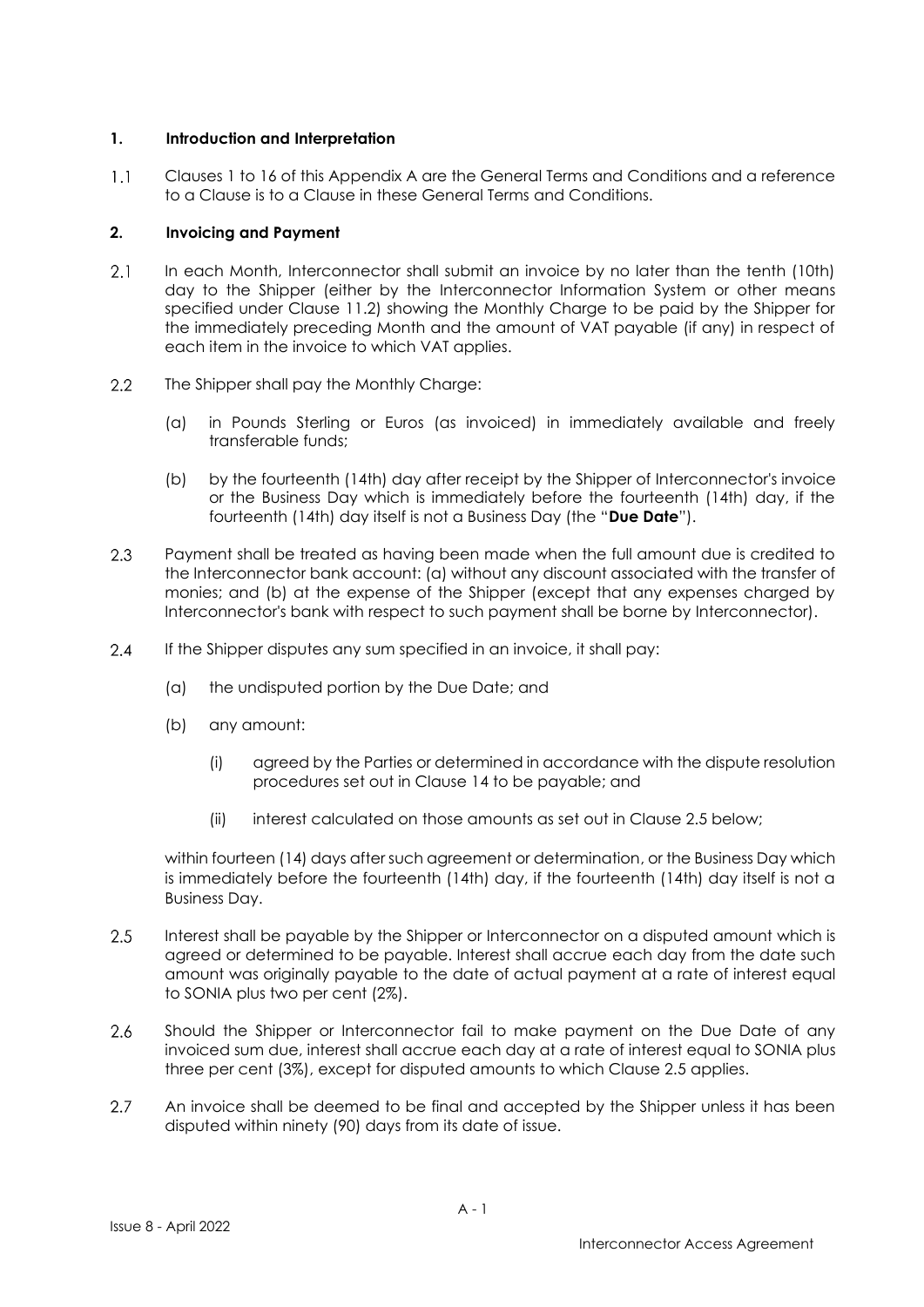## 1. Introduction and Interpretation

1.1 Clauses 1 to 16 of this Appendix A are the General Terms and Conditions and a reference to a Clause is to a Clause in these General Terms and Conditions.

## 2. Invoicing and Payment

2.1 In each Month, Interconnector shall submit an invoice by no later than the tenth (10th) day to the Shipper (either by the Interconnector Information System or other means specified under Clause 11.2) showing the Monthly Charge to be paid by the Shipper for the immediately preceding Month and the amount of VAT payable (if any) in respect of each item in the invoice to which VAT applies.

2.2 The Shipper shall pay the Monthly Charge:

(a) in Pounds Sterling or Euros (as invoiced) in immediately available and freely transferable funds;

(b) by the fourteenth (14th) day after receipt by the Shipper of Interconnector's invoice or the Business Day which is immediately before the fourteenth (14th) day, if the fourteenth (14th) day itself is not a Business Day (the "**Due Date**").

2.3 Payment shall be treated as having been made when the full amount due is credited to the Interconnector bank account: (a) without any discount associated with the transfer of monies; and (b) at the expense of the Shipper (except that any expenses charged by Interconnector's bank with respect to such payment shall be borne by Interconnector).

2.4 If the Shipper disputes any sum specified in an invoice, it shall pay:

(a) the undisputed portion by the Due Date; and

(b) any amount:

(i) agreed by the Parties or determined in accordance with the dispute resolution procedures set out in Clause 14 to be payable; and

(ii) interest calculated on those amounts as set out in Clause 2.5 below;

within fourteen (14) days after such agreement or determination, or the Business Day which is immediately before the fourteenth (14th) day, if the fourteenth (14th) day itself is not a Business Day.

2.5 Interest shall be payable by the Shipper or Interconnector on a disputed amount which is agreed or determined to be payable. Interest shall accrue each day from the date such amount was originally payable to the date of actual payment at a rate of interest equal to SONIA plus two per cent (2%).

2.6 Should the Shipper or Interconnector fail to make payment on the Due Date of any invoiced sum due, interest shall accrue each day at a rate of interest equal to SONIA plus three per cent (3%), except for disputed amounts to which Clause 2.5 applies.

2.7 An invoice shall be deemed to be final and accepted by the Shipper unless it has been disputed within ninety (90) days from its date of issue.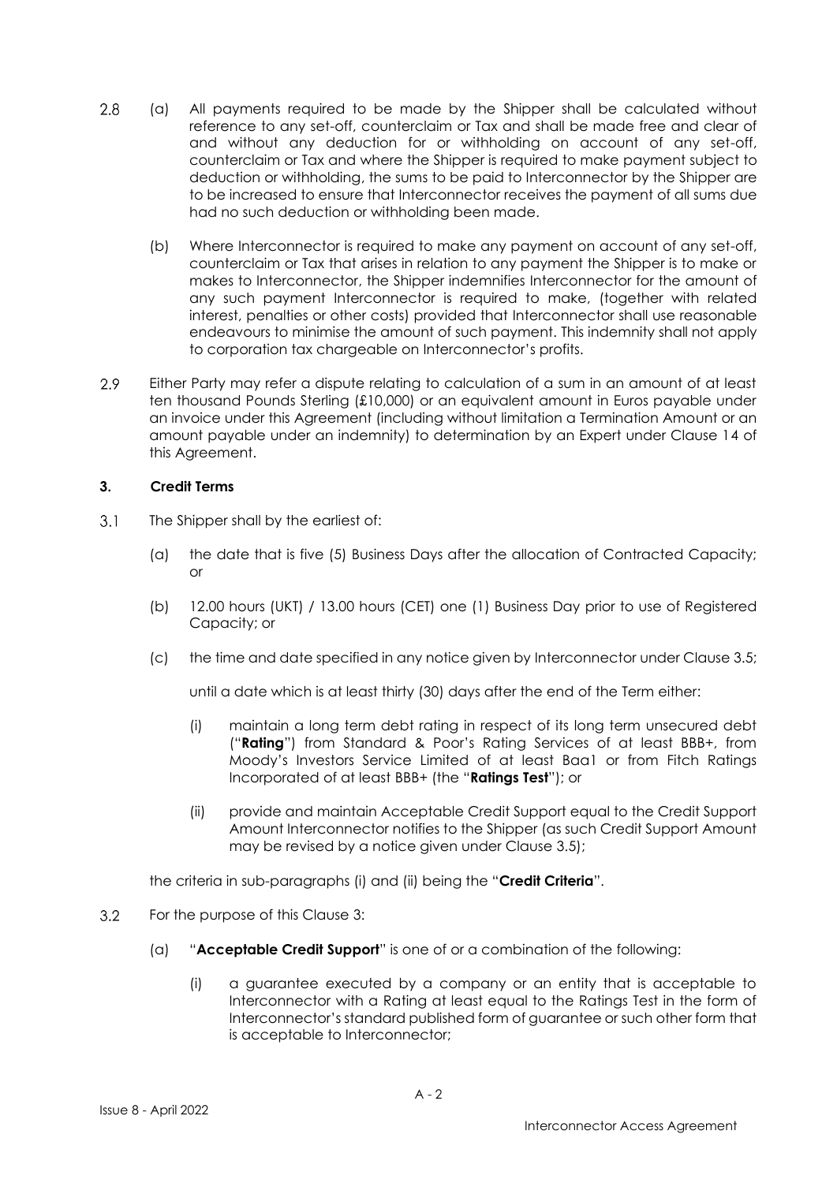2.8 (a) All payments required to be made by the Shipper shall be calculated without reference to any set-off, counterclaim or Tax and shall be made free and clear of and without any deduction for or withholding on account of any set-off, counterclaim or Tax and where the Shipper is required to make payment subject to deduction or withholding, the sums to be paid to Interconnector by the Shipper are to be increased to ensure that Interconnector receives the payment of all sums due had no such deduction or withholding been made.

(b) Where Interconnector is required to make any payment on account of any set-off, counterclaim or Tax that arises in relation to any payment the Shipper is to make or makes to Interconnector, the Shipper indemnifies Interconnector for the amount of any such payment Interconnector is required to make, (together with related interest, penalties or other costs) provided that Interconnector shall use reasonable endeavours to minimise the amount of such payment. This indemnity shall not apply to corporation tax chargeable on Interconnector's profits.

2.9 Either Party may refer a dispute relating to calculation of a sum in an amount of at least ten thousand Pounds Sterling (£10,000) or an equivalent amount in Euros payable under an invoice under this Agreement (including without limitation a Termination Amount or an amount payable under an indemnity) to determination by an Expert under Clause 14 of this Agreement.

### 3. Credit Terms

3.1 The Shipper shall by the earliest of:

(a) the date that is five (5) Business Days after the allocation of Contracted Capacity; or

(b) 12.00 hours (UKT) / 13.00 hours (CET) one (1) Business Day prior to use of Registered Capacity; or

(c) the time and date specified in any notice given by Interconnector under Clause 3.5;

until a date which is at least thirty (30) days after the end of the Term either:

(i) maintain a long term debt rating in respect of its long term unsecured debt ("**Rating**") from Standard & Poor's Rating Services of at least BBB+, from Moody's Investors Service Limited of at least Baa1 or from Fitch Ratings Incorporated of at least BBB+ (the "**Ratings Test**"); or

(ii) provide and maintain Acceptable Credit Support equal to the Credit Support Amount Interconnector notifies to the Shipper (as such Credit Support Amount may be revised by a notice given under Clause 3.5);

the criteria in sub-paragraphs (i) and (ii) being the "**Credit Criteria**".

3.2 For the purpose of this Clause 3:

(a) "**Acceptable Credit Support**" is one of or a combination of the following:

(i) a guarantee executed by a company or an entity that is acceptable to Interconnector with a Rating at least equal to the Ratings Test in the form of Interconnector's standard published form of guarantee or such other form that is acceptable to Interconnector;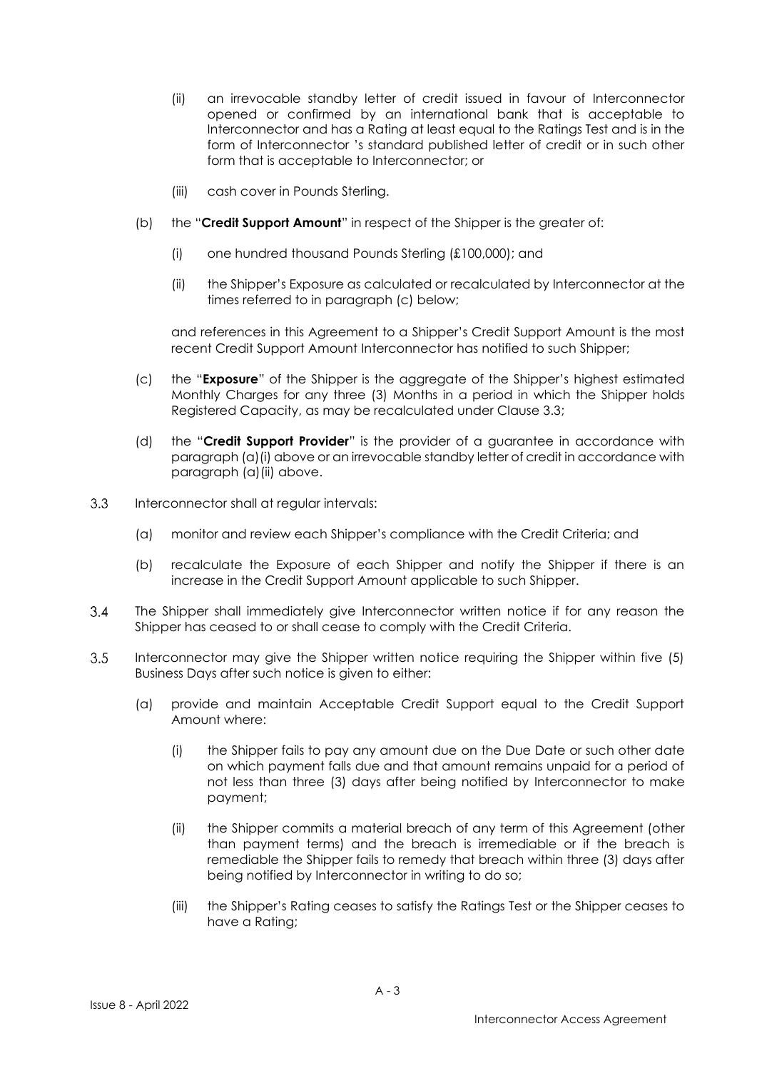(ii) an irrevocable standby letter of credit issued in favour of Interconnector opened or confirmed by an international bank that is acceptable to Interconnector and has a Rating at least equal to the Ratings Test and is in the form of Interconnector 's standard published letter of credit or in such other form that is acceptable to Interconnector; or

(iii) cash cover in Pounds Sterling.

(b) the "**Credit Support Amount**" in respect of the Shipper is the greater of:

(i) one hundred thousand Pounds Sterling (£100,000); and

(ii) the Shipper's Exposure as calculated or recalculated by Interconnector at the times referred to in paragraph (c) below;

and references in this Agreement to a Shipper's Credit Support Amount is the most recent Credit Support Amount Interconnector has notified to such Shipper;

(c) the "**Exposure**" of the Shipper is the aggregate of the Shipper's highest estimated Monthly Charges for any three (3) Months in a period in which the Shipper holds Registered Capacity, as may be recalculated under Clause 3.3;

(d) the "**Credit Support Provider**" is the provider of a guarantee in accordance with paragraph (a)(i) above or an irrevocable standby letter of credit in accordance with paragraph (a)(ii) above.

3.3 Interconnector shall at regular intervals:

(a) monitor and review each Shipper's compliance with the Credit Criteria; and

(b) recalculate the Exposure of each Shipper and notify the Shipper if there is an increase in the Credit Support Amount applicable to such Shipper.

3.4 The Shipper shall immediately give Interconnector written notice if for any reason the Shipper has ceased to or shall cease to comply with the Credit Criteria.

3.5 Interconnector may give the Shipper written notice requiring the Shipper within five (5) Business Days after such notice is given to either:

(a) provide and maintain Acceptable Credit Support equal to the Credit Support Amount where:

(i) the Shipper fails to pay any amount due on the Due Date or such other date on which payment falls due and that amount remains unpaid for a period of not less than three (3) days after being notified by Interconnector to make payment;

(ii) the Shipper commits a material breach of any term of this Agreement (other than payment terms) and the breach is irremediable or if the breach is remediable the Shipper fails to remedy that breach within three (3) days after being notified by Interconnector in writing to do so;

(iii) the Shipper's Rating ceases to satisfy the Ratings Test or the Shipper ceases to have a Rating;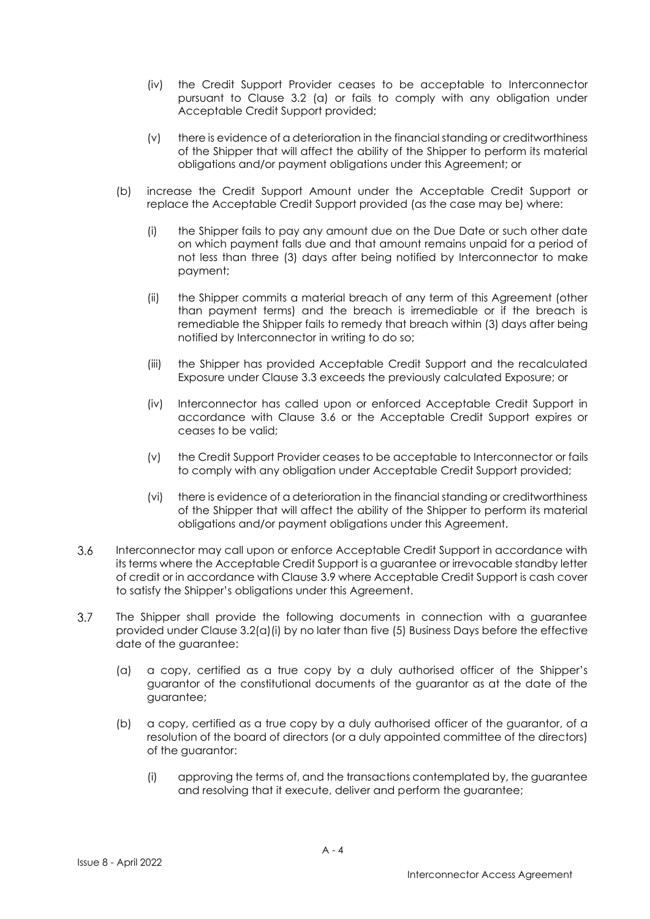(iv) the Credit Support Provider ceases to be acceptable to Interconnector pursuant to Clause 3.2 (a) or fails to comply with any obligation under Acceptable Credit Support provided;

(v) there is evidence of a deterioration in the financial standing or creditworthiness of the Shipper that will affect the ability of the Shipper to perform its material obligations and/or payment obligations under this Agreement; or

(b) increase the Credit Support Amount under the Acceptable Credit Support or replace the Acceptable Credit Support provided (as the case may be) where:

(i) the Shipper fails to pay any amount due on the Due Date or such other date on which payment falls due and that amount remains unpaid for a period of not less than three (3) days after being notified by Interconnector to make payment;

(ii) the Shipper commits a material breach of any term of this Agreement (other than payment terms) and the breach is irremediable or if the breach is remediable the Shipper fails to remedy that breach within (3) days after being notified by Interconnector in writing to do so;

(iii) the Shipper has provided Acceptable Credit Support and the recalculated Exposure under Clause 3.3 exceeds the previously calculated Exposure; or

(iv) Interconnector has called upon or enforced Acceptable Credit Support in accordance with Clause 3.6 or the Acceptable Credit Support expires or ceases to be valid;

(v) the Credit Support Provider ceases to be acceptable to Interconnector or fails to comply with any obligation under Acceptable Credit Support provided;

(vi) there is evidence of a deterioration in the financial standing or creditworthiness of the Shipper that will affect the ability of the Shipper to perform its material obligations and/or payment obligations under this Agreement.

3.6 Interconnector may call upon or enforce Acceptable Credit Support in accordance with its terms where the Acceptable Credit Support is a guarantee or irrevocable standby letter of credit or in accordance with Clause 3.9 where Acceptable Credit Support is cash cover to satisfy the Shipper's obligations under this Agreement.

3.7 The Shipper shall provide the following documents in connection with a guarantee provided under Clause 3.2(a)(i) by no later than five (5) Business Days before the effective date of the guarantee:

(a) a copy, certified as a true copy by a duly authorised officer of the Shipper's guarantor of the constitutional documents of the guarantor as at the date of the guarantee;

(b) a copy, certified as a true copy by a duly authorised officer of the guarantor, of a resolution of the board of directors (or a duly appointed committee of the directors) of the guarantor:

(i) approving the terms of, and the transactions contemplated by, the guarantee and resolving that it execute, deliver and perform the guarantee;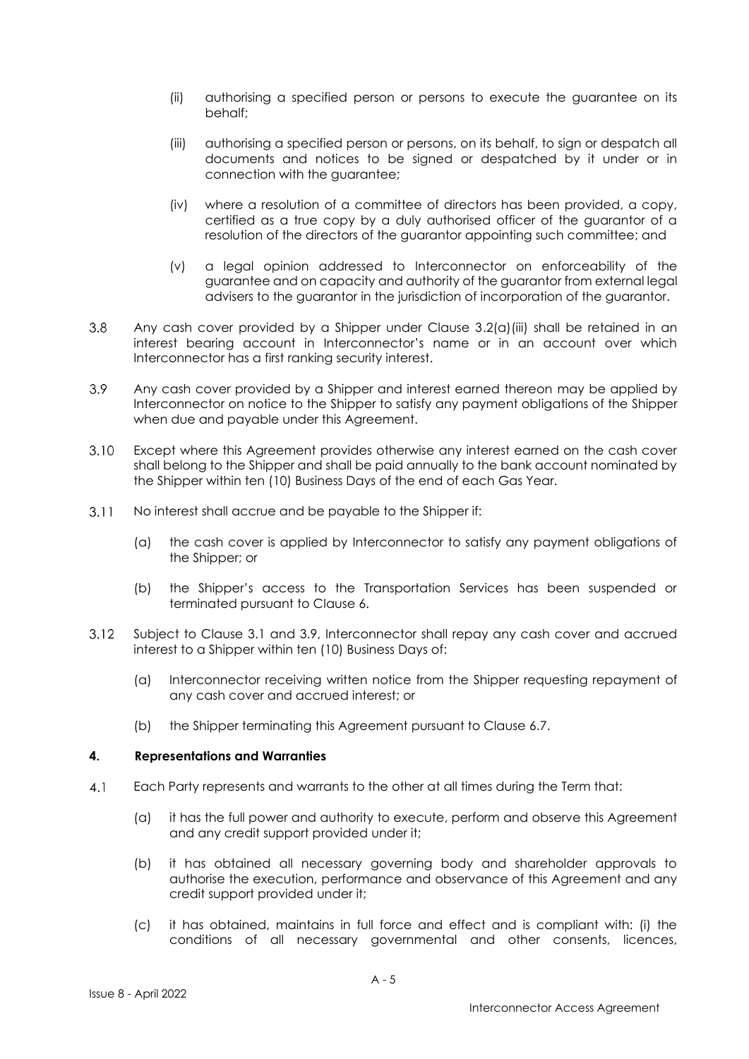(ii) authorising a specified person or persons to execute the guarantee on its behalf;

(iii) authorising a specified person or persons, on its behalf, to sign or despatch all documents and notices to be signed or despatched by it under or in connection with the guarantee;

(iv) where a resolution of a committee of directors has been provided, a copy, certified as a true copy by a duly authorised officer of the guarantor of a resolution of the directors of the guarantor appointing such committee; and

(v) a legal opinion addressed to Interconnector on enforceability of the guarantee and on capacity and authority of the guarantor from external legal advisers to the guarantor in the jurisdiction of incorporation of the guarantor.

3.8 Any cash cover provided by a Shipper under Clause 3.2(a)(iii) shall be retained in an interest bearing account in Interconnector's name or in an account over which Interconnector has a first ranking security interest.

3.9 Any cash cover provided by a Shipper and interest earned thereon may be applied by Interconnector on notice to the Shipper to satisfy any payment obligations of the Shipper when due and payable under this Agreement.

3.10 Except where this Agreement provides otherwise any interest earned on the cash cover shall belong to the Shipper and shall be paid annually to the bank account nominated by the Shipper within ten (10) Business Days of the end of each Gas Year.

3.11 No interest shall accrue and be payable to the Shipper if:

(a) the cash cover is applied by Interconnector to satisfy any payment obligations of the Shipper; or

(b) the Shipper's access to the Transportation Services has been suspended or terminated pursuant to Clause 6.

3.12 Subject to Clause 3.1 and 3.9, Interconnector shall repay any cash cover and accrued interest to a Shipper within ten (10) Business Days of:

(a) Interconnector receiving written notice from the Shipper requesting repayment of any cash cover and accrued interest; or

(b) the Shipper terminating this Agreement pursuant to Clause 6.7.

**4. Representations and Warranties**

4.1 Each Party represents and warrants to the other at all times during the Term that:

(a) it has the full power and authority to execute, perform and observe this Agreement and any credit support provided under it;

(b) it has obtained all necessary governing body and shareholder approvals to authorise the execution, performance and observance of this Agreement and any credit support provided under it;

(c) it has obtained, maintains in full force and effect and is compliant with: (i) the conditions of all necessary governmental and other consents, licences,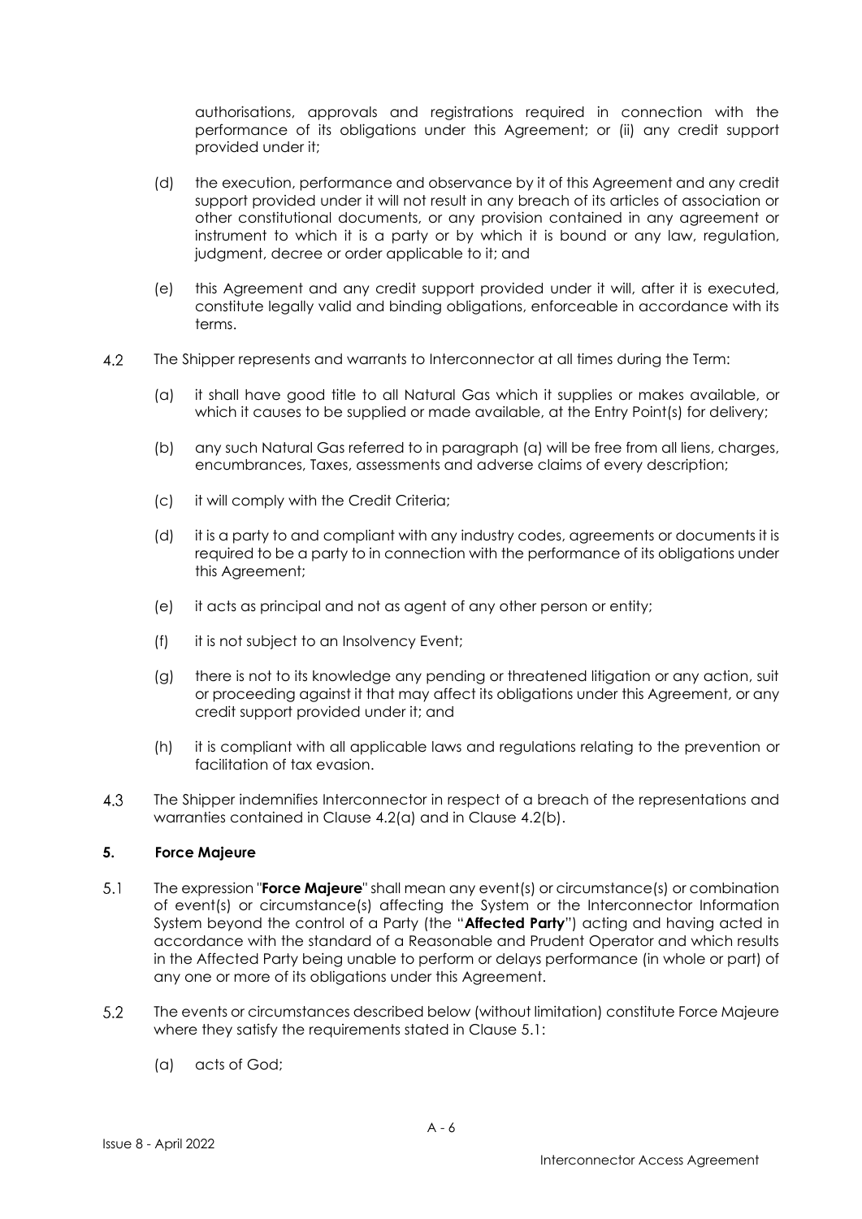authorisations, approvals and registrations required in connection with the performance of its obligations under this Agreement; or (ii) any credit support provided under it;

(d) the execution, performance and observance by it of this Agreement and any credit support provided under it will not result in any breach of its articles of association or other constitutional documents, or any provision contained in any agreement or instrument to which it is a party or by which it is bound or any law, regulation, judgment, decree or order applicable to it; and

(e) this Agreement and any credit support provided under it will, after it is executed, constitute legally valid and binding obligations, enforceable in accordance with its terms.

4.2 The Shipper represents and warrants to Interconnector at all times during the Term:

(a) it shall have good title to all Natural Gas which it supplies or makes available, or which it causes to be supplied or made available, at the Entry Point(s) for delivery;

(b) any such Natural Gas referred to in paragraph (a) will be free from all liens, charges, encumbrances, Taxes, assessments and adverse claims of every description;

(c) it will comply with the Credit Criteria;

(d) it is a party to and compliant with any industry codes, agreements or documents it is required to be a party to in connection with the performance of its obligations under this Agreement;

(e) it acts as principal and not as agent of any other person or entity;

(f) it is not subject to an Insolvency Event;

(g) there is not to its knowledge any pending or threatened litigation or any action, suit or proceeding against it that may affect its obligations under this Agreement, or any credit support provided under it; and

(h) it is compliant with all applicable laws and regulations relating to the prevention or facilitation of tax evasion.

4.3 The Shipper indemnifies Interconnector in respect of a breach of the representations and warranties contained in Clause 4.2(a) and in Clause 4.2(b).

## 5. Force Majeure

5.1 The expression "**Force Majeure**" shall mean any event(s) or circumstance(s) or combination of event(s) or circumstance(s) affecting the System or the Interconnector Information System beyond the control of a Party (the "**Affected Party**") acting and having acted in accordance with the standard of a Reasonable and Prudent Operator and which results in the Affected Party being unable to perform or delays performance (in whole or part) of any one or more of its obligations under this Agreement.

5.2 The events or circumstances described below (without limitation) constitute Force Majeure where they satisfy the requirements stated in Clause 5.1:

(a) acts of God;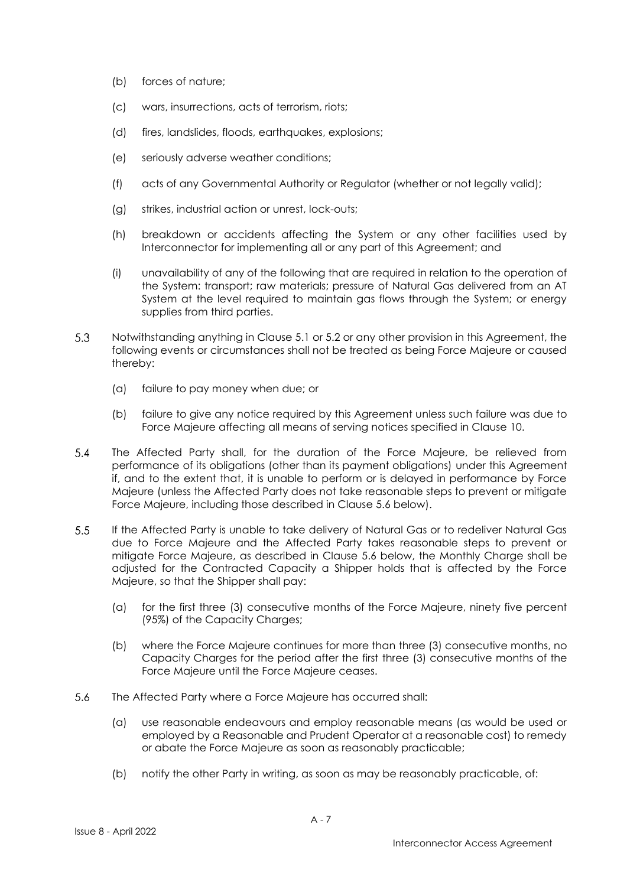(b) forces of nature;

(c) wars, insurrections, acts of terrorism, riots;

(d) fires, landslides, floods, earthquakes, explosions;

(e) seriously adverse weather conditions;

(f) acts of any Governmental Authority or Regulator (whether or not legally valid);

(g) strikes, industrial action or unrest, lock-outs;

(h) breakdown or accidents affecting the System or any other facilities used by Interconnector for implementing all or any part of this Agreement; and

(i) unavailability of any of the following that are required in relation to the operation of the System: transport; raw materials; pressure of Natural Gas delivered from an AT System at the level required to maintain gas flows through the System; or energy supplies from third parties.

5.3 Notwithstanding anything in Clause 5.1 or 5.2 or any other provision in this Agreement, the following events or circumstances shall not be treated as being Force Majeure or caused thereby:

(a) failure to pay money when due; or

(b) failure to give any notice required by this Agreement unless such failure was due to Force Majeure affecting all means of serving notices specified in Clause 10.

5.4 The Affected Party shall, for the duration of the Force Majeure, be relieved from performance of its obligations (other than its payment obligations) under this Agreement if, and to the extent that, it is unable to perform or is delayed in performance by Force Majeure (unless the Affected Party does not take reasonable steps to prevent or mitigate Force Majeure, including those described in Clause 5.6 below).

5.5 If the Affected Party is unable to take delivery of Natural Gas or to redeliver Natural Gas due to Force Majeure and the Affected Party takes reasonable steps to prevent or mitigate Force Majeure, as described in Clause 5.6 below, the Monthly Charge shall be adjusted for the Contracted Capacity a Shipper holds that is affected by the Force Majeure, so that the Shipper shall pay:

(a) for the first three (3) consecutive months of the Force Majeure, ninety five percent (95%) of the Capacity Charges;

(b) where the Force Majeure continues for more than three (3) consecutive months, no Capacity Charges for the period after the first three (3) consecutive months of the Force Majeure until the Force Majeure ceases.

5.6 The Affected Party where a Force Majeure has occurred shall:

(a) use reasonable endeavours and employ reasonable means (as would be used or employed by a Reasonable and Prudent Operator at a reasonable cost) to remedy or abate the Force Majeure as soon as reasonably practicable;

(b) notify the other Party in writing, as soon as may be reasonably practicable, of: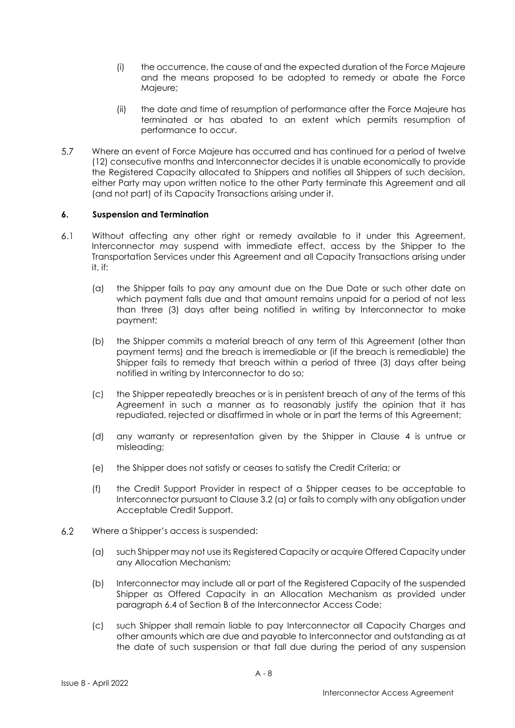(i) the occurrence, the cause of and the expected duration of the Force Majeure and the means proposed to be adopted to remedy or abate the Force Majeure;

(ii) the date and time of resumption of performance after the Force Majeure has terminated or has abated to an extent which permits resumption of performance to occur.

5.7 Where an event of Force Majeure has occurred and has continued for a period of twelve (12) consecutive months and Interconnector decides it is unable economically to provide the Registered Capacity allocated to Shippers and notifies all Shippers of such decision, either Party may upon written notice to the other Party terminate this Agreement and all (and not part) of its Capacity Transactions arising under it.

## 6. Suspension and Termination

6.1 Without affecting any other right or remedy available to it under this Agreement, Interconnector may suspend with immediate effect, access by the Shipper to the Transportation Services under this Agreement and all Capacity Transactions arising under it, if:

(a) the Shipper fails to pay any amount due on the Due Date or such other date on which payment falls due and that amount remains unpaid for a period of not less than three (3) days after being notified in writing by Interconnector to make payment;

(b) the Shipper commits a material breach of any term of this Agreement (other than payment terms) and the breach is irremediable or (if the breach is remediable) the Shipper fails to remedy that breach within a period of three (3) days after being notified in writing by Interconnector to do so;

(c) the Shipper repeatedly breaches or is in persistent breach of any of the terms of this Agreement in such a manner as to reasonably justify the opinion that it has repudiated, rejected or disaffirmed in whole or in part the terms of this Agreement;

(d) any warranty or representation given by the Shipper in Clause 4 is untrue or misleading;

(e) the Shipper does not satisfy or ceases to satisfy the Credit Criteria; or

(f) the Credit Support Provider in respect of a Shipper ceases to be acceptable to Interconnector pursuant to Clause 3.2 (a) or fails to comply with any obligation under Acceptable Credit Support.

6.2 Where a Shipper's access is suspended:

(a) such Shipper may not use its Registered Capacity or acquire Offered Capacity under any Allocation Mechanism;

(b) Interconnector may include all or part of the Registered Capacity of the suspended Shipper as Offered Capacity in an Allocation Mechanism as provided under paragraph 6.4 of Section B of the Interconnector Access Code;

(c) such Shipper shall remain liable to pay Interconnector all Capacity Charges and other amounts which are due and payable to Interconnector and outstanding as at the date of such suspension or that fall due during the period of any suspension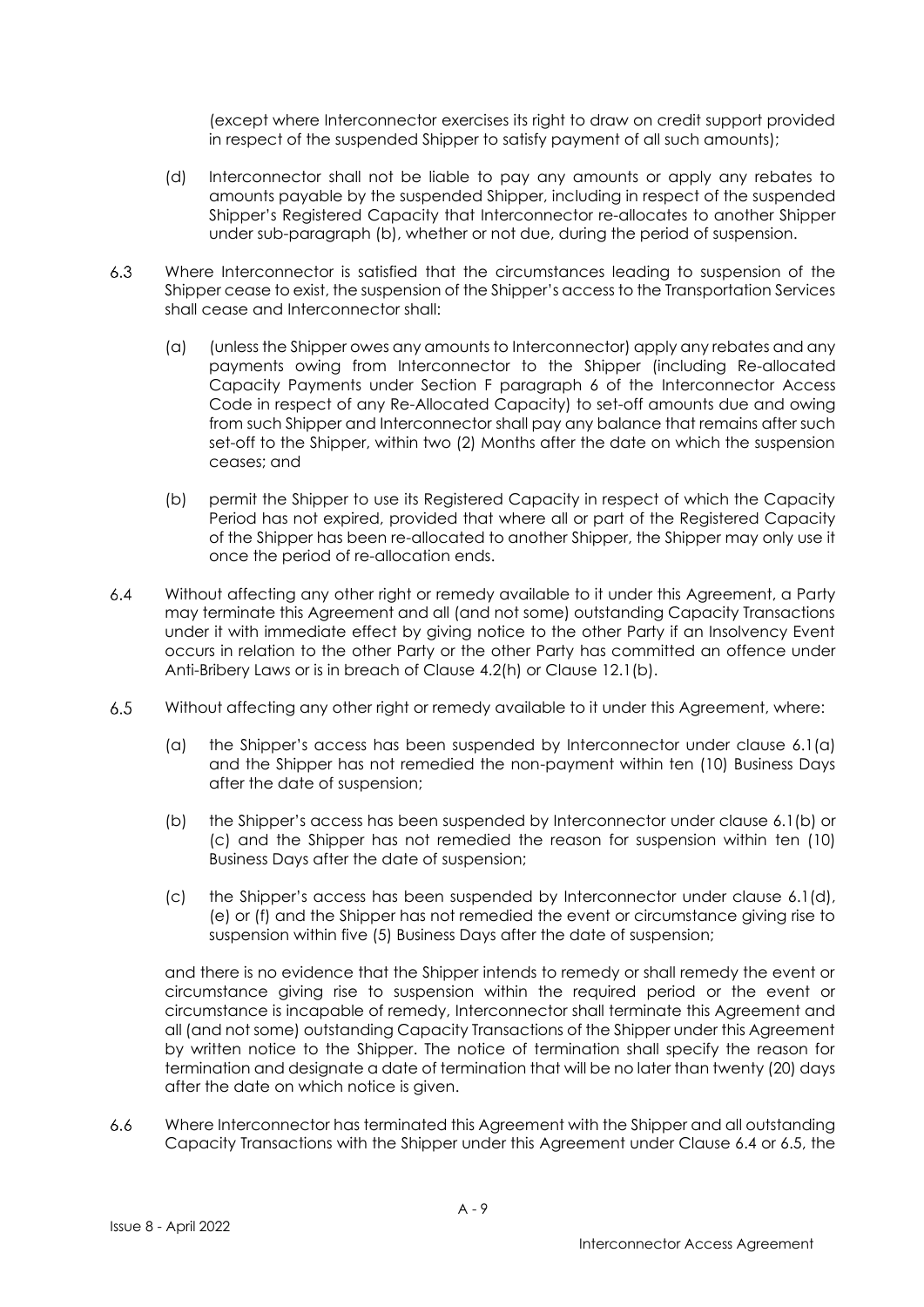(except where Interconnector exercises its right to draw on credit support provided in respect of the suspended Shipper to satisfy payment of all such amounts);

(d) Interconnector shall not be liable to pay any amounts or apply any rebates to amounts payable by the suspended Shipper, including in respect of the suspended Shipper's Registered Capacity that Interconnector re-allocates to another Shipper under sub-paragraph (b), whether or not due, during the period of suspension.

6.3 Where Interconnector is satisfied that the circumstances leading to suspension of the Shipper cease to exist, the suspension of the Shipper's access to the Transportation Services shall cease and Interconnector shall:

(a) (unless the Shipper owes any amounts to Interconnector) apply any rebates and any payments owing from Interconnector to the Shipper (including Re-allocated Capacity Payments under Section F paragraph 6 of the Interconnector Access Code in respect of any Re-Allocated Capacity) to set-off amounts due and owing from such Shipper and Interconnector shall pay any balance that remains after such set-off to the Shipper, within two (2) Months after the date on which the suspension ceases; and

(b) permit the Shipper to use its Registered Capacity in respect of which the Capacity Period has not expired, provided that where all or part of the Registered Capacity of the Shipper has been re-allocated to another Shipper, the Shipper may only use it once the period of re-allocation ends.

6.4 Without affecting any other right or remedy available to it under this Agreement, a Party may terminate this Agreement and all (and not some) outstanding Capacity Transactions under it with immediate effect by giving notice to the other Party if an Insolvency Event occurs in relation to the other Party or the other Party has committed an offence under Anti-Bribery Laws or is in breach of Clause 4.2(h) or Clause 12.1(b).

6.5 Without affecting any other right or remedy available to it under this Agreement, where:

(a) the Shipper's access has been suspended by Interconnector under clause 6.1(a) and the Shipper has not remedied the non-payment within ten (10) Business Days after the date of suspension;

(b) the Shipper's access has been suspended by Interconnector under clause 6.1(b) or (c) and the Shipper has not remedied the reason for suspension within ten (10) Business Days after the date of suspension;

(c) the Shipper's access has been suspended by Interconnector under clause 6.1(d), (e) or (f) and the Shipper has not remedied the event or circumstance giving rise to suspension within five (5) Business Days after the date of suspension;

and there is no evidence that the Shipper intends to remedy or shall remedy the event or circumstance giving rise to suspension within the required period or the event or circumstance is incapable of remedy, Interconnector shall terminate this Agreement and all (and not some) outstanding Capacity Transactions of the Shipper under this Agreement by written notice to the Shipper. The notice of termination shall specify the reason for termination and designate a date of termination that will be no later than twenty (20) days after the date on which notice is given.

6.6 Where Interconnector has terminated this Agreement with the Shipper and all outstanding Capacity Transactions with the Shipper under this Agreement under Clause 6.4 or 6.5, the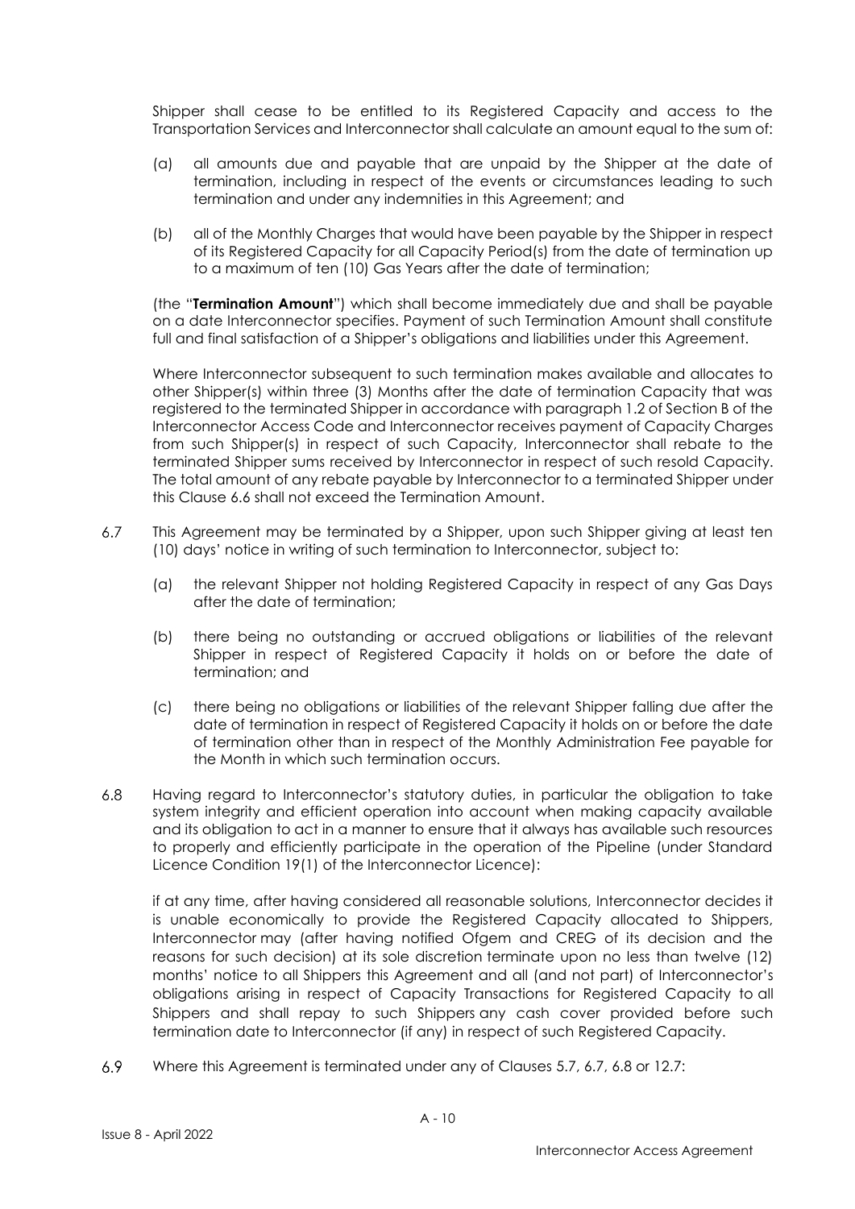Shipper shall cease to be entitled to its Registered Capacity and access to the Transportation Services and Interconnector shall calculate an amount equal to the sum of:

(a) all amounts due and payable that are unpaid by the Shipper at the date of termination, including in respect of the events or circumstances leading to such termination and under any indemnities in this Agreement; and

(b) all of the Monthly Charges that would have been payable by the Shipper in respect of its Registered Capacity for all Capacity Period(s) from the date of termination up to a maximum of ten (10) Gas Years after the date of termination;

(the "**Termination Amount**") which shall become immediately due and shall be payable on a date Interconnector specifies. Payment of such Termination Amount shall constitute full and final satisfaction of a Shipper's obligations and liabilities under this Agreement.

Where Interconnector subsequent to such termination makes available and allocates to other Shipper(s) within three (3) Months after the date of termination Capacity that was registered to the terminated Shipper in accordance with paragraph 1.2 of Section B of the Interconnector Access Code and Interconnector receives payment of Capacity Charges from such Shipper(s) in respect of such Capacity, Interconnector shall rebate to the terminated Shipper sums received by Interconnector in respect of such resold Capacity. The total amount of any rebate payable by Interconnector to a terminated Shipper under this Clause 6.6 shall not exceed the Termination Amount.

6.7 This Agreement may be terminated by a Shipper, upon such Shipper giving at least ten (10) days' notice in writing of such termination to Interconnector, subject to:

(a) the relevant Shipper not holding Registered Capacity in respect of any Gas Days after the date of termination;

(b) there being no outstanding or accrued obligations or liabilities of the relevant Shipper in respect of Registered Capacity it holds on or before the date of termination; and

(c) there being no obligations or liabilities of the relevant Shipper falling due after the date of termination in respect of Registered Capacity it holds on or before the date of termination other than in respect of the Monthly Administration Fee payable for the Month in which such termination occurs.

6.8 Having regard to Interconnector's statutory duties, in particular the obligation to take system integrity and efficient operation into account when making capacity available and its obligation to act in a manner to ensure that it always has available such resources to properly and efficiently participate in the operation of the Pipeline (under Standard Licence Condition 19(1) of the Interconnector Licence):

if at any time, after having considered all reasonable solutions, Interconnector decides it is unable economically to provide the Registered Capacity allocated to Shippers, Interconnector may (after having notified Ofgem and CREG of its decision and the reasons for such decision) at its sole discretion terminate upon no less than twelve (12) months' notice to all Shippers this Agreement and all (and not part) of Interconnector's obligations arising in respect of Capacity Transactions for Registered Capacity to all Shippers and shall repay to such Shippers any cash cover provided before such termination date to Interconnector (if any) in respect of such Registered Capacity.

6.9 Where this Agreement is terminated under any of Clauses 5.7, 6.7, 6.8 or 12.7: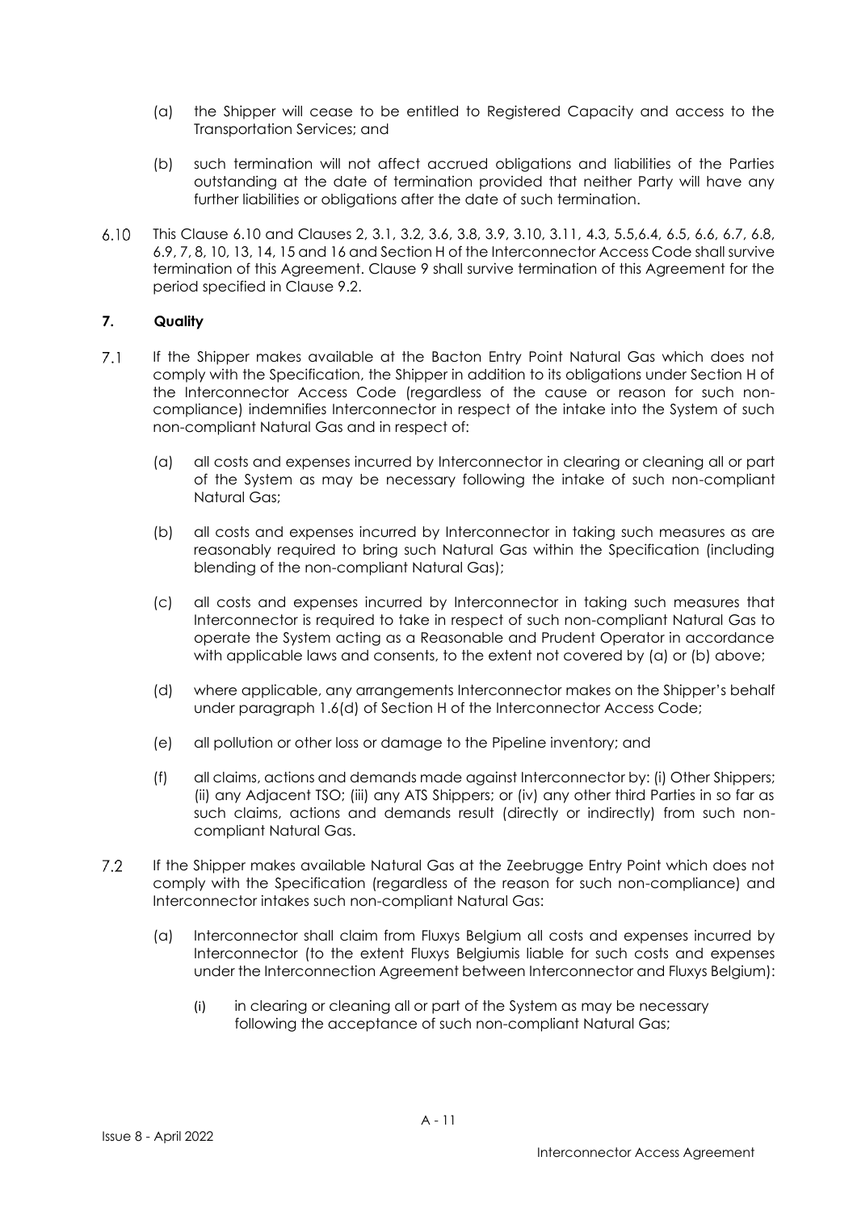(a) the Shipper will cease to be entitled to Registered Capacity and access to the Transportation Services; and

(b) such termination will not affect accrued obligations and liabilities of the Parties outstanding at the date of termination provided that neither Party will have any further liabilities or obligations after the date of such termination.

6.10 This Clause 6.10 and Clauses 2, 3.1, 3.2, 3.6, 3.8, 3.9, 3.10, 3.11, 4.3, 5.5,6.4, 6.5, 6.6, 6.7, 6.8, 6.9, 7, 8, 10, 13, 14, 15 and 16 and Section H of the Interconnector Access Code shall survive termination of this Agreement. Clause 9 shall survive termination of this Agreement for the period specified in Clause 9.2.

## 7. Quality

7.1 If the Shipper makes available at the Bacton Entry Point Natural Gas which does not comply with the Specification, the Shipper in addition to its obligations under Section H of the Interconnector Access Code (regardless of the cause or reason for such non-compliance) indemnifies Interconnector in respect of the intake into the System of such non-compliant Natural Gas and in respect of:

(a) all costs and expenses incurred by Interconnector in clearing or cleaning all or part of the System as may be necessary following the intake of such non-compliant Natural Gas;

(b) all costs and expenses incurred by Interconnector in taking such measures as are reasonably required to bring such Natural Gas within the Specification (including blending of the non-compliant Natural Gas);

(c) all costs and expenses incurred by Interconnector in taking such measures that Interconnector is required to take in respect of such non-compliant Natural Gas to operate the System acting as a Reasonable and Prudent Operator in accordance with applicable laws and consents, to the extent not covered by (a) or (b) above;

(d) where applicable, any arrangements Interconnector makes on the Shipper's behalf under paragraph 1.6(d) of Section H of the Interconnector Access Code;

(e) all pollution or other loss or damage to the Pipeline inventory; and

(f) all claims, actions and demands made against Interconnector by: (i) Other Shippers; (ii) any Adjacent TSO; (iii) any ATS Shippers; or (iv) any other third Parties in so far as such claims, actions and demands result (directly or indirectly) from such non-compliant Natural Gas.

7.2 If the Shipper makes available Natural Gas at the Zeebrugge Entry Point which does not comply with the Specification (regardless of the reason for such non-compliance) and Interconnector intakes such non-compliant Natural Gas:

(a) Interconnector shall claim from Fluxys Belgium all costs and expenses incurred by Interconnector (to the extent Fluxys Belgiumis liable for such costs and expenses under the Interconnection Agreement between Interconnector and Fluxys Belgium):

(i) in clearing or cleaning all or part of the System as may be necessary following the acceptance of such non-compliant Natural Gas;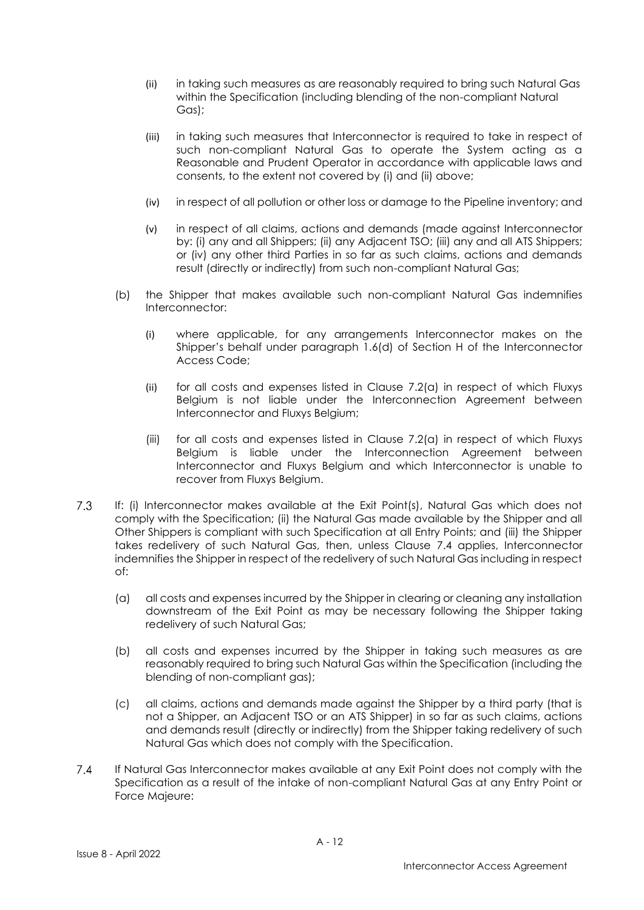(ii) in taking such measures as are reasonably required to bring such Natural Gas within the Specification (including blending of the non-compliant Natural Gas);

(iii) in taking such measures that Interconnector is required to take in respect of such non-compliant Natural Gas to operate the System acting as a Reasonable and Prudent Operator in accordance with applicable laws and consents, to the extent not covered by (i) and (ii) above;

(iv) in respect of all pollution or other loss or damage to the Pipeline inventory; and

(v) in respect of all claims, actions and demands (made against Interconnector by: (i) any and all Shippers; (ii) any Adjacent TSO; (iii) any and all ATS Shippers; or (iv) any other third Parties in so far as such claims, actions and demands result (directly or indirectly) from such non-compliant Natural Gas;

(b) the Shipper that makes available such non-compliant Natural Gas indemnifies Interconnector:

(i) where applicable, for any arrangements Interconnector makes on the Shipper's behalf under paragraph 1.6(d) of Section H of the Interconnector Access Code;

(ii) for all costs and expenses listed in Clause 7.2(a) in respect of which Fluxys Belgium is not liable under the Interconnection Agreement between Interconnector and Fluxys Belgium;

(iii) for all costs and expenses listed in Clause 7.2(a) in respect of which Fluxys Belgium is liable under the Interconnection Agreement between Interconnector and Fluxys Belgium and which Interconnector is unable to recover from Fluxys Belgium.

7.3 If: (i) Interconnector makes available at the Exit Point(s), Natural Gas which does not comply with the Specification; (ii) the Natural Gas made available by the Shipper and all Other Shippers is compliant with such Specification at all Entry Points; and (iii) the Shipper takes redelivery of such Natural Gas, then, unless Clause 7.4 applies, Interconnector indemnifies the Shipper in respect of the redelivery of such Natural Gas including in respect of:

(a) all costs and expenses incurred by the Shipper in clearing or cleaning any installation downstream of the Exit Point as may be necessary following the Shipper taking redelivery of such Natural Gas;

(b) all costs and expenses incurred by the Shipper in taking such measures as are reasonably required to bring such Natural Gas within the Specification (including the blending of non-compliant gas);

(c) all claims, actions and demands made against the Shipper by a third party (that is not a Shipper, an Adjacent TSO or an ATS Shipper) in so far as such claims, actions and demands result (directly or indirectly) from the Shipper taking redelivery of such Natural Gas which does not comply with the Specification.

7.4 If Natural Gas Interconnector makes available at any Exit Point does not comply with the Specification as a result of the intake of non-compliant Natural Gas at any Entry Point or Force Majeure: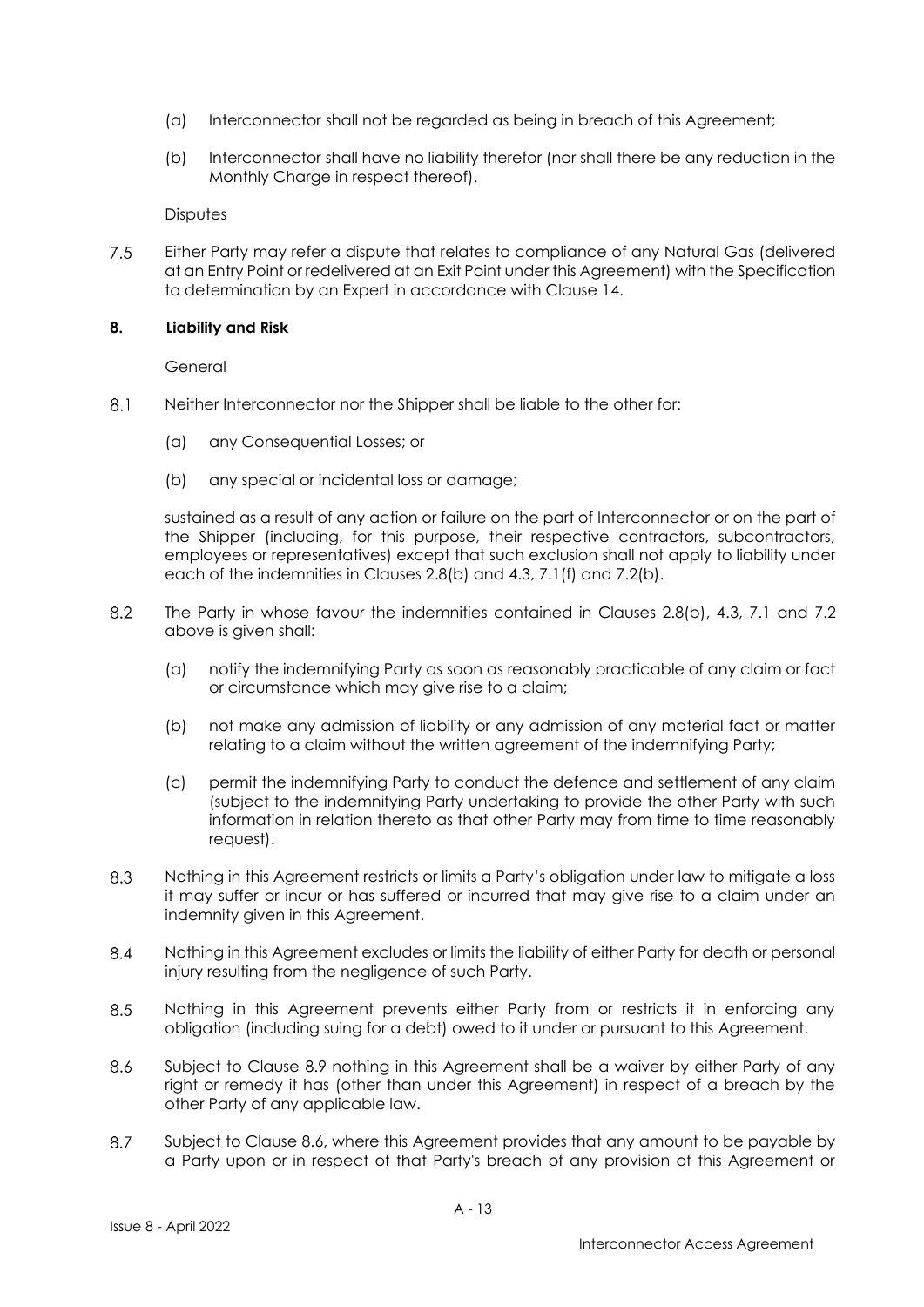(a) Interconnector shall not be regarded as being in breach of this Agreement;

(b) Interconnector shall have no liability therefor (nor shall there be any reduction in the Monthly Charge in respect thereof).

Disputes

7.5 Either Party may refer a dispute that relates to compliance of any Natural Gas (delivered at an Entry Point or redelivered at an Exit Point under this Agreement) with the Specification to determination by an Expert in accordance with Clause 14.

## 8. Liability and Risk

General

8.1 Neither Interconnector nor the Shipper shall be liable to the other for:

(a) any Consequential Losses; or

(b) any special or incidental loss or damage;

sustained as a result of any action or failure on the part of Interconnector or on the part of the Shipper (including, for this purpose, their respective contractors, subcontractors, employees or representatives) except that such exclusion shall not apply to liability under each of the indemnities in Clauses 2.8(b) and 4.3, 7.1(f) and 7.2(b).

8.2 The Party in whose favour the indemnities contained in Clauses 2.8(b), 4.3, 7.1 and 7.2 above is given shall:

(a) notify the indemnifying Party as soon as reasonably practicable of any claim or fact or circumstance which may give rise to a claim;

(b) not make any admission of liability or any admission of any material fact or matter relating to a claim without the written agreement of the indemnifying Party;

(c) permit the indemnifying Party to conduct the defence and settlement of any claim (subject to the indemnifying Party undertaking to provide the other Party with such information in relation thereto as that other Party may from time to time reasonably request).

8.3 Nothing in this Agreement restricts or limits a Party's obligation under law to mitigate a loss it may suffer or incur or has suffered or incurred that may give rise to a claim under an indemnity given in this Agreement.

8.4 Nothing in this Agreement excludes or limits the liability of either Party for death or personal injury resulting from the negligence of such Party.

8.5 Nothing in this Agreement prevents either Party from or restricts it in enforcing any obligation (including suing for a debt) owed to it under or pursuant to this Agreement.

8.6 Subject to Clause 8.9 nothing in this Agreement shall be a waiver by either Party of any right or remedy it has (other than under this Agreement) in respect of a breach by the other Party of any applicable law.

8.7 Subject to Clause 8.6, where this Agreement provides that any amount to be payable by a Party upon or in respect of that Party's breach of any provision of this Agreement or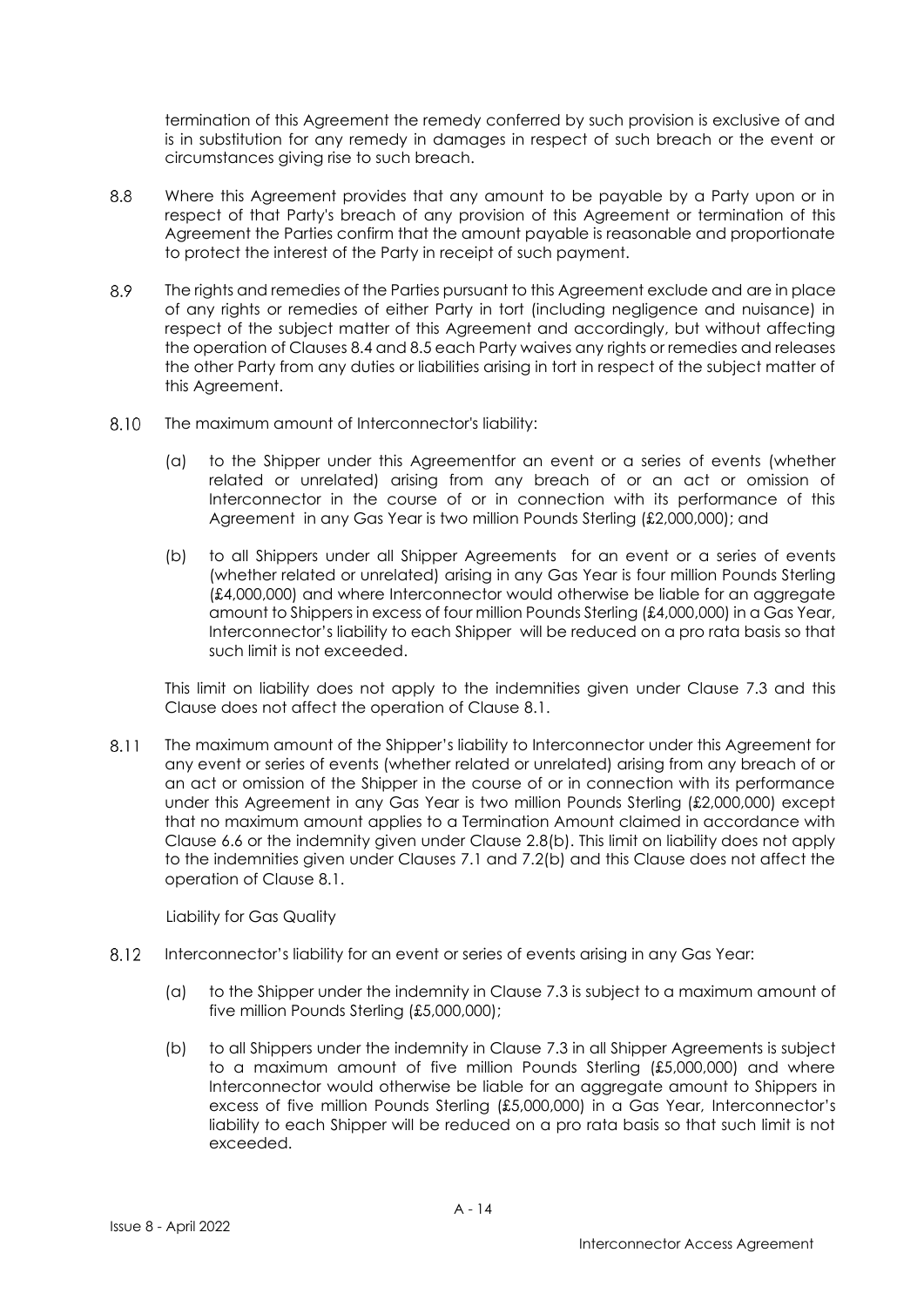termination of this Agreement the remedy conferred by such provision is exclusive of and is in substitution for any remedy in damages in respect of such breach or the event or circumstances giving rise to such breach.

8.8 Where this Agreement provides that any amount to be payable by a Party upon or in respect of that Party's breach of any provision of this Agreement or termination of this Agreement the Parties confirm that the amount payable is reasonable and proportionate to protect the interest of the Party in receipt of such payment.

8.9 The rights and remedies of the Parties pursuant to this Agreement exclude and are in place of any rights or remedies of either Party in tort (including negligence and nuisance) in respect of the subject matter of this Agreement and accordingly, but without affecting the operation of Clauses 8.4 and 8.5 each Party waives any rights or remedies and releases the other Party from any duties or liabilities arising in tort in respect of the subject matter of this Agreement.

8.10 The maximum amount of Interconnector's liability:

(a) to the Shipper under this Agreementfor an event or a series of events (whether related or unrelated) arising from any breach of or an act or omission of Interconnector in the course of or in connection with its performance of this Agreement in any Gas Year is two million Pounds Sterling (£2,000,000); and

(b) to all Shippers under all Shipper Agreements for an event or a series of events (whether related or unrelated) arising in any Gas Year is four million Pounds Sterling (£4,000,000) and where Interconnector would otherwise be liable for an aggregate amount to Shippers in excess of four million Pounds Sterling (£4,000,000) in a Gas Year, Interconnector's liability to each Shipper will be reduced on a pro rata basis so that such limit is not exceeded.

This limit on liability does not apply to the indemnities given under Clause 7.3 and this Clause does not affect the operation of Clause 8.1.

8.11 The maximum amount of the Shipper's liability to Interconnector under this Agreement for any event or series of events (whether related or unrelated) arising from any breach of or an act or omission of the Shipper in the course of or in connection with its performance under this Agreement in any Gas Year is two million Pounds Sterling (£2,000,000) except that no maximum amount applies to a Termination Amount claimed in accordance with Clause 6.6 or the indemnity given under Clause 2.8(b). This limit on liability does not apply to the indemnities given under Clauses 7.1 and 7.2(b) and this Clause does not affect the operation of Clause 8.1.

Liability for Gas Quality

8.12 Interconnector's liability for an event or series of events arising in any Gas Year:

(a) to the Shipper under the indemnity in Clause 7.3 is subject to a maximum amount of five million Pounds Sterling (£5,000,000);

(b) to all Shippers under the indemnity in Clause 7.3 in all Shipper Agreements is subject to a maximum amount of five million Pounds Sterling (£5,000,000) and where Interconnector would otherwise be liable for an aggregate amount to Shippers in excess of five million Pounds Sterling (£5,000,000) in a Gas Year, Interconnector's liability to each Shipper will be reduced on a pro rata basis so that such limit is not exceeded.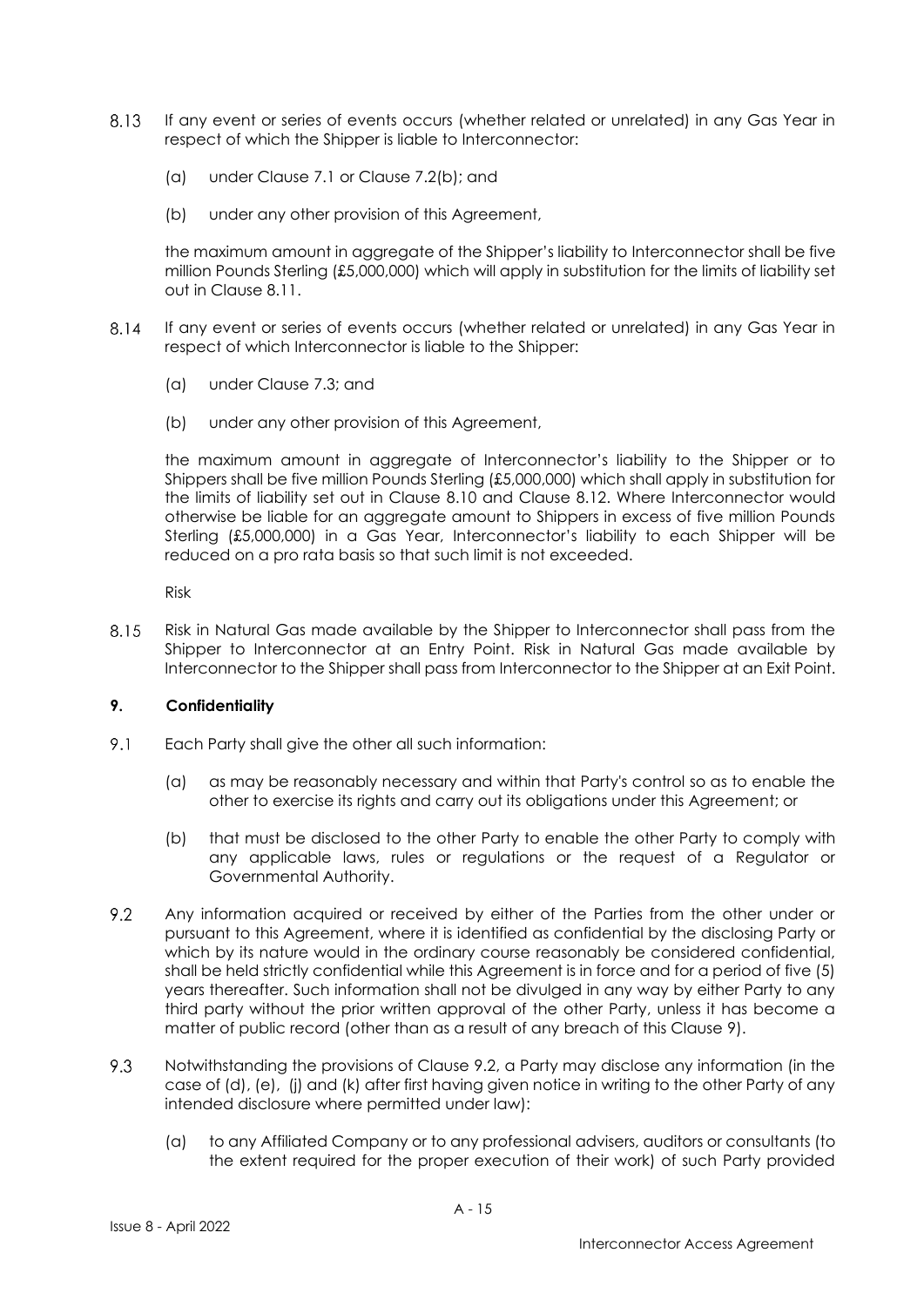8.13 If any event or series of events occurs (whether related or unrelated) in any Gas Year in respect of which the Shipper is liable to Interconnector:

(a) under Clause 7.1 or Clause 7.2(b); and

(b) under any other provision of this Agreement,

the maximum amount in aggregate of the Shipper's liability to Interconnector shall be five million Pounds Sterling (£5,000,000) which will apply in substitution for the limits of liability set out in Clause 8.11.

8.14 If any event or series of events occurs (whether related or unrelated) in any Gas Year in respect of which Interconnector is liable to the Shipper:

(a) under Clause 7.3; and

(b) under any other provision of this Agreement,

the maximum amount in aggregate of Interconnector's liability to the Shipper or to Shippers shall be five million Pounds Sterling (£5,000,000) which shall apply in substitution for the limits of liability set out in Clause 8.10 and Clause 8.12. Where Interconnector would otherwise be liable for an aggregate amount to Shippers in excess of five million Pounds Sterling (£5,000,000) in a Gas Year, Interconnector's liability to each Shipper will be reduced on a pro rata basis so that such limit is not exceeded.

Risk

8.15 Risk in Natural Gas made available by the Shipper to Interconnector shall pass from the Shipper to Interconnector at an Entry Point. Risk in Natural Gas made available by Interconnector to the Shipper shall pass from Interconnector to the Shipper at an Exit Point.

## 9. Confidentiality

9.1 Each Party shall give the other all such information:

(a) as may be reasonably necessary and within that Party's control so as to enable the other to exercise its rights and carry out its obligations under this Agreement; or

(b) that must be disclosed to the other Party to enable the other Party to comply with any applicable laws, rules or regulations or the request of a Regulator or Governmental Authority.

9.2 Any information acquired or received by either of the Parties from the other under or pursuant to this Agreement, where it is identified as confidential by the disclosing Party or which by its nature would in the ordinary course reasonably be considered confidential, shall be held strictly confidential while this Agreement is in force and for a period of five (5) years thereafter. Such information shall not be divulged in any way by either Party to any third party without the prior written approval of the other Party, unless it has become a matter of public record (other than as a result of any breach of this Clause 9).

9.3 Notwithstanding the provisions of Clause 9.2, a Party may disclose any information (in the case of (d), (e), (j) and (k) after first having given notice in writing to the other Party of any intended disclosure where permitted under law):

(a) to any Affiliated Company or to any professional advisers, auditors or consultants (to the extent required for the proper execution of their work) of such Party provided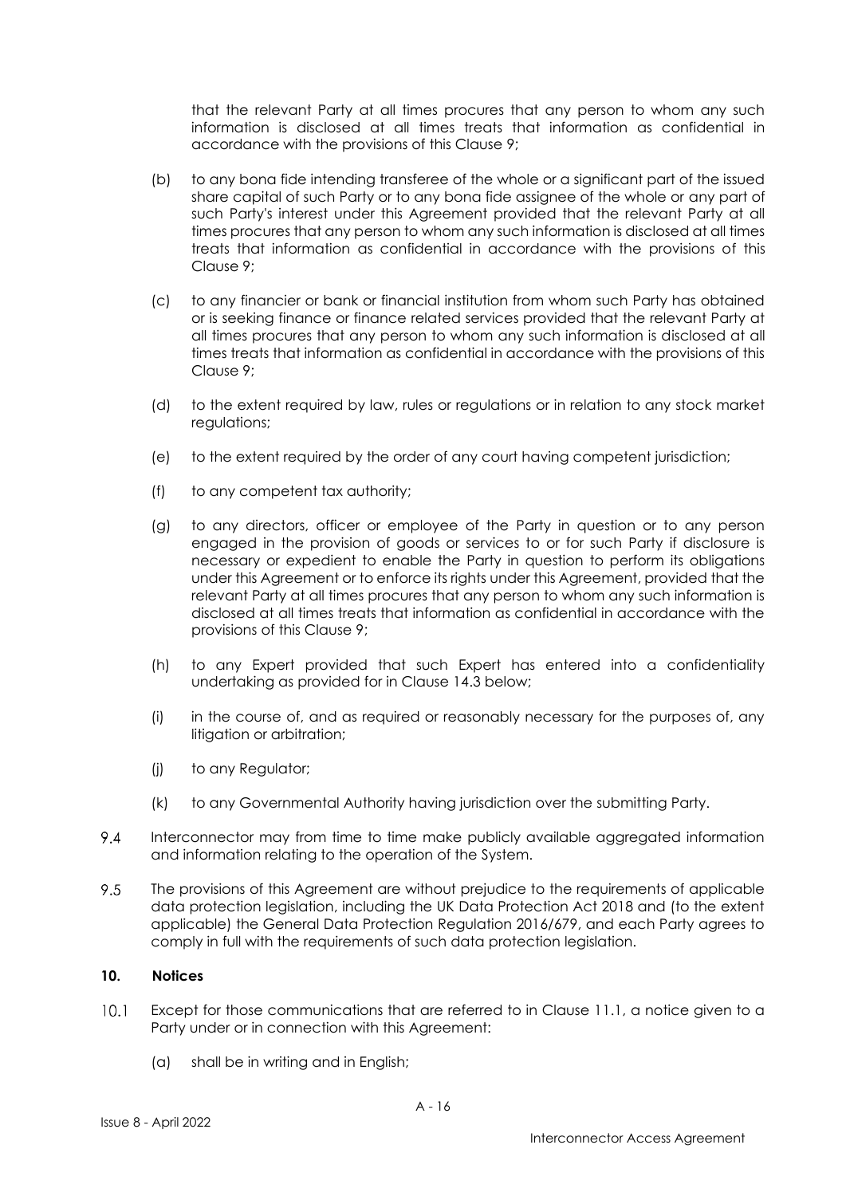that the relevant Party at all times procures that any person to whom any such information is disclosed at all times treats that information as confidential in accordance with the provisions of this Clause 9;

(b) to any bona fide intending transferee of the whole or a significant part of the issued share capital of such Party or to any bona fide assignee of the whole or any part of such Party's interest under this Agreement provided that the relevant Party at all times procures that any person to whom any such information is disclosed at all times treats that information as confidential in accordance with the provisions of this Clause 9;

(c) to any financier or bank or financial institution from whom such Party has obtained or is seeking finance or finance related services provided that the relevant Party at all times procures that any person to whom any such information is disclosed at all times treats that information as confidential in accordance with the provisions of this Clause 9;

(d) to the extent required by law, rules or regulations or in relation to any stock market regulations;

(e) to the extent required by the order of any court having competent jurisdiction;

(f) to any competent tax authority;

(g) to any directors, officer or employee of the Party in question or to any person engaged in the provision of goods or services to or for such Party if disclosure is necessary or expedient to enable the Party in question to perform its obligations under this Agreement or to enforce its rights under this Agreement, provided that the relevant Party at all times procures that any person to whom any such information is disclosed at all times treats that information as confidential in accordance with the provisions of this Clause 9;

(h) to any Expert provided that such Expert has entered into a confidentiality undertaking as provided for in Clause 14.3 below;

(i) in the course of, and as required or reasonably necessary for the purposes of, any litigation or arbitration;

(j) to any Regulator;

(k) to any Governmental Authority having jurisdiction over the submitting Party.

9.4 Interconnector may from time to time make publicly available aggregated information and information relating to the operation of the System.

9.5 The provisions of this Agreement are without prejudice to the requirements of applicable data protection legislation, including the UK Data Protection Act 2018 and (to the extent applicable) the General Data Protection Regulation 2016/679, and each Party agrees to comply in full with the requirements of such data protection legislation.

## 10. Notices

10.1 Except for those communications that are referred to in Clause 11.1, a notice given to a Party under or in connection with this Agreement:

(a) shall be in writing and in English;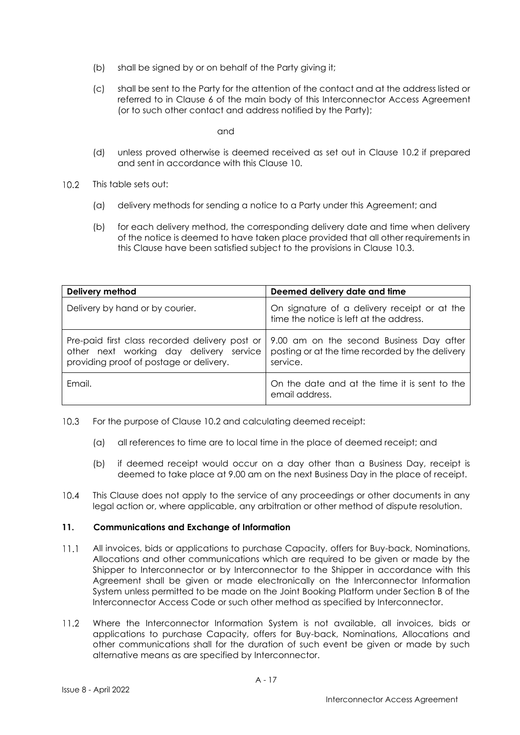(b) shall be signed by or on behalf of the Party giving it;

(c) shall be sent to the Party for the attention of the contact and at the address listed or referred to in Clause 6 of the main body of this Interconnector Access Agreement (or to such other contact and address notified by the Party);

and

(d) unless proved otherwise is deemed received as set out in Clause 10.2 if prepared and sent in accordance with this Clause 10.

10.2 This table sets out:

(a) delivery methods for sending a notice to a Party under this Agreement; and

(b) for each delivery method, the corresponding delivery date and time when delivery of the notice is deemed to have taken place provided that all other requirements in this Clause have been satisfied subject to the provisions in Clause 10.3.

| **Delivery method** | **Deemed delivery date and time** |
| --- | --- |
| Delivery by hand or by courier. | On signature of a delivery receipt or at the time the notice is left at the address. |
| Pre-paid first class recorded delivery post or other next working day delivery service providing proof of postage or delivery. | 9.00 am on the second Business Day after posting or at the time recorded by the delivery service. |
| Email. | On the date and at the time it is sent to the email address. |

10.3 For the purpose of Clause 10.2 and calculating deemed receipt:

(a) all references to time are to local time in the place of deemed receipt; and

(b) if deemed receipt would occur on a day other than a Business Day, receipt is deemed to take place at 9.00 am on the next Business Day in the place of receipt.

10.4 This Clause does not apply to the service of any proceedings or other documents in any legal action or, where applicable, any arbitration or other method of dispute resolution.

## 11. Communications and Exchange of Information

11.1 All invoices, bids or applications to purchase Capacity, offers for Buy-back, Nominations, Allocations and other communications which are required to be given or made by the Shipper to Interconnector or by Interconnector to the Shipper in accordance with this Agreement shall be given or made electronically on the Interconnector Information System unless permitted to be made on the Joint Booking Platform under Section B of the Interconnector Access Code or such other method as specified by Interconnector.

11.2 Where the Interconnector Information System is not available, all invoices, bids or applications to purchase Capacity, offers for Buy-back, Nominations, Allocations and other communications shall for the duration of such event be given or made by such alternative means as are specified by Interconnector.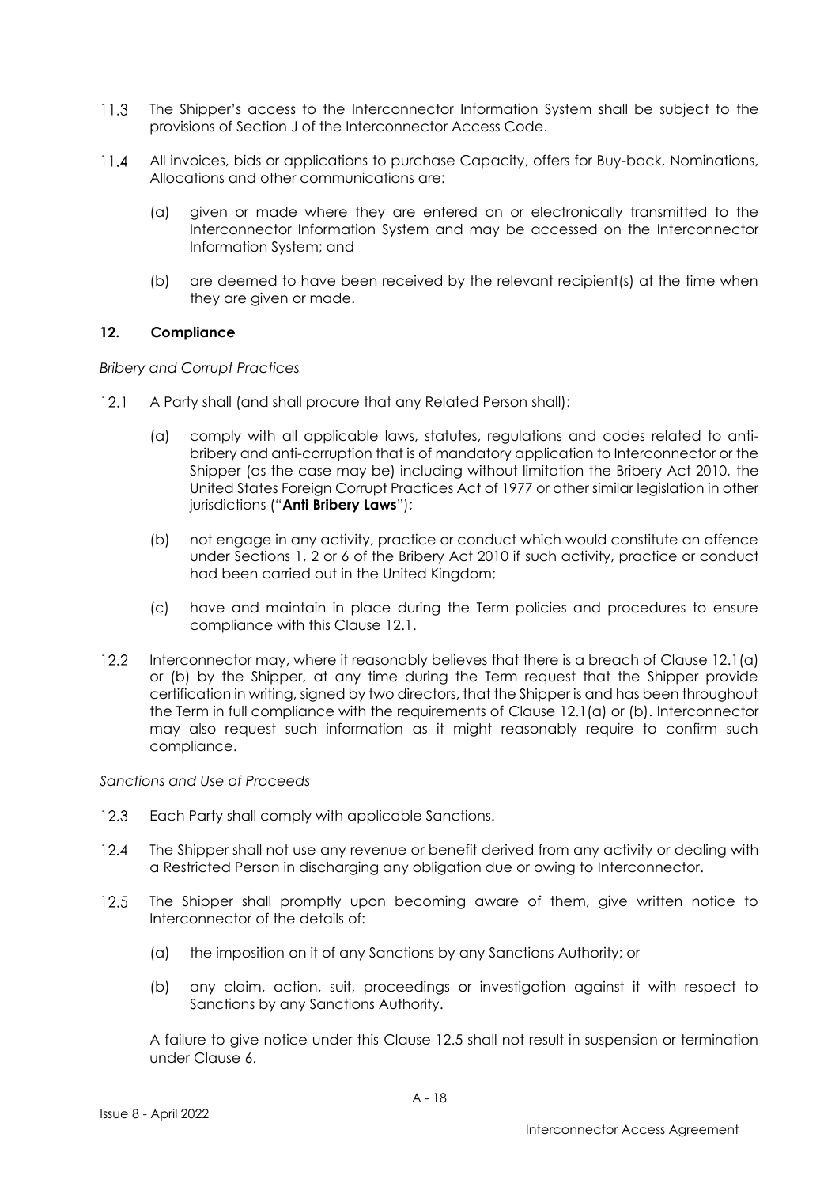11.3 The Shipper's access to the Interconnector Information System shall be subject to the provisions of Section J of the Interconnector Access Code.

11.4 All invoices, bids or applications to purchase Capacity, offers for Buy-back, Nominations, Allocations and other communications are:

(a) given or made where they are entered on or electronically transmitted to the Interconnector Information System and may be accessed on the Interconnector Information System; and

(b) are deemed to have been received by the relevant recipient(s) at the time when they are given or made.

### 12. Compliance

*Bribery and Corrupt Practices*

12.1 A Party shall (and shall procure that any Related Person shall):

(a) comply with all applicable laws, statutes, regulations and codes related to anti-bribery and anti-corruption that is of mandatory application to Interconnector or the Shipper (as the case may be) including without limitation the Bribery Act 2010, the United States Foreign Corrupt Practices Act of 1977 or other similar legislation in other jurisdictions ("**Anti Bribery Laws**");

(b) not engage in any activity, practice or conduct which would constitute an offence under Sections 1, 2 or 6 of the Bribery Act 2010 if such activity, practice or conduct had been carried out in the United Kingdom;

(c) have and maintain in place during the Term policies and procedures to ensure compliance with this Clause 12.1.

12.2 Interconnector may, where it reasonably believes that there is a breach of Clause 12.1(a) or (b) by the Shipper, at any time during the Term request that the Shipper provide certification in writing, signed by two directors, that the Shipper is and has been throughout the Term in full compliance with the requirements of Clause 12.1(a) or (b). Interconnector may also request such information as it might reasonably require to confirm such compliance.

*Sanctions and Use of Proceeds*

12.3 Each Party shall comply with applicable Sanctions.

12.4 The Shipper shall not use any revenue or benefit derived from any activity or dealing with a Restricted Person in discharging any obligation due or owing to Interconnector.

12.5 The Shipper shall promptly upon becoming aware of them, give written notice to Interconnector of the details of:

(a) the imposition on it of any Sanctions by any Sanctions Authority; or

(b) any claim, action, suit, proceedings or investigation against it with respect to Sanctions by any Sanctions Authority.

A failure to give notice under this Clause 12.5 shall not result in suspension or termination under Clause 6.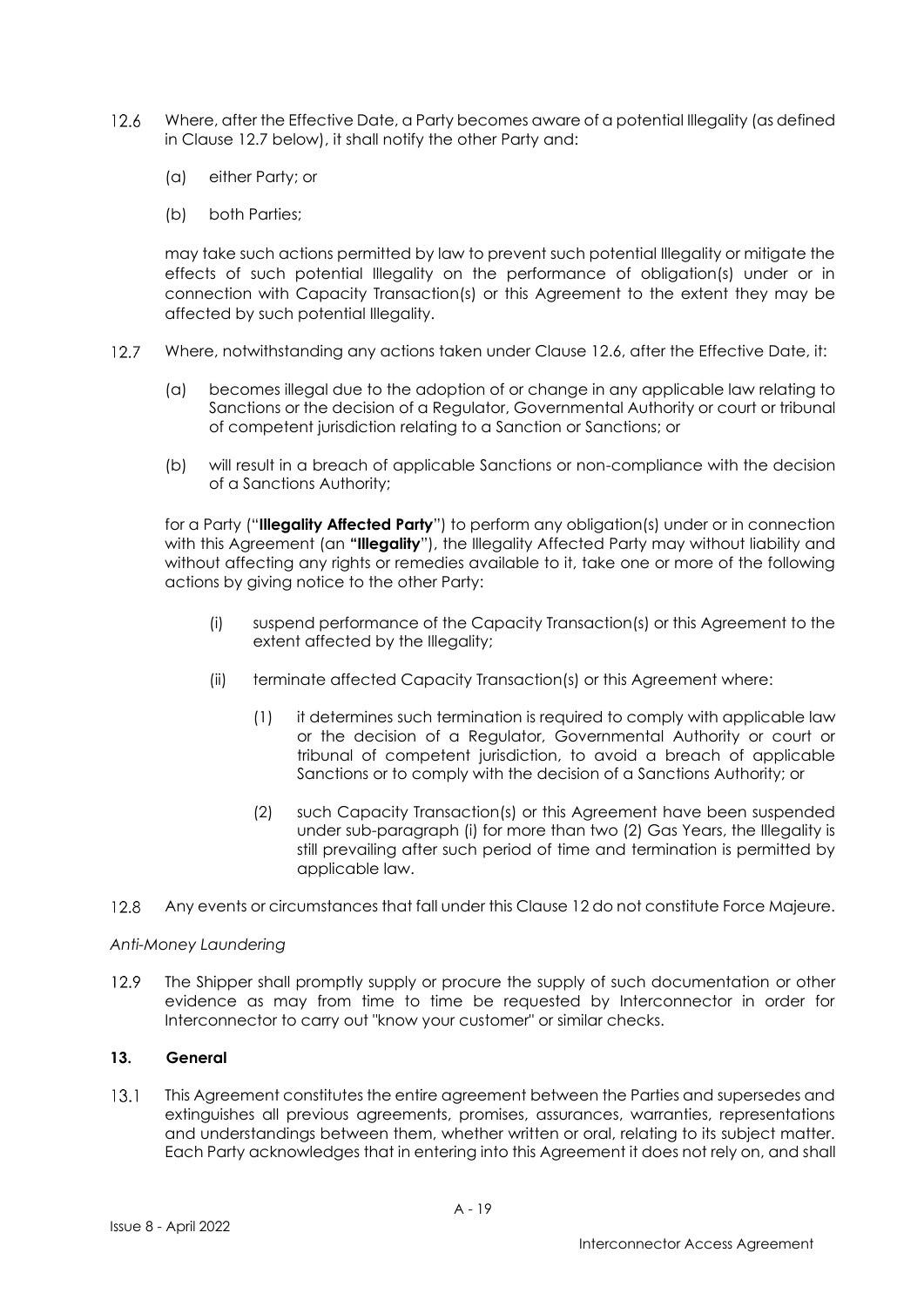12.6 Where, after the Effective Date, a Party becomes aware of a potential Illegality (as defined in Clause 12.7 below), it shall notify the other Party and:

(a) either Party; or

(b) both Parties;

may take such actions permitted by law to prevent such potential Illegality or mitigate the effects of such potential Illegality on the performance of obligation(s) under or in connection with Capacity Transaction(s) or this Agreement to the extent they may be affected by such potential Illegality.

12.7 Where, notwithstanding any actions taken under Clause 12.6, after the Effective Date, it:

(a) becomes illegal due to the adoption of or change in any applicable law relating to Sanctions or the decision of a Regulator, Governmental Authority or court or tribunal of competent jurisdiction relating to a Sanction or Sanctions; or

(b) will result in a breach of applicable Sanctions or non-compliance with the decision of a Sanctions Authority;

for a Party ("**Illegality Affected Party**") to perform any obligation(s) under or in connection with this Agreement (an **"Illegality"**), the Illegality Affected Party may without liability and without affecting any rights or remedies available to it, take one or more of the following actions by giving notice to the other Party:

(i) suspend performance of the Capacity Transaction(s) or this Agreement to the extent affected by the Illegality;

(ii) terminate affected Capacity Transaction(s) or this Agreement where:

(1) it determines such termination is required to comply with applicable law or the decision of a Regulator, Governmental Authority or court or tribunal of competent jurisdiction, to avoid a breach of applicable Sanctions or to comply with the decision of a Sanctions Authority; or

(2) such Capacity Transaction(s) or this Agreement have been suspended under sub-paragraph (i) for more than two (2) Gas Years, the Illegality is still prevailing after such period of time and termination is permitted by applicable law.

12.8 Any events or circumstances that fall under this Clause 12 do not constitute Force Majeure.

*Anti-Money Laundering*

12.9 The Shipper shall promptly supply or procure the supply of such documentation or other evidence as may from time to time be requested by Interconnector in order for Interconnector to carry out "know your customer" or similar checks.

## 13. General

13.1 This Agreement constitutes the entire agreement between the Parties and supersedes and extinguishes all previous agreements, promises, assurances, warranties, representations and understandings between them, whether written or oral, relating to its subject matter. Each Party acknowledges that in entering into this Agreement it does not rely on, and shall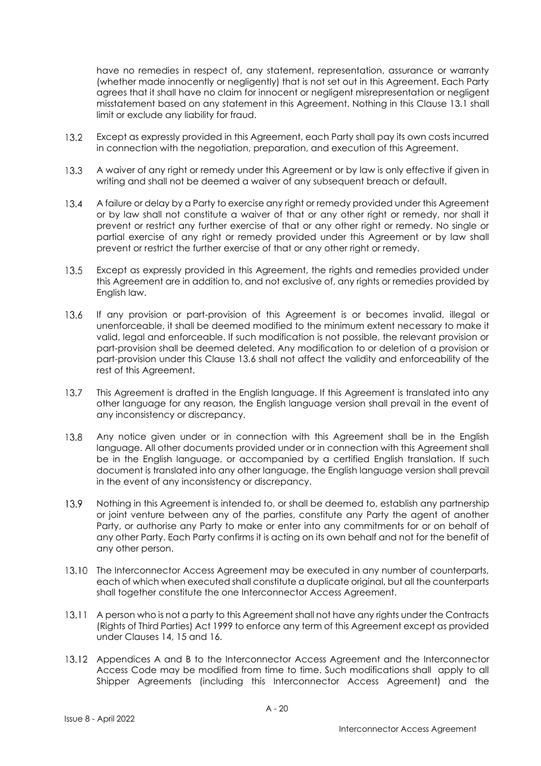have no remedies in respect of, any statement, representation, assurance or warranty (whether made innocently or negligently) that is not set out in this Agreement. Each Party agrees that it shall have no claim for innocent or negligent misrepresentation or negligent misstatement based on any statement in this Agreement. Nothing in this Clause 13.1 shall limit or exclude any liability for fraud.

13.2 Except as expressly provided in this Agreement, each Party shall pay its own costs incurred in connection with the negotiation, preparation, and execution of this Agreement.

13.3 A waiver of any right or remedy under this Agreement or by law is only effective if given in writing and shall not be deemed a waiver of any subsequent breach or default.

13.4 A failure or delay by a Party to exercise any right or remedy provided under this Agreement or by law shall not constitute a waiver of that or any other right or remedy, nor shall it prevent or restrict any further exercise of that or any other right or remedy. No single or partial exercise of any right or remedy provided under this Agreement or by law shall prevent or restrict the further exercise of that or any other right or remedy.

13.5 Except as expressly provided in this Agreement, the rights and remedies provided under this Agreement are in addition to, and not exclusive of, any rights or remedies provided by English law.

13.6 If any provision or part-provision of this Agreement is or becomes invalid, illegal or unenforceable, it shall be deemed modified to the minimum extent necessary to make it valid, legal and enforceable. If such modification is not possible, the relevant provision or part-provision shall be deemed deleted. Any modification to or deletion of a provision or part-provision under this Clause 13.6 shall not affect the validity and enforceability of the rest of this Agreement.

13.7 This Agreement is drafted in the English language. If this Agreement is translated into any other language for any reason, the English language version shall prevail in the event of any inconsistency or discrepancy.

13.8 Any notice given under or in connection with this Agreement shall be in the English language. All other documents provided under or in connection with this Agreement shall be in the English language, or accompanied by a certified English translation. If such document is translated into any other language, the English language version shall prevail in the event of any inconsistency or discrepancy.

13.9 Nothing in this Agreement is intended to, or shall be deemed to, establish any partnership or joint venture between any of the parties, constitute any Party the agent of another Party, or authorise any Party to make or enter into any commitments for or on behalf of any other Party. Each Party confirms it is acting on its own behalf and not for the benefit of any other person.

13.10 The Interconnector Access Agreement may be executed in any number of counterparts, each of which when executed shall constitute a duplicate original, but all the counterparts shall together constitute the one Interconnector Access Agreement.

13.11 A person who is not a party to this Agreement shall not have any rights under the Contracts (Rights of Third Parties) Act 1999 to enforce any term of this Agreement except as provided under Clauses 14, 15 and 16.

13.12 Appendices A and B to the Interconnector Access Agreement and the Interconnector Access Code may be modified from time to time. Such modifications shall apply to all Shipper Agreements (including this Interconnector Access Agreement) and the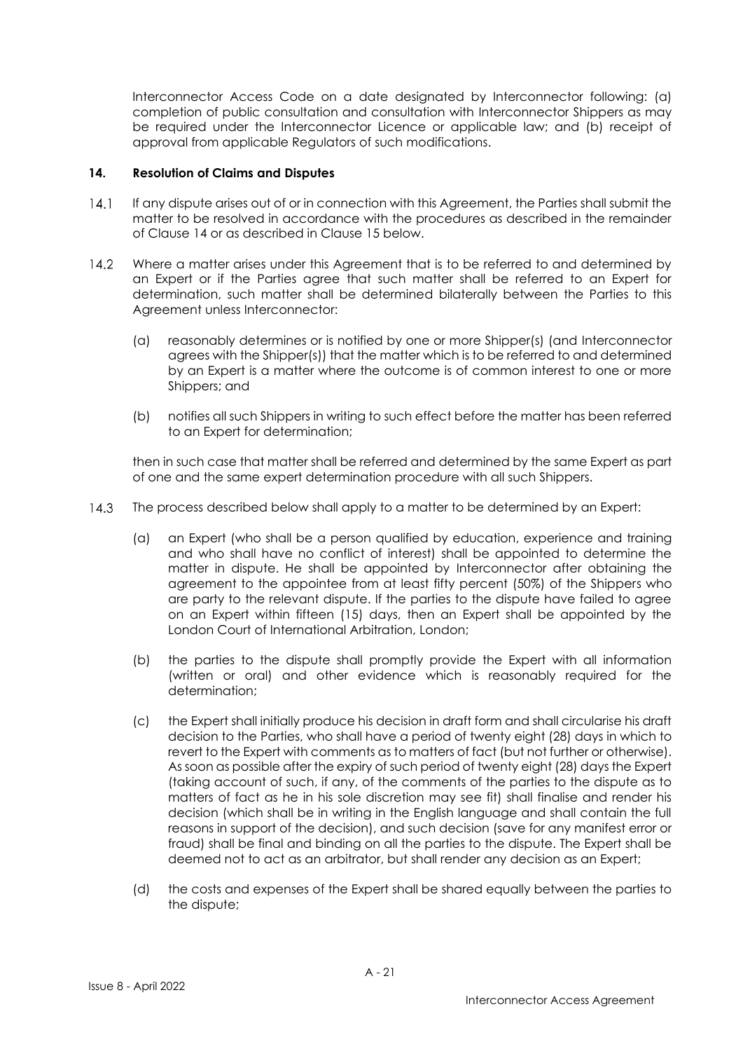Interconnector Access Code on a date designated by Interconnector following: (a) completion of public consultation and consultation with Interconnector Shippers as may be required under the Interconnector Licence or applicable law; and (b) receipt of approval from applicable Regulators of such modifications.

## 14. Resolution of Claims and Disputes

14.1 If any dispute arises out of or in connection with this Agreement, the Parties shall submit the matter to be resolved in accordance with the procedures as described in the remainder of Clause 14 or as described in Clause 15 below.

14.2 Where a matter arises under this Agreement that is to be referred to and determined by an Expert or if the Parties agree that such matter shall be referred to an Expert for determination, such matter shall be determined bilaterally between the Parties to this Agreement unless Interconnector:

(a) reasonably determines or is notified by one or more Shipper(s) (and Interconnector agrees with the Shipper(s)) that the matter which is to be referred to and determined by an Expert is a matter where the outcome is of common interest to one or more Shippers; and

(b) notifies all such Shippers in writing to such effect before the matter has been referred to an Expert for determination;

then in such case that matter shall be referred and determined by the same Expert as part of one and the same expert determination procedure with all such Shippers.

14.3 The process described below shall apply to a matter to be determined by an Expert:

(a) an Expert (who shall be a person qualified by education, experience and training and who shall have no conflict of interest) shall be appointed to determine the matter in dispute. He shall be appointed by Interconnector after obtaining the agreement to the appointee from at least fifty percent (50%) of the Shippers who are party to the relevant dispute. If the parties to the dispute have failed to agree on an Expert within fifteen (15) days, then an Expert shall be appointed by the London Court of International Arbitration, London;

(b) the parties to the dispute shall promptly provide the Expert with all information (written or oral) and other evidence which is reasonably required for the determination;

(c) the Expert shall initially produce his decision in draft form and shall circularise his draft decision to the Parties, who shall have a period of twenty eight (28) days in which to revert to the Expert with comments as to matters of fact (but not further or otherwise). As soon as possible after the expiry of such period of twenty eight (28) days the Expert (taking account of such, if any, of the comments of the parties to the dispute as to matters of fact as he in his sole discretion may see fit) shall finalise and render his decision (which shall be in writing in the English language and shall contain the full reasons in support of the decision), and such decision (save for any manifest error or fraud) shall be final and binding on all the parties to the dispute. The Expert shall be deemed not to act as an arbitrator, but shall render any decision as an Expert;

(d) the costs and expenses of the Expert shall be shared equally between the parties to the dispute;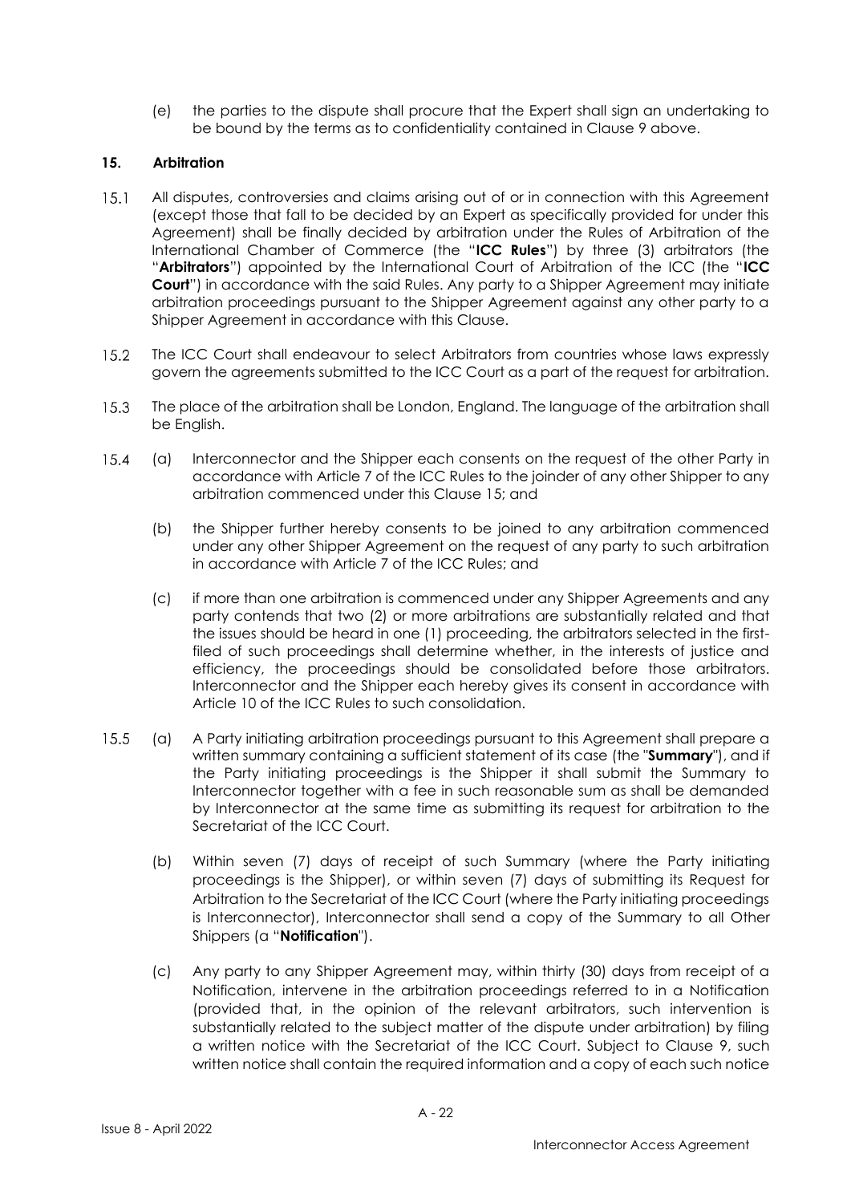(e) the parties to the dispute shall procure that the Expert shall sign an undertaking to be bound by the terms as to confidentiality contained in Clause 9 above.

**15. Arbitration**

15.1 All disputes, controversies and claims arising out of or in connection with this Agreement (except those that fall to be decided by an Expert as specifically provided for under this Agreement) shall be finally decided by arbitration under the Rules of Arbitration of the International Chamber of Commerce (the "**ICC Rules**") by three (3) arbitrators (the "**Arbitrators**") appointed by the International Court of Arbitration of the ICC (the "**ICC Court**") in accordance with the said Rules. Any party to a Shipper Agreement may initiate arbitration proceedings pursuant to the Shipper Agreement against any other party to a Shipper Agreement in accordance with this Clause.

15.2 The ICC Court shall endeavour to select Arbitrators from countries whose laws expressly govern the agreements submitted to the ICC Court as a part of the request for arbitration.

15.3 The place of the arbitration shall be London, England. The language of the arbitration shall be English.

15.4 (a) Interconnector and the Shipper each consents on the request of the other Party in accordance with Article 7 of the ICC Rules to the joinder of any other Shipper to any arbitration commenced under this Clause 15; and

(b) the Shipper further hereby consents to be joined to any arbitration commenced under any other Shipper Agreement on the request of any party to such arbitration in accordance with Article 7 of the ICC Rules; and

(c) if more than one arbitration is commenced under any Shipper Agreements and any party contends that two (2) or more arbitrations are substantially related and that the issues should be heard in one (1) proceeding, the arbitrators selected in the first-filed of such proceedings shall determine whether, in the interests of justice and efficiency, the proceedings should be consolidated before those arbitrators. Interconnector and the Shipper each hereby gives its consent in accordance with Article 10 of the ICC Rules to such consolidation.

15.5 (a) A Party initiating arbitration proceedings pursuant to this Agreement shall prepare a written summary containing a sufficient statement of its case (the "**Summary**"), and if the Party initiating proceedings is the Shipper it shall submit the Summary to Interconnector together with a fee in such reasonable sum as shall be demanded by Interconnector at the same time as submitting its request for arbitration to the Secretariat of the ICC Court.

(b) Within seven (7) days of receipt of such Summary (where the Party initiating proceedings is the Shipper), or within seven (7) days of submitting its Request for Arbitration to the Secretariat of the ICC Court (where the Party initiating proceedings is Interconnector), Interconnector shall send a copy of the Summary to all Other Shippers (a "**Notification**").

(c) Any party to any Shipper Agreement may, within thirty (30) days from receipt of a Notification, intervene in the arbitration proceedings referred to in a Notification (provided that, in the opinion of the relevant arbitrators, such intervention is substantially related to the subject matter of the dispute under arbitration) by filing a written notice with the Secretariat of the ICC Court. Subject to Clause 9, such written notice shall contain the required information and a copy of each such notice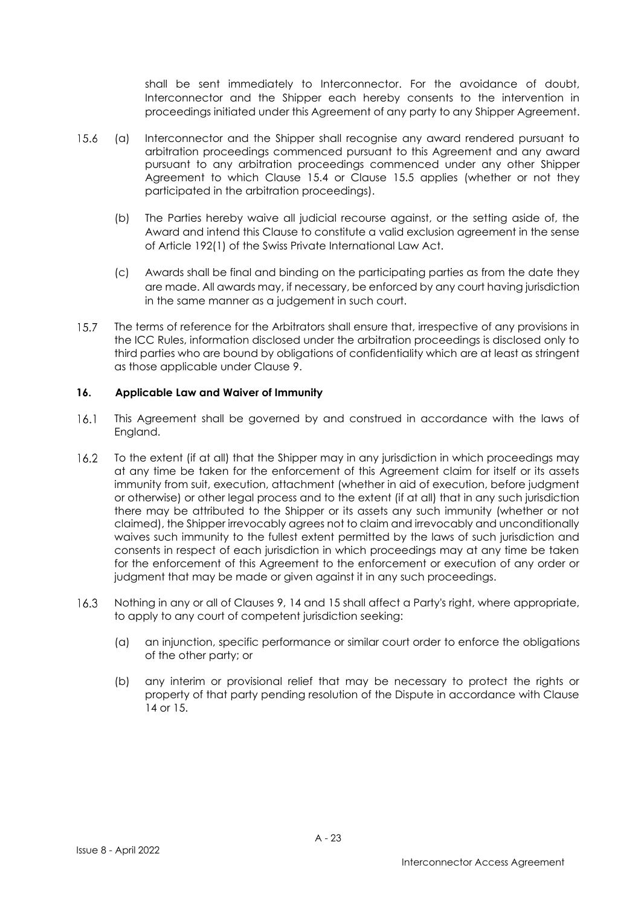shall be sent immediately to Interconnector. For the avoidance of doubt, Interconnector and the Shipper each hereby consents to the intervention in proceedings initiated under this Agreement of any party to any Shipper Agreement.

15.6 (a) Interconnector and the Shipper shall recognise any award rendered pursuant to arbitration proceedings commenced pursuant to this Agreement and any award pursuant to any arbitration proceedings commenced under any other Shipper Agreement to which Clause 15.4 or Clause 15.5 applies (whether or not they participated in the arbitration proceedings).

(b) The Parties hereby waive all judicial recourse against, or the setting aside of, the Award and intend this Clause to constitute a valid exclusion agreement in the sense of Article 192(1) of the Swiss Private International Law Act.

(c) Awards shall be final and binding on the participating parties as from the date they are made. All awards may, if necessary, be enforced by any court having jurisdiction in the same manner as a judgement in such court.

15.7 The terms of reference for the Arbitrators shall ensure that, irrespective of any provisions in the ICC Rules, information disclosed under the arbitration proceedings is disclosed only to third parties who are bound by obligations of confidentiality which are at least as stringent as those applicable under Clause 9.

## 16. Applicable Law and Waiver of Immunity

16.1 This Agreement shall be governed by and construed in accordance with the laws of England.

16.2 To the extent (if at all) that the Shipper may in any jurisdiction in which proceedings may at any time be taken for the enforcement of this Agreement claim for itself or its assets immunity from suit, execution, attachment (whether in aid of execution, before judgment or otherwise) or other legal process and to the extent (if at all) that in any such jurisdiction there may be attributed to the Shipper or its assets any such immunity (whether or not claimed), the Shipper irrevocably agrees not to claim and irrevocably and unconditionally waives such immunity to the fullest extent permitted by the laws of such jurisdiction and consents in respect of each jurisdiction in which proceedings may at any time be taken for the enforcement of this Agreement to the enforcement or execution of any order or judgment that may be made or given against it in any such proceedings.

16.3 Nothing in any or all of Clauses 9, 14 and 15 shall affect a Party's right, where appropriate, to apply to any court of competent jurisdiction seeking:

(a) an injunction, specific performance or similar court order to enforce the obligations of the other party; or

(b) any interim or provisional relief that may be necessary to protect the rights or property of that party pending resolution of the Dispute in accordance with Clause 14 or 15.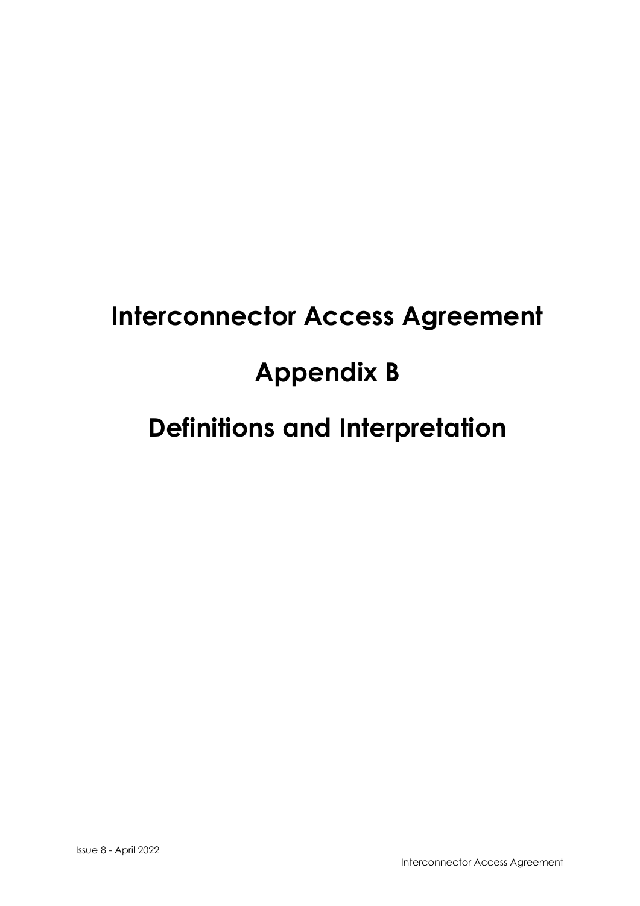# Interconnector Access Agreement

# Appendix B

# Definitions and Interpretation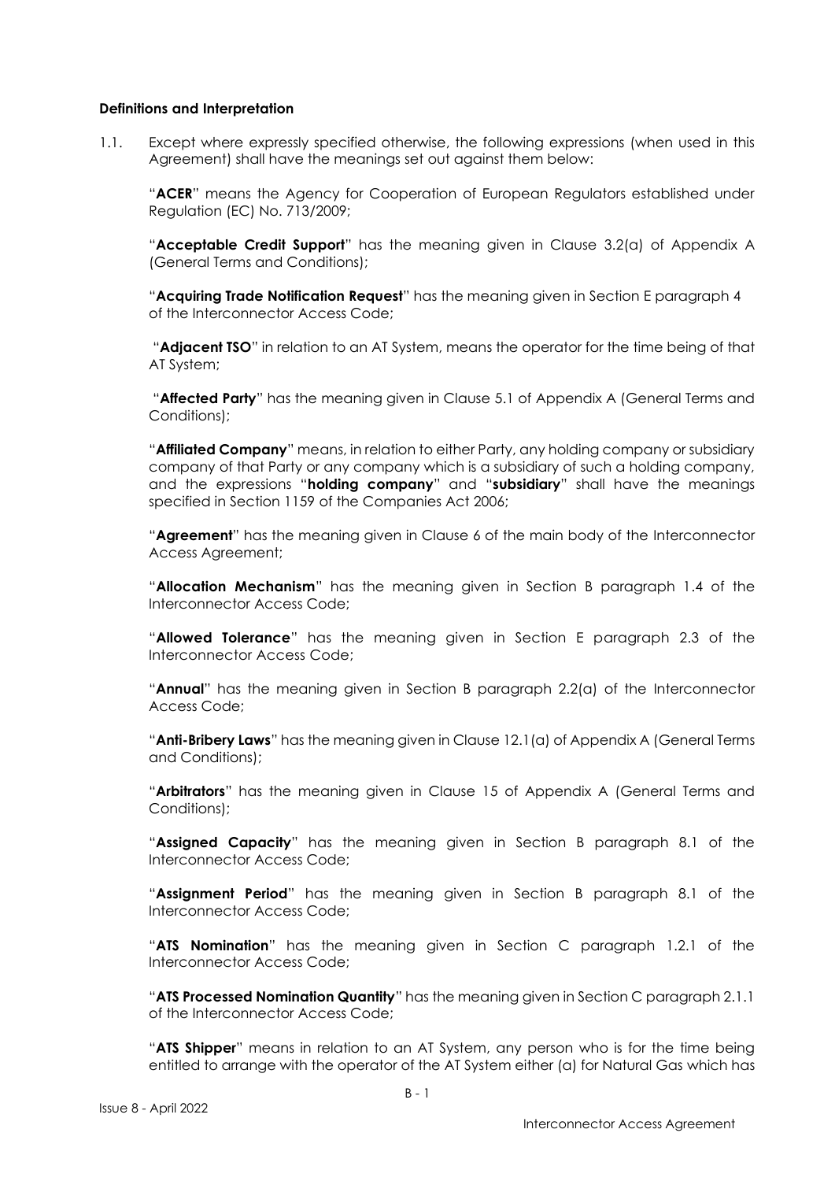**Definitions and Interpretation**

1.1. Except where expressly specified otherwise, the following expressions (when used in this Agreement) shall have the meanings set out against them below:

"**ACER**" means the Agency for Cooperation of European Regulators established under Regulation (EC) No. 713/2009;

"**Acceptable Credit Support**" has the meaning given in Clause 3.2(a) of Appendix A (General Terms and Conditions);

"**Acquiring Trade Notification Request**" has the meaning given in Section E paragraph 4 of the Interconnector Access Code;

"**Adjacent TSO**" in relation to an AT System, means the operator for the time being of that AT System;

"**Affected Party**" has the meaning given in Clause 5.1 of Appendix A (General Terms and Conditions);

"**Affiliated Company**" means, in relation to either Party, any holding company or subsidiary company of that Party or any company which is a subsidiary of such a holding company, and the expressions "**holding company**" and "**subsidiary**" shall have the meanings specified in Section 1159 of the Companies Act 2006;

"**Agreement**" has the meaning given in Clause 6 of the main body of the Interconnector Access Agreement;

"**Allocation Mechanism**" has the meaning given in Section B paragraph 1.4 of the Interconnector Access Code;

"**Allowed Tolerance**" has the meaning given in Section E paragraph 2.3 of the Interconnector Access Code;

"**Annual**" has the meaning given in Section B paragraph 2.2(a) of the Interconnector Access Code;

"**Anti-Bribery Laws**" has the meaning given in Clause 12.1(a) of Appendix A (General Terms and Conditions);

"**Arbitrators**" has the meaning given in Clause 15 of Appendix A (General Terms and Conditions);

"**Assigned Capacity**" has the meaning given in Section B paragraph 8.1 of the Interconnector Access Code;

"**Assignment Period**" has the meaning given in Section B paragraph 8.1 of the Interconnector Access Code;

"**ATS Nomination**" has the meaning given in Section C paragraph 1.2.1 of the Interconnector Access Code;

"**ATS Processed Nomination Quantity**" has the meaning given in Section C paragraph 2.1.1 of the Interconnector Access Code;

"**ATS Shipper**" means in relation to an AT System, any person who is for the time being entitled to arrange with the operator of the AT System either (a) for Natural Gas which has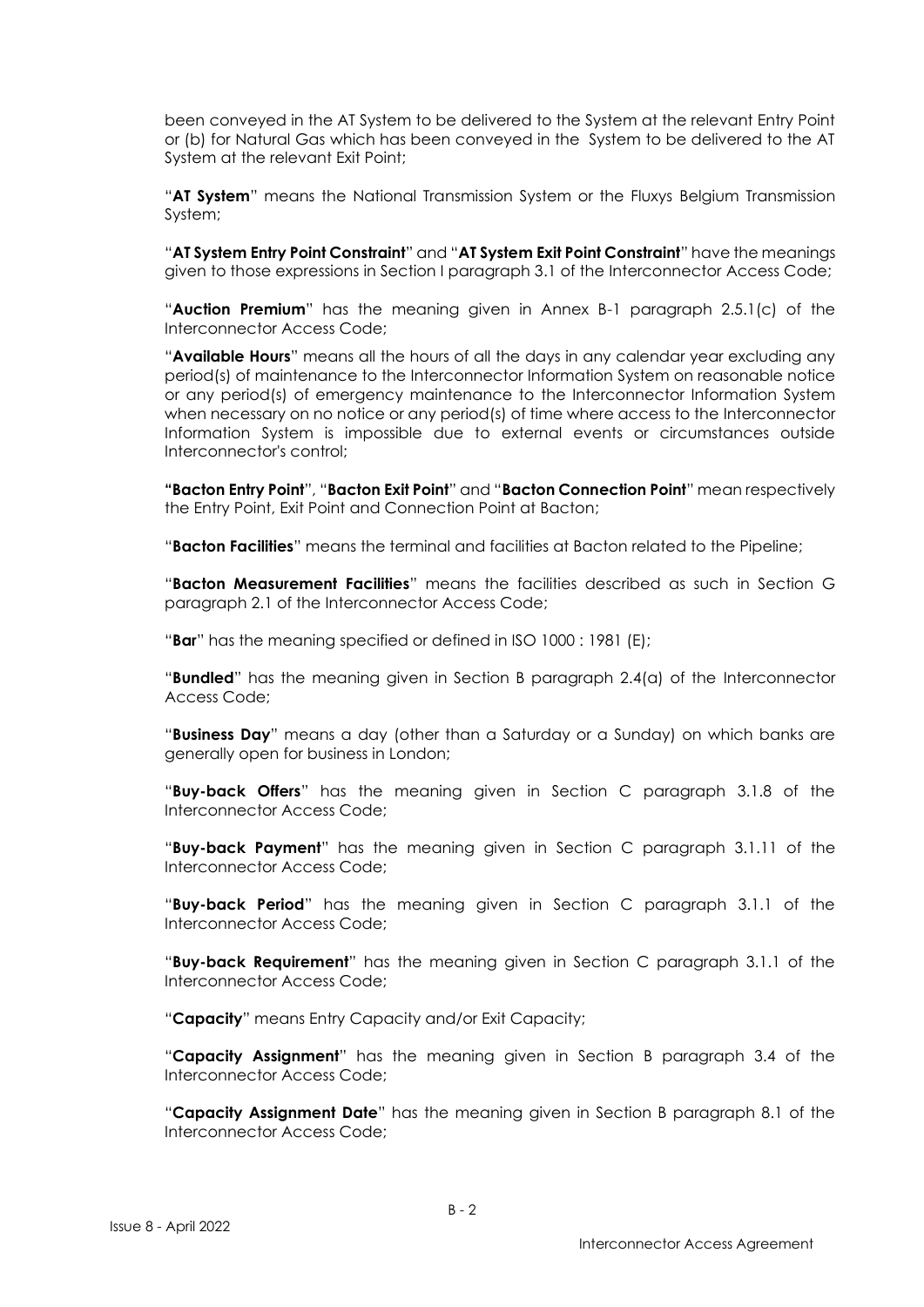been conveyed in the AT System to be delivered to the System at the relevant Entry Point or (b) for Natural Gas which has been conveyed in the System to be delivered to the AT System at the relevant Exit Point;

"**AT System**" means the National Transmission System or the Fluxys Belgium Transmission System;

"**AT System Entry Point Constraint**" and "**AT System Exit Point Constraint**" have the meanings given to those expressions in Section I paragraph 3.1 of the Interconnector Access Code;

"**Auction Premium**" has the meaning given in Annex B-1 paragraph 2.5.1(c) of the Interconnector Access Code;

"**Available Hours**" means all the hours of all the days in any calendar year excluding any period(s) of maintenance to the Interconnector Information System on reasonable notice or any period(s) of emergency maintenance to the Interconnector Information System when necessary on no notice or any period(s) of time where access to the Interconnector Information System is impossible due to external events or circumstances outside Interconnector's control;

"**Bacton Entry Point**", "**Bacton Exit Point**" and "**Bacton Connection Point**" mean respectively the Entry Point, Exit Point and Connection Point at Bacton;

"**Bacton Facilities**" means the terminal and facilities at Bacton related to the Pipeline;

"**Bacton Measurement Facilities**" means the facilities described as such in Section G paragraph 2.1 of the Interconnector Access Code;

"**Bar**" has the meaning specified or defined in ISO 1000 : 1981 (E);

"**Bundled**" has the meaning given in Section B paragraph 2.4(a) of the Interconnector Access Code;

"**Business Day**" means a day (other than a Saturday or a Sunday) on which banks are generally open for business in London;

"**Buy-back Offers**" has the meaning given in Section C paragraph 3.1.8 of the Interconnector Access Code;

"**Buy-back Payment**" has the meaning given in Section C paragraph 3.1.11 of the Interconnector Access Code;

"**Buy-back Period**" has the meaning given in Section C paragraph 3.1.1 of the Interconnector Access Code;

"**Buy-back Requirement**" has the meaning given in Section C paragraph 3.1.1 of the Interconnector Access Code;

"**Capacity**" means Entry Capacity and/or Exit Capacity;

"**Capacity Assignment**" has the meaning given in Section B paragraph 3.4 of the Interconnector Access Code;

"**Capacity Assignment Date**" has the meaning given in Section B paragraph 8.1 of the Interconnector Access Code;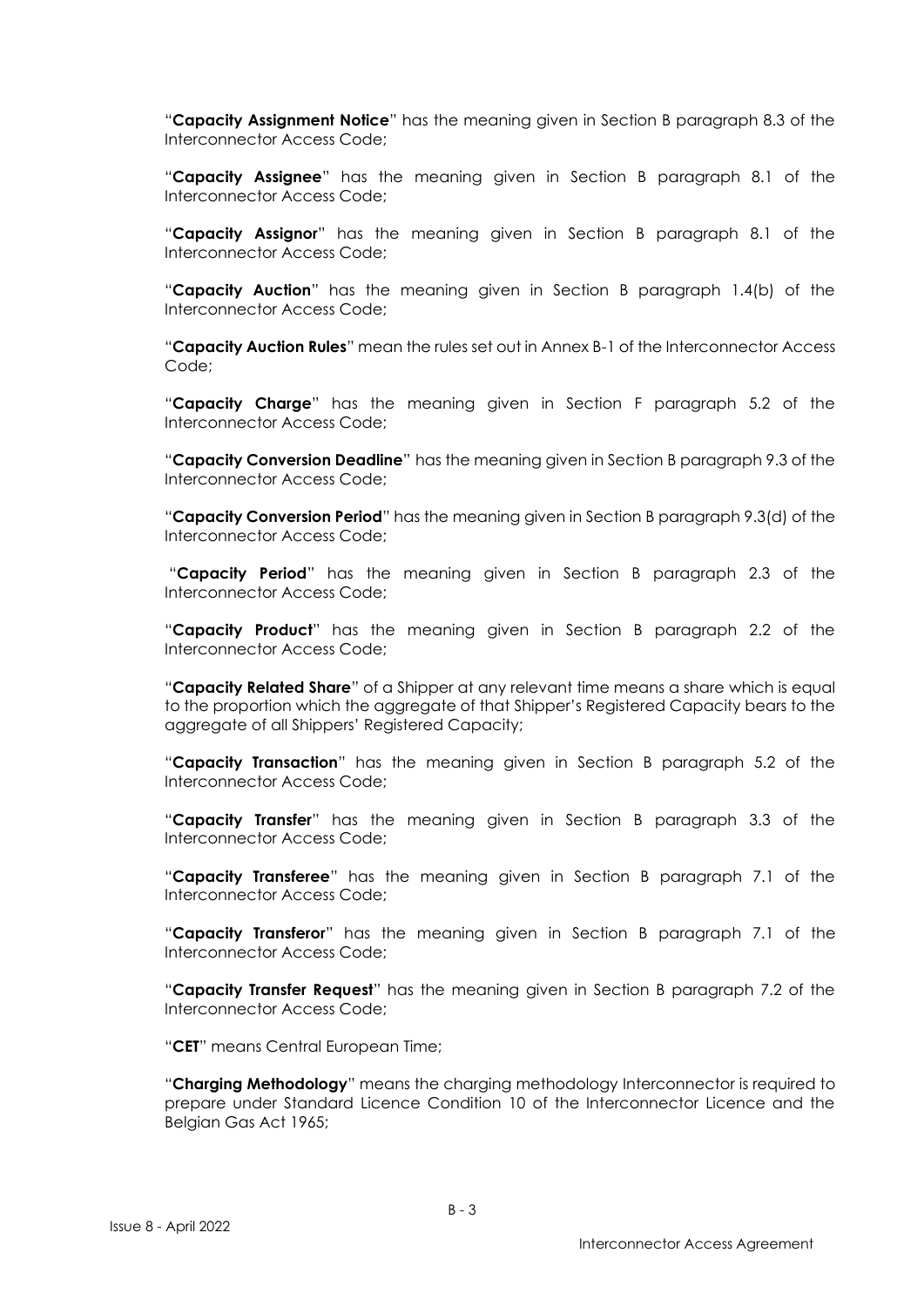"**Capacity Assignment Notice**" has the meaning given in Section B paragraph 8.3 of the Interconnector Access Code;

"**Capacity Assignee**" has the meaning given in Section B paragraph 8.1 of the Interconnector Access Code;

"**Capacity Assignor**" has the meaning given in Section B paragraph 8.1 of the Interconnector Access Code;

"**Capacity Auction**" has the meaning given in Section B paragraph 1.4(b) of the Interconnector Access Code;

"**Capacity Auction Rules**" mean the rules set out in Annex B-1 of the Interconnector Access Code;

"**Capacity Charge**" has the meaning given in Section F paragraph 5.2 of the Interconnector Access Code;

"**Capacity Conversion Deadline**" has the meaning given in Section B paragraph 9.3 of the Interconnector Access Code;

"**Capacity Conversion Period**" has the meaning given in Section B paragraph 9.3(d) of the Interconnector Access Code;

"**Capacity Period**" has the meaning given in Section B paragraph 2.3 of the Interconnector Access Code;

"**Capacity Product**" has the meaning given in Section B paragraph 2.2 of the Interconnector Access Code;

"**Capacity Related Share**" of a Shipper at any relevant time means a share which is equal to the proportion which the aggregate of that Shipper's Registered Capacity bears to the aggregate of all Shippers' Registered Capacity;

"**Capacity Transaction**" has the meaning given in Section B paragraph 5.2 of the Interconnector Access Code;

"**Capacity Transfer**" has the meaning given in Section B paragraph 3.3 of the Interconnector Access Code;

"**Capacity Transferee**" has the meaning given in Section B paragraph 7.1 of the Interconnector Access Code;

"**Capacity Transferor**" has the meaning given in Section B paragraph 7.1 of the Interconnector Access Code;

"**Capacity Transfer Request**" has the meaning given in Section B paragraph 7.2 of the Interconnector Access Code;

"**CET**" means Central European Time;

"**Charging Methodology**" means the charging methodology Interconnector is required to prepare under Standard Licence Condition 10 of the Interconnector Licence and the Belgian Gas Act 1965;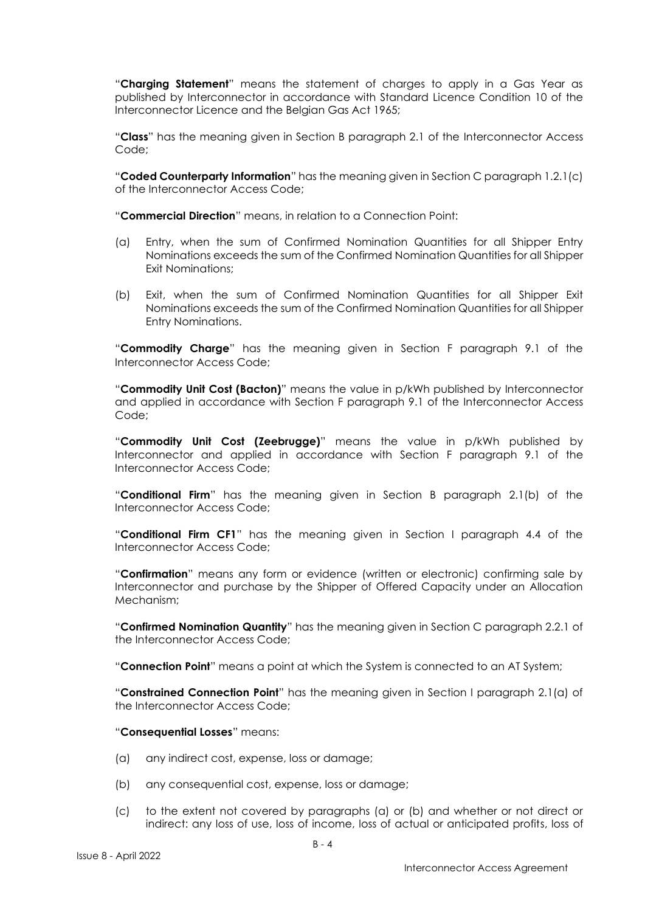"**Charging Statement**" means the statement of charges to apply in a Gas Year as published by Interconnector in accordance with Standard Licence Condition 10 of the Interconnector Licence and the Belgian Gas Act 1965;

"**Class**" has the meaning given in Section B paragraph 2.1 of the Interconnector Access Code;

"**Coded Counterparty Information**" has the meaning given in Section C paragraph 1.2.1(c) of the Interconnector Access Code;

"**Commercial Direction**" means, in relation to a Connection Point:

(a) Entry, when the sum of Confirmed Nomination Quantities for all Shipper Entry Nominations exceeds the sum of the Confirmed Nomination Quantities for all Shipper Exit Nominations;

(b) Exit, when the sum of Confirmed Nomination Quantities for all Shipper Exit Nominations exceeds the sum of the Confirmed Nomination Quantities for all Shipper Entry Nominations.

"**Commodity Charge**" has the meaning given in Section F paragraph 9.1 of the Interconnector Access Code;

"**Commodity Unit Cost (Bacton)**" means the value in p/kWh published by Interconnector and applied in accordance with Section F paragraph 9.1 of the Interconnector Access Code;

"**Commodity Unit Cost (Zeebrugge)**" means the value in p/kWh published by Interconnector and applied in accordance with Section F paragraph 9.1 of the Interconnector Access Code;

"**Conditional Firm**" has the meaning given in Section B paragraph 2.1(b) of the Interconnector Access Code;

"**Conditional Firm CF1**" has the meaning given in Section I paragraph 4.4 of the Interconnector Access Code;

"**Confirmation**" means any form or evidence (written or electronic) confirming sale by Interconnector and purchase by the Shipper of Offered Capacity under an Allocation Mechanism;

"**Confirmed Nomination Quantity**" has the meaning given in Section C paragraph 2.2.1 of the Interconnector Access Code;

"**Connection Point**" means a point at which the System is connected to an AT System;

"**Constrained Connection Point**" has the meaning given in Section I paragraph 2.1(a) of the Interconnector Access Code;

"**Consequential Losses**" means:

(a) any indirect cost, expense, loss or damage;

(b) any consequential cost, expense, loss or damage;

(c) to the extent not covered by paragraphs (a) or (b) and whether or not direct or indirect: any loss of use, loss of income, loss of actual or anticipated profits, loss of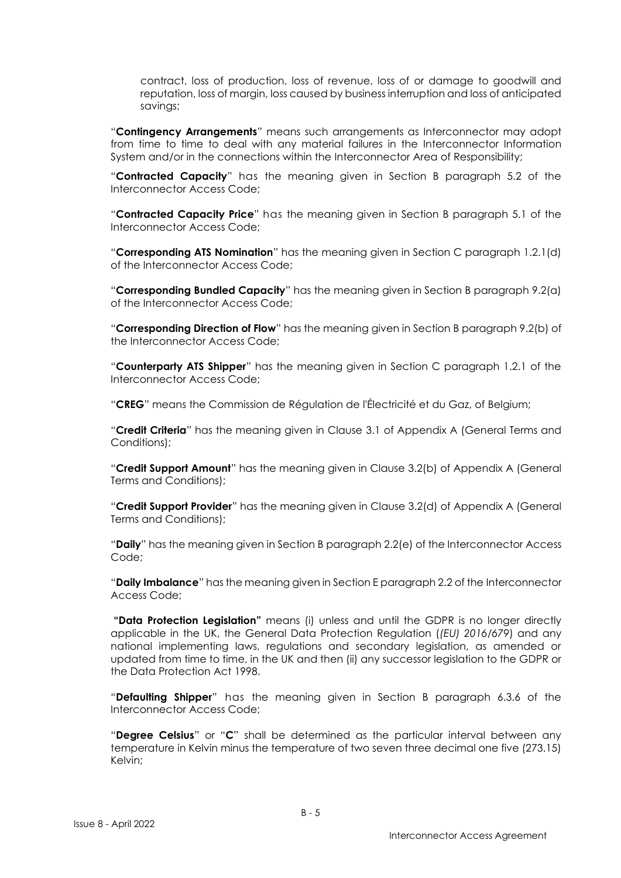contract, loss of production, loss of revenue, loss of or damage to goodwill and reputation, loss of margin, loss caused by business interruption and loss of anticipated savings;

"**Contingency Arrangements**" means such arrangements as Interconnector may adopt from time to time to deal with any material failures in the Interconnector Information System and/or in the connections within the Interconnector Area of Responsibility;

"**Contracted Capacity**" has the meaning given in Section B paragraph 5.2 of the Interconnector Access Code;

"**Contracted Capacity Price**" has the meaning given in Section B paragraph 5.1 of the Interconnector Access Code;

"**Corresponding ATS Nomination**" has the meaning given in Section C paragraph 1.2.1(d) of the Interconnector Access Code;

"**Corresponding Bundled Capacity**" has the meaning given in Section B paragraph 9.2(a) of the Interconnector Access Code;

"**Corresponding Direction of Flow**" has the meaning given in Section B paragraph 9.2(b) of the Interconnector Access Code;

"**Counterparty ATS Shipper**" has the meaning given in Section C paragraph 1.2.1 of the Interconnector Access Code;

"**CREG**" means the Commission de Régulation de l'Électricité et du Gaz, of Belgium;

"**Credit Criteria**" has the meaning given in Clause 3.1 of Appendix A (General Terms and Conditions);

"**Credit Support Amount**" has the meaning given in Clause 3.2(b) of Appendix A (General Terms and Conditions);

"**Credit Support Provider**" has the meaning given in Clause 3.2(d) of Appendix A (General Terms and Conditions);

"**Daily**" has the meaning given in Section B paragraph 2.2(e) of the Interconnector Access Code;

"**Daily Imbalance**" has the meaning given in Section E paragraph 2.2 of the Interconnector Access Code;

**"Data Protection Legislation"** means (i) unless and until the GDPR is no longer directly applicable in the UK, the General Data Protection Regulation (*(EU) 2016/679*) and any national implementing laws, regulations and secondary legislation, as amended or updated from time to time, in the UK and then (ii) any successor legislation to the GDPR or the Data Protection Act 1998.

"**Defaulting Shipper**" has the meaning given in Section B paragraph 6.3.6 of the Interconnector Access Code;

"**Degree Celsius**" or "**C**" shall be determined as the particular interval between any temperature in Kelvin minus the temperature of two seven three decimal one five (273.15) Kelvin;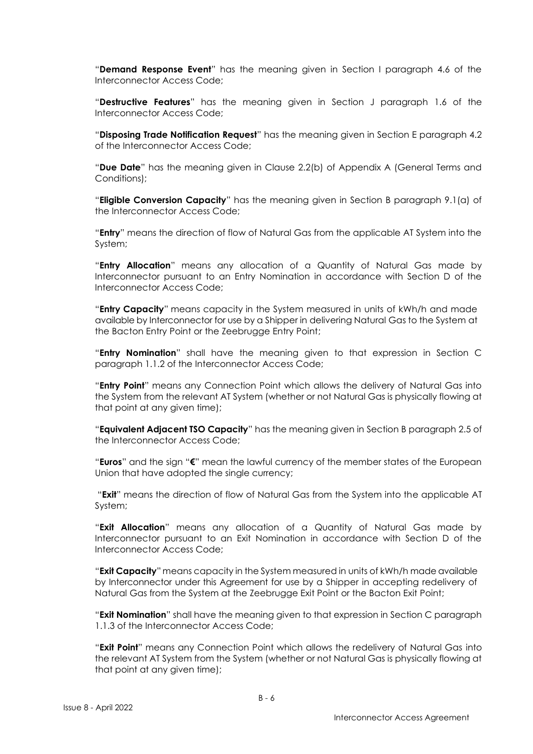"**Demand Response Event**" has the meaning given in Section I paragraph 4.6 of the Interconnector Access Code;

"**Destructive Features**" has the meaning given in Section J paragraph 1.6 of the Interconnector Access Code;

"**Disposing Trade Notification Request**" has the meaning given in Section E paragraph 4.2 of the Interconnector Access Code;

"**Due Date**" has the meaning given in Clause 2.2(b) of Appendix A (General Terms and Conditions);

"**Eligible Conversion Capacity**" has the meaning given in Section B paragraph 9.1(a) of the Interconnector Access Code;

"**Entry**" means the direction of flow of Natural Gas from the applicable AT System into the System;

"**Entry Allocation**" means any allocation of a Quantity of Natural Gas made by Interconnector pursuant to an Entry Nomination in accordance with Section D of the Interconnector Access Code;

"**Entry Capacity**" means capacity in the System measured in units of kWh/h and made available by Interconnector for use by a Shipper in delivering Natural Gas to the System at the Bacton Entry Point or the Zeebrugge Entry Point;

"**Entry Nomination**" shall have the meaning given to that expression in Section C paragraph 1.1.2 of the Interconnector Access Code;

"**Entry Point**" means any Connection Point which allows the delivery of Natural Gas into the System from the relevant AT System (whether or not Natural Gas is physically flowing at that point at any given time);

"**Equivalent Adjacent TSO Capacity**" has the meaning given in Section B paragraph 2.5 of the Interconnector Access Code;

"**Euros**" and the sign "**€**" mean the lawful currency of the member states of the European Union that have adopted the single currency;

"**Exit**" means the direction of flow of Natural Gas from the System into the applicable AT System;

"**Exit Allocation**" means any allocation of a Quantity of Natural Gas made by Interconnector pursuant to an Exit Nomination in accordance with Section D of the Interconnector Access Code;

"**Exit Capacity**" means capacity in the System measured in units of kWh/h made available by Interconnector under this Agreement for use by a Shipper in accepting redelivery of Natural Gas from the System at the Zeebrugge Exit Point or the Bacton Exit Point;

"**Exit Nomination**" shall have the meaning given to that expression in Section C paragraph 1.1.3 of the Interconnector Access Code;

"**Exit Point**" means any Connection Point which allows the redelivery of Natural Gas into the relevant AT System from the System (whether or not Natural Gas is physically flowing at that point at any given time);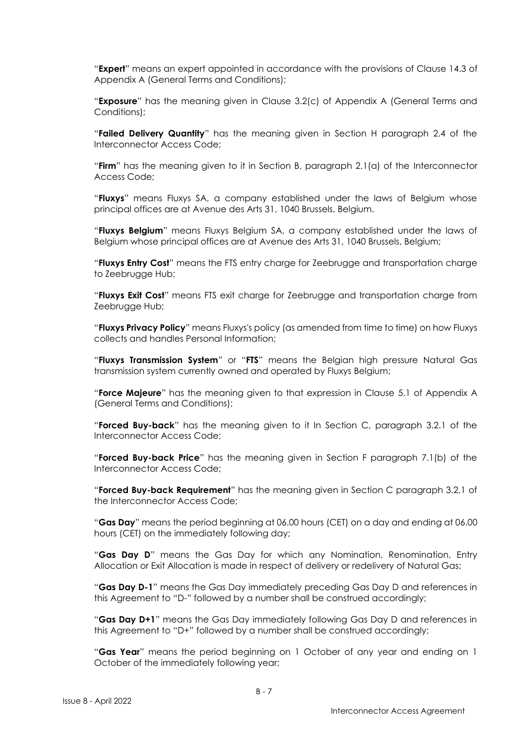"**Expert**" means an expert appointed in accordance with the provisions of Clause 14.3 of Appendix A (General Terms and Conditions);

"**Exposure**" has the meaning given in Clause 3.2(c) of Appendix A (General Terms and Conditions);

"**Failed Delivery Quantity**" has the meaning given in Section H paragraph 2.4 of the Interconnector Access Code;

"**Firm**" has the meaning given to it in Section B, paragraph 2.1(a) of the Interconnector Access Code;

"**Fluxys**" means Fluxys SA, a company established under the laws of Belgium whose principal offices are at Avenue des Arts 31, 1040 Brussels, Belgium.

"**Fluxys Belgium**" means Fluxys Belgium SA, a company established under the laws of Belgium whose principal offices are at Avenue des Arts 31, 1040 Brussels, Belgium;

"**Fluxys Entry Cost**" means the FTS entry charge for Zeebrugge and transportation charge to Zeebrugge Hub;

"**Fluxys Exit Cost**" means FTS exit charge for Zeebrugge and transportation charge from Zeebrugge Hub;

"**Fluxys Privacy Policy**" means Fluxys's policy (as amended from time to time) on how Fluxys collects and handles Personal Information;

"**Fluxys Transmission System**" or "**FTS**" means the Belgian high pressure Natural Gas transmission system currently owned and operated by Fluxys Belgium;

"**Force Majeure**" has the meaning given to that expression in Clause 5.1 of Appendix A (General Terms and Conditions);

"**Forced Buy-back**" has the meaning given to it In Section C, paragraph 3.2.1 of the Interconnector Access Code;

"**Forced Buy-back Price**" has the meaning given in Section F paragraph 7.1(b) of the Interconnector Access Code;

"**Forced Buy-back Requirement**" has the meaning given in Section C paragraph 3.2.1 of the Interconnector Access Code;

"**Gas Day**" means the period beginning at 06.00 hours (CET) on a day and ending at 06.00 hours (CET) on the immediately following day;

"**Gas Day D**" means the Gas Day for which any Nomination, Renomination, Entry Allocation or Exit Allocation is made in respect of delivery or redelivery of Natural Gas;

"**Gas Day D-1**" means the Gas Day immediately preceding Gas Day D and references in this Agreement to "D-" followed by a number shall be construed accordingly;

"**Gas Day D+1**" means the Gas Day immediately following Gas Day D and references in this Agreement to "D+" followed by a number shall be construed accordingly;

"**Gas Year**" means the period beginning on 1 October of any year and ending on 1 October of the immediately following year;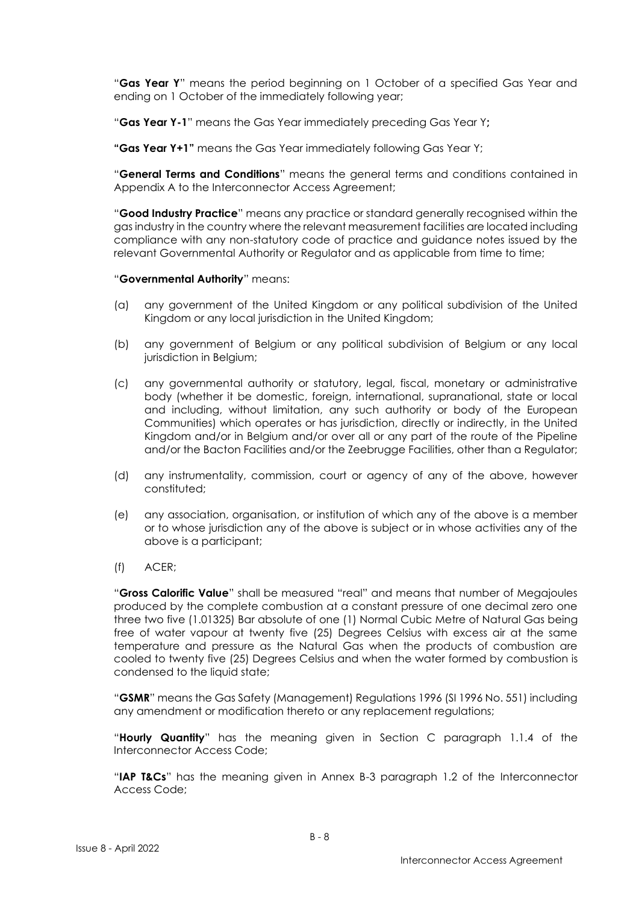"**Gas Year Y**" means the period beginning on 1 October of a specified Gas Year and ending on 1 October of the immediately following year;

"**Gas Year Y-1**" means the Gas Year immediately preceding Gas Year Y**;**

**"Gas Year Y+1"** means the Gas Year immediately following Gas Year Y;

"**General Terms and Conditions**" means the general terms and conditions contained in Appendix A to the Interconnector Access Agreement;

"**Good Industry Practice**" means any practice or standard generally recognised within the gas industry in the country where the relevant measurement facilities are located including compliance with any non-statutory code of practice and guidance notes issued by the relevant Governmental Authority or Regulator and as applicable from time to time;

"**Governmental Authority**" means:

(a) any government of the United Kingdom or any political subdivision of the United Kingdom or any local jurisdiction in the United Kingdom;

(b) any government of Belgium or any political subdivision of Belgium or any local jurisdiction in Belgium;

(c) any governmental authority or statutory, legal, fiscal, monetary or administrative body (whether it be domestic, foreign, international, supranational, state or local and including, without limitation, any such authority or body of the European Communities) which operates or has jurisdiction, directly or indirectly, in the United Kingdom and/or in Belgium and/or over all or any part of the route of the Pipeline and/or the Bacton Facilities and/or the Zeebrugge Facilities, other than a Regulator;

(d) any instrumentality, commission, court or agency of any of the above, however constituted;

(e) any association, organisation, or institution of which any of the above is a member or to whose jurisdiction any of the above is subject or in whose activities any of the above is a participant;

(f) ACER;

"**Gross Calorific Value**" shall be measured "real" and means that number of Megajoules produced by the complete combustion at a constant pressure of one decimal zero one three two five (1.01325) Bar absolute of one (1) Normal Cubic Metre of Natural Gas being free of water vapour at twenty five (25) Degrees Celsius with excess air at the same temperature and pressure as the Natural Gas when the products of combustion are cooled to twenty five (25) Degrees Celsius and when the water formed by combustion is condensed to the liquid state;

"**GSMR**" means the Gas Safety (Management) Regulations 1996 (SI 1996 No. 551) including any amendment or modification thereto or any replacement regulations;

"**Hourly Quantity**" has the meaning given in Section C paragraph 1.1.4 of the Interconnector Access Code;

"**IAP T&Cs**" has the meaning given in Annex B-3 paragraph 1.2 of the Interconnector Access Code;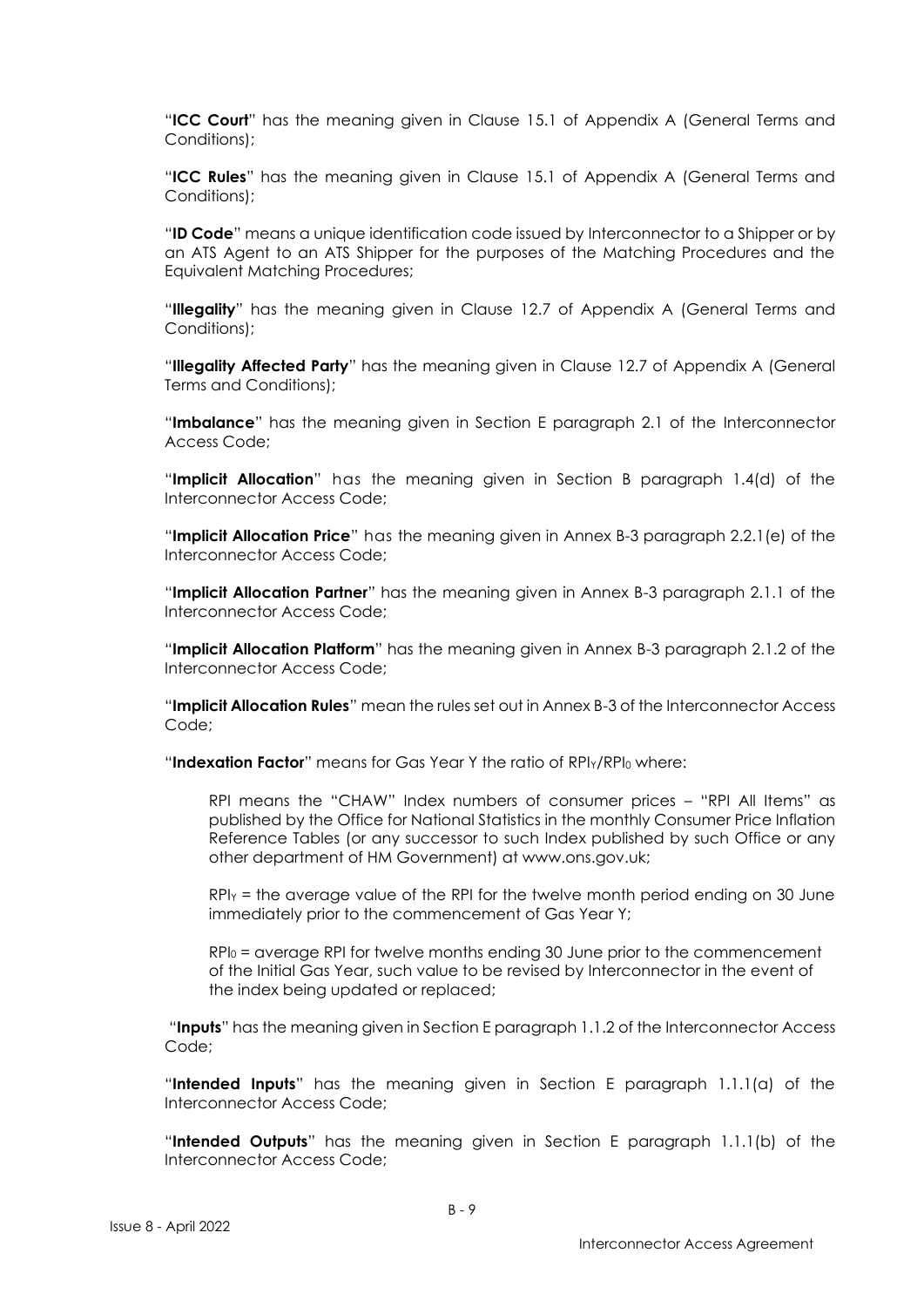"**ICC Court**" has the meaning given in Clause 15.1 of Appendix A (General Terms and Conditions);

"**ICC Rules**" has the meaning given in Clause 15.1 of Appendix A (General Terms and Conditions);

"**ID Code**" means a unique identification code issued by Interconnector to a Shipper or by an ATS Agent to an ATS Shipper for the purposes of the Matching Procedures and the Equivalent Matching Procedures;

"**Illegality**" has the meaning given in Clause 12.7 of Appendix A (General Terms and Conditions);

"**Illegality Affected Party**" has the meaning given in Clause 12.7 of Appendix A (General Terms and Conditions);

"**Imbalance**" has the meaning given in Section E paragraph 2.1 of the Interconnector Access Code;

"**Implicit Allocation**" has the meaning given in Section B paragraph 1.4(d) of the Interconnector Access Code;

"**Implicit Allocation Price**" has the meaning given in Annex B-3 paragraph 2.2.1(e) of the Interconnector Access Code;

"**Implicit Allocation Partner**" has the meaning given in Annex B-3 paragraph 2.1.1 of the Interconnector Access Code;

"**Implicit Allocation Platform**" has the meaning given in Annex B-3 paragraph 2.1.2 of the Interconnector Access Code;

"**Implicit Allocation Rules**" mean the rules set out in Annex B-3 of the Interconnector Access Code;

"**Indexation Factor**" means for Gas Year Y the ratio of $RPI_Y/RPI_0$ where:

RPI means the "CHAW" Index numbers of consumer prices – "RPI All Items" as published by the Office for National Statistics in the monthly Consumer Price Inflation Reference Tables (or any successor to such Index published by such Office or any other department of HM Government) at www.ons.gov.uk;

$RPI_Y$ = the average value of the RPI for the twelve month period ending on 30 June immediately prior to the commencement of Gas Year Y;

$RPI_0$ = average RPI for twelve months ending 30 June prior to the commencement of the Initial Gas Year, such value to be revised by Interconnector in the event of the index being updated or replaced;

"**Inputs**" has the meaning given in Section E paragraph 1.1.2 of the Interconnector Access Code;

"**Intended Inputs**" has the meaning given in Section E paragraph 1.1.1(a) of the Interconnector Access Code;

"**Intended Outputs**" has the meaning given in Section E paragraph 1.1.1(b) of the Interconnector Access Code;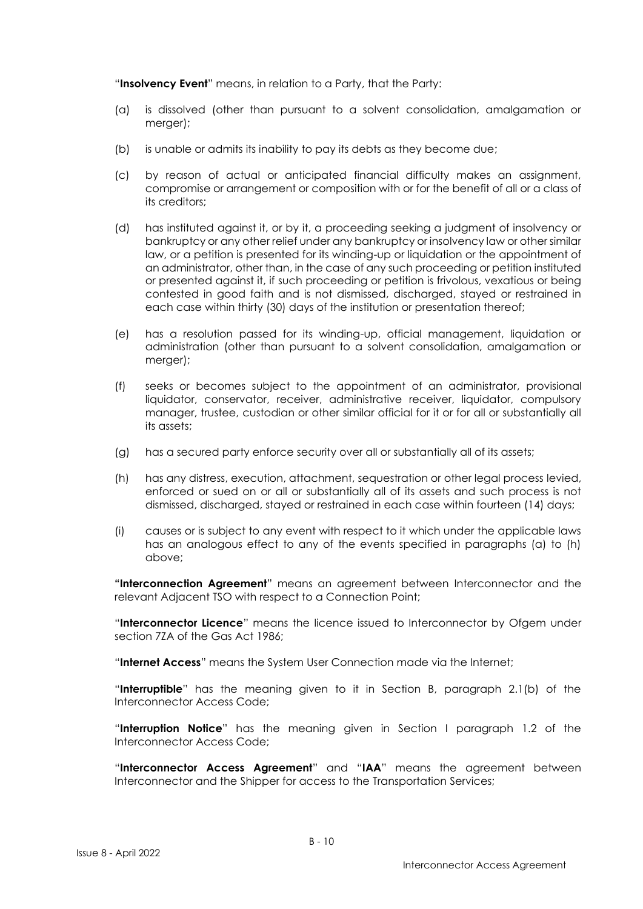"**Insolvency Event**" means, in relation to a Party, that the Party:

(a) is dissolved (other than pursuant to a solvent consolidation, amalgamation or merger);

(b) is unable or admits its inability to pay its debts as they become due;

(c) by reason of actual or anticipated financial difficulty makes an assignment, compromise or arrangement or composition with or for the benefit of all or a class of its creditors;

(d) has instituted against it, or by it, a proceeding seeking a judgment of insolvency or bankruptcy or any other relief under any bankruptcy or insolvency law or other similar law, or a petition is presented for its winding-up or liquidation or the appointment of an administrator, other than, in the case of any such proceeding or petition instituted or presented against it, if such proceeding or petition is frivolous, vexatious or being contested in good faith and is not dismissed, discharged, stayed or restrained in each case within thirty (30) days of the institution or presentation thereof;

(e) has a resolution passed for its winding-up, official management, liquidation or administration (other than pursuant to a solvent consolidation, amalgamation or merger);

(f) seeks or becomes subject to the appointment of an administrator, provisional liquidator, conservator, receiver, administrative receiver, liquidator, compulsory manager, trustee, custodian or other similar official for it or for all or substantially all its assets;

(g) has a secured party enforce security over all or substantially all of its assets;

(h) has any distress, execution, attachment, sequestration or other legal process levied, enforced or sued on or all or substantially all of its assets and such process is not dismissed, discharged, stayed or restrained in each case within fourteen (14) days;

(i) causes or is subject to any event with respect to it which under the applicable laws has an analogous effect to any of the events specified in paragraphs (a) to (h) above;

**"Interconnection Agreement**" means an agreement between Interconnector and the relevant Adjacent TSO with respect to a Connection Point;

"**Interconnector Licence**" means the licence issued to Interconnector by Ofgem under section 7ZA of the Gas Act 1986;

"**Internet Access**" means the System User Connection made via the Internet;

"**Interruptible**" has the meaning given to it in Section B, paragraph 2.1(b) of the Interconnector Access Code;

"**Interruption Notice**" has the meaning given in Section I paragraph 1.2 of the Interconnector Access Code;

"**Interconnector Access Agreement**" and "**IAA**" means the agreement between Interconnector and the Shipper for access to the Transportation Services;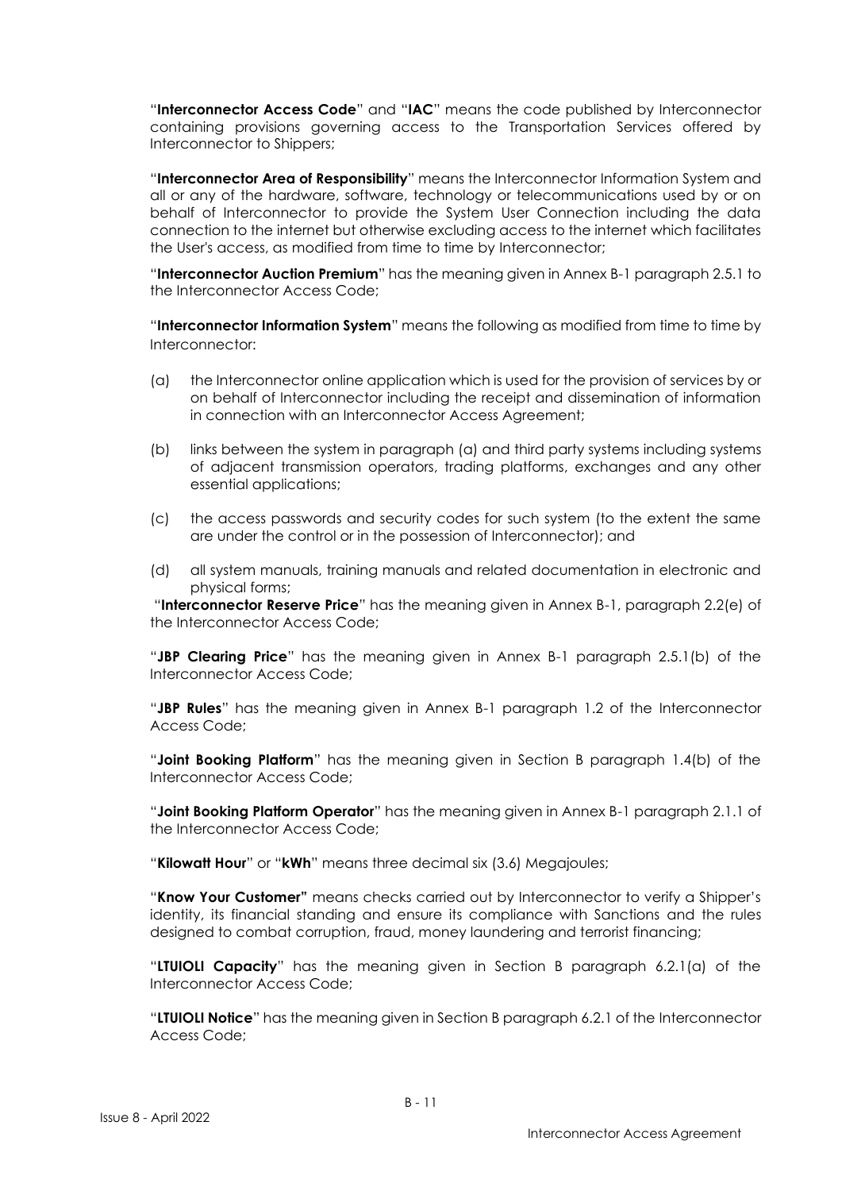"**Interconnector Access Code**" and "**IAC**" means the code published by Interconnector containing provisions governing access to the Transportation Services offered by Interconnector to Shippers;

"**Interconnector Area of Responsibility**" means the Interconnector Information System and all or any of the hardware, software, technology or telecommunications used by or on behalf of Interconnector to provide the System User Connection including the data connection to the internet but otherwise excluding access to the internet which facilitates the User's access, as modified from time to time by Interconnector;

"**Interconnector Auction Premium**" has the meaning given in Annex B-1 paragraph 2.5.1 to the Interconnector Access Code;

"**Interconnector Information System**" means the following as modified from time to time by Interconnector:

(a) the Interconnector online application which is used for the provision of services by or on behalf of Interconnector including the receipt and dissemination of information in connection with an Interconnector Access Agreement;

(b) links between the system in paragraph (a) and third party systems including systems of adjacent transmission operators, trading platforms, exchanges and any other essential applications;

(c) the access passwords and security codes for such system (to the extent the same are under the control or in the possession of Interconnector); and

(d) all system manuals, training manuals and related documentation in electronic and physical forms;

"**Interconnector Reserve Price**" has the meaning given in Annex B-1, paragraph 2.2(e) of the Interconnector Access Code;

"**JBP Clearing Price**" has the meaning given in Annex B-1 paragraph 2.5.1(b) of the Interconnector Access Code;

"**JBP Rules**" has the meaning given in Annex B-1 paragraph 1.2 of the Interconnector Access Code;

"**Joint Booking Platform**" has the meaning given in Section B paragraph 1.4(b) of the Interconnector Access Code;

"**Joint Booking Platform Operator**" has the meaning given in Annex B-1 paragraph 2.1.1 of the Interconnector Access Code;

"**Kilowatt Hour**" or "**kWh**" means three decimal six (3.6) Megajoules;

"**Know Your Customer**" means checks carried out by Interconnector to verify a Shipper's identity, its financial standing and ensure its compliance with Sanctions and the rules designed to combat corruption, fraud, money laundering and terrorist financing;

"**LTUIOLI Capacity**" has the meaning given in Section B paragraph 6.2.1(a) of the Interconnector Access Code;

"**LTUIOLI Notice**" has the meaning given in Section B paragraph 6.2.1 of the Interconnector Access Code;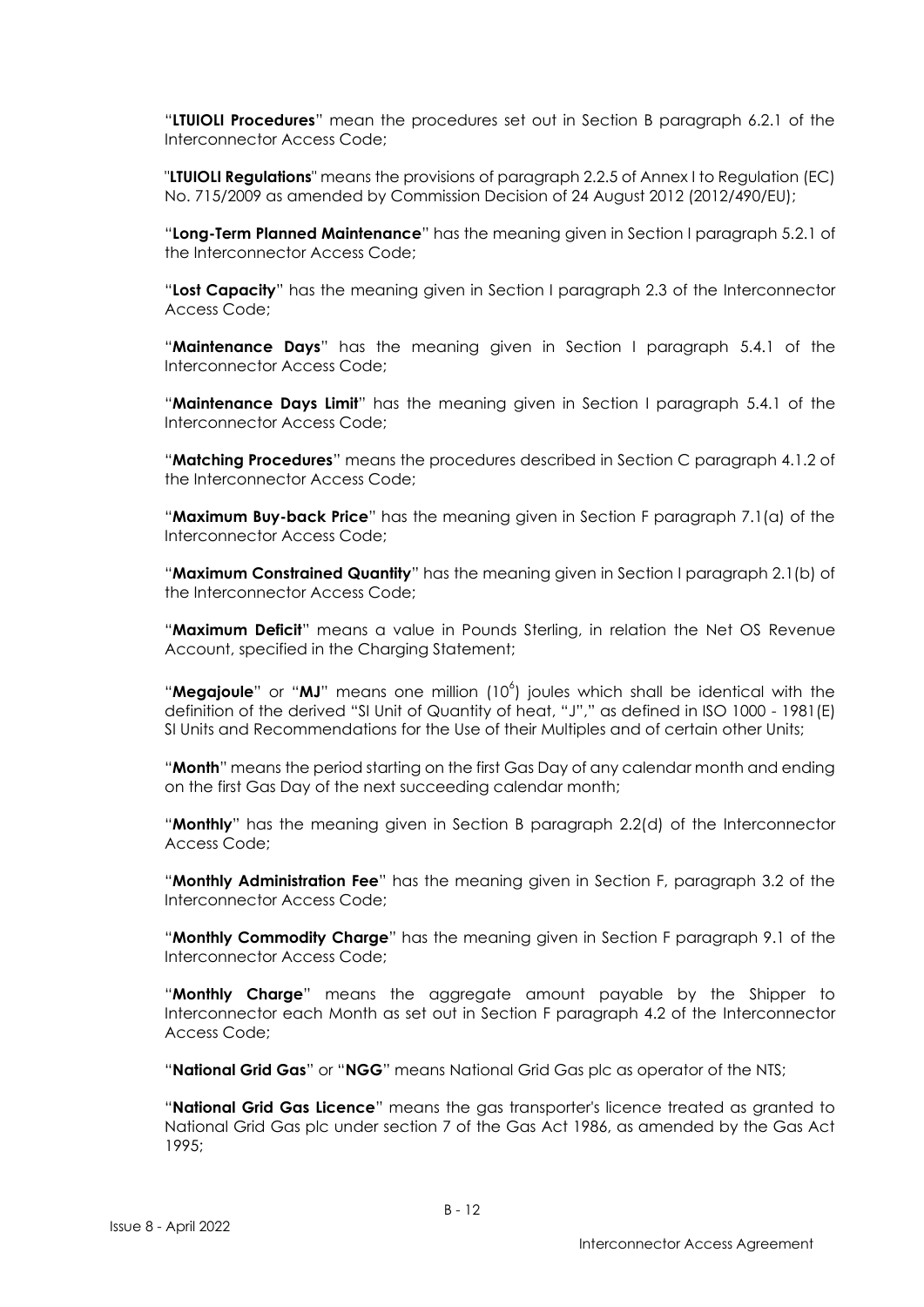"**LTUIOLI Procedures**" mean the procedures set out in Section B paragraph 6.2.1 of the Interconnector Access Code;

"**LTUIOLI Regulations**" means the provisions of paragraph 2.2.5 of Annex I to Regulation (EC) No. 715/2009 as amended by Commission Decision of 24 August 2012 (2012/490/EU);

"**Long-Term Planned Maintenance**" has the meaning given in Section I paragraph 5.2.1 of the Interconnector Access Code;

"**Lost Capacity**" has the meaning given in Section I paragraph 2.3 of the Interconnector Access Code;

"**Maintenance Days**" has the meaning given in Section I paragraph 5.4.1 of the Interconnector Access Code;

"**Maintenance Days Limit**" has the meaning given in Section I paragraph 5.4.1 of the Interconnector Access Code;

"**Matching Procedures**" means the procedures described in Section C paragraph 4.1.2 of the Interconnector Access Code;

"**Maximum Buy-back Price**" has the meaning given in Section F paragraph 7.1(a) of the Interconnector Access Code;

"**Maximum Constrained Quantity**" has the meaning given in Section I paragraph 2.1(b) of the Interconnector Access Code;

"**Maximum Deficit**" means a value in Pounds Sterling, in relation the Net OS Revenue Account, specified in the Charging Statement;

"**Megajoule**" or "**MJ**" means one million ($10^6$) joules which shall be identical with the definition of the derived "SI Unit of Quantity of heat, "J"," as defined in ISO 1000 - 1981(E) SI Units and Recommendations for the Use of their Multiples and of certain other Units;

"**Month**" means the period starting on the first Gas Day of any calendar month and ending on the first Gas Day of the next succeeding calendar month;

"**Monthly**" has the meaning given in Section B paragraph 2.2(d) of the Interconnector Access Code;

"**Monthly Administration Fee**" has the meaning given in Section F, paragraph 3.2 of the Interconnector Access Code;

"**Monthly Commodity Charge**" has the meaning given in Section F paragraph 9.1 of the Interconnector Access Code;

"**Monthly Charge**" means the aggregate amount payable by the Shipper to Interconnector each Month as set out in Section F paragraph 4.2 of the Interconnector Access Code;

"**National Grid Gas**" or "**NGG**" means National Grid Gas plc as operator of the NTS;

"**National Grid Gas Licence**" means the gas transporter's licence treated as granted to National Grid Gas plc under section 7 of the Gas Act 1986, as amended by the Gas Act 1995;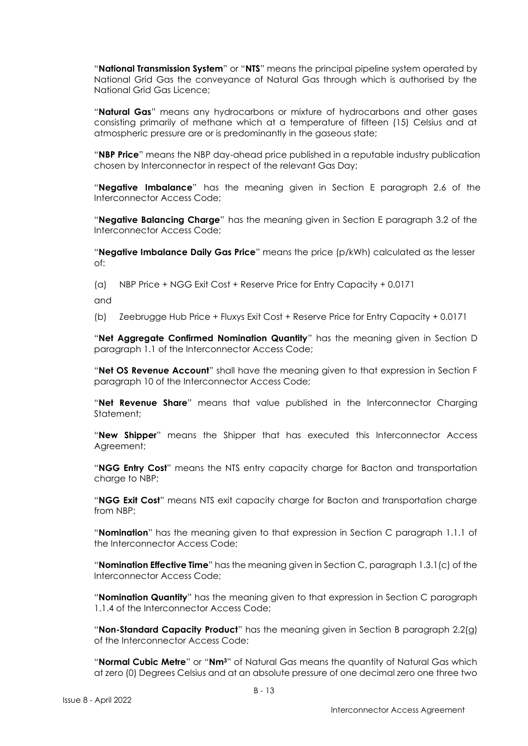"**National Transmission System**" or "**NTS**" means the principal pipeline system operated by National Grid Gas the conveyance of Natural Gas through which is authorised by the National Grid Gas Licence;

"**Natural Gas**" means any hydrocarbons or mixture of hydrocarbons and other gases consisting primarily of methane which at a temperature of fifteen (15) Celsius and at atmospheric pressure are or is predominantly in the gaseous state;

"**NBP Price**" means the NBP day-ahead price published in a reputable industry publication chosen by Interconnector in respect of the relevant Gas Day;

"**Negative Imbalance**" has the meaning given in Section E paragraph 2.6 of the Interconnector Access Code;

"**Negative Balancing Charge**" has the meaning given in Section E paragraph 3.2 of the Interconnector Access Code;

"**Negative Imbalance Daily Gas Price**" means the price (p/kWh) calculated as the lesser of:

(a) NBP Price + NGG Exit Cost + Reserve Price for Entry Capacity + 0.0171

and

(b) Zeebrugge Hub Price + Fluxys Exit Cost + Reserve Price for Entry Capacity + 0.0171

"**Net Aggregate Confirmed Nomination Quantity**" has the meaning given in Section D paragraph 1.1 of the Interconnector Access Code;

"**Net OS Revenue Account**" shall have the meaning given to that expression in Section F paragraph 10 of the Interconnector Access Code;

"**Net Revenue Share**" means that value published in the Interconnector Charging Statement;

"**New Shipper**" means the Shipper that has executed this Interconnector Access Agreement;

"**NGG Entry Cost**" means the NTS entry capacity charge for Bacton and transportation charge to NBP;

"**NGG Exit Cost**" means NTS exit capacity charge for Bacton and transportation charge from NBP;

"**Nomination**" has the meaning given to that expression in Section C paragraph 1.1.1 of the Interconnector Access Code;

"**Nomination Effective Time**" has the meaning given in Section C, paragraph 1.3.1(c) of the Interconnector Access Code;

"**Nomination Quantity**" has the meaning given to that expression in Section C paragraph 1.1.4 of the Interconnector Access Code;

"**Non-Standard Capacity Product**" has the meaning given in Section B paragraph 2.2(g) of the Interconnector Access Code;

"**Normal Cubic Metre**" or "**Nm$^3$**" of Natural Gas means the quantity of Natural Gas which at zero (0) Degrees Celsius and at an absolute pressure of one decimal zero one three two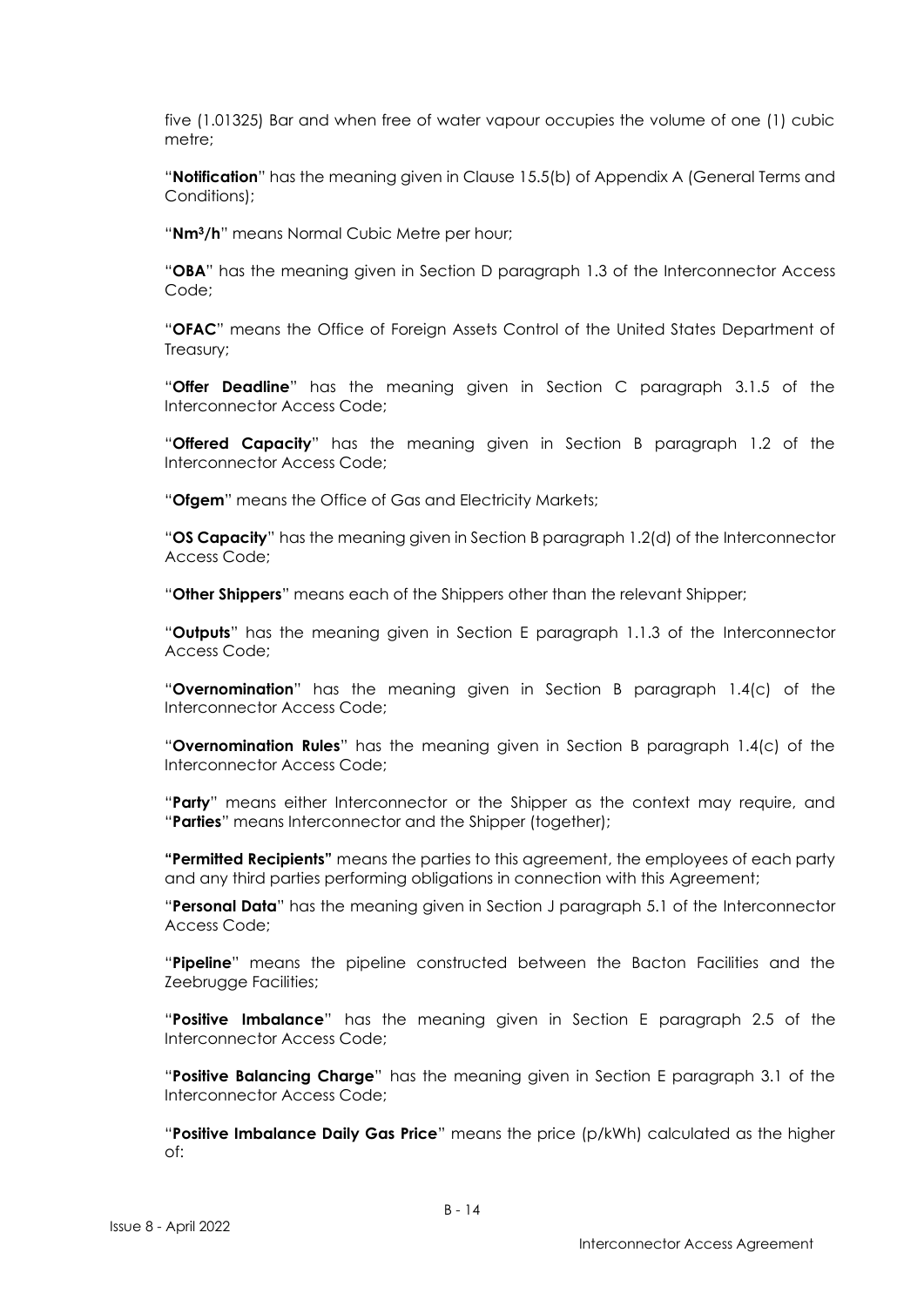five (1.01325) Bar and when free of water vapour occupies the volume of one (1) cubic metre;

"**Notification**" has the meaning given in Clause 15.5(b) of Appendix A (General Terms and Conditions);

"**Nm$^3$/h**" means Normal Cubic Metre per hour;

"**OBA**" has the meaning given in Section D paragraph 1.3 of the Interconnector Access Code;

"**OFAC**" means the Office of Foreign Assets Control of the United States Department of Treasury;

"**Offer Deadline**" has the meaning given in Section C paragraph 3.1.5 of the Interconnector Access Code;

"**Offered Capacity**" has the meaning given in Section B paragraph 1.2 of the Interconnector Access Code;

"**Ofgem**" means the Office of Gas and Electricity Markets;

"**OS Capacity**" has the meaning given in Section B paragraph 1.2(d) of the Interconnector Access Code;

"**Other Shippers**" means each of the Shippers other than the relevant Shipper;

"**Outputs**" has the meaning given in Section E paragraph 1.1.3 of the Interconnector Access Code;

"**Overnomination**" has the meaning given in Section B paragraph 1.4(c) of the Interconnector Access Code;

"**Overnomination Rules**" has the meaning given in Section B paragraph 1.4(c) of the Interconnector Access Code;

"**Party**" means either Interconnector or the Shipper as the context may require, and "**Parties**" means Interconnector and the Shipper (together);

**"Permitted Recipients"** means the parties to this agreement, the employees of each party and any third parties performing obligations in connection with this Agreement;

"**Personal Data**" has the meaning given in Section J paragraph 5.1 of the Interconnector Access Code;

"**Pipeline**" means the pipeline constructed between the Bacton Facilities and the Zeebrugge Facilities;

"**Positive Imbalance**" has the meaning given in Section E paragraph 2.5 of the Interconnector Access Code;

"**Positive Balancing Charge**" has the meaning given in Section E paragraph 3.1 of the Interconnector Access Code;

"**Positive Imbalance Daily Gas Price**" means the price (p/kWh) calculated as the higher of: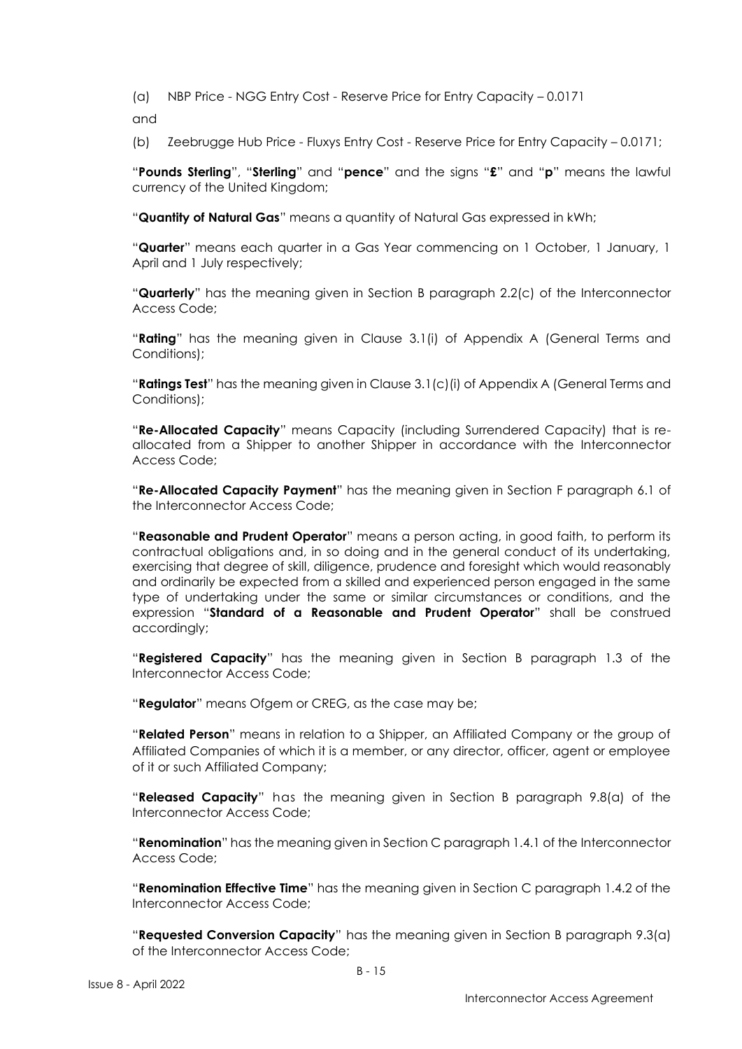(a) NBP Price - NGG Entry Cost - Reserve Price for Entry Capacity – 0.0171

and

(b) Zeebrugge Hub Price - Fluxys Entry Cost - Reserve Price for Entry Capacity – 0.0171;

"**Pounds Sterling**", "**Sterling**" and "**pence**" and the signs "**£**" and "**p**" means the lawful currency of the United Kingdom;

"**Quantity of Natural Gas**" means a quantity of Natural Gas expressed in kWh;

"**Quarter**" means each quarter in a Gas Year commencing on 1 October, 1 January, 1 April and 1 July respectively;

"**Quarterly**" has the meaning given in Section B paragraph 2.2(c) of the Interconnector Access Code;

"**Rating**" has the meaning given in Clause 3.1(i) of Appendix A (General Terms and Conditions);

"**Ratings Test**" has the meaning given in Clause 3.1(c)(i) of Appendix A (General Terms and Conditions);

"**Re-Allocated Capacity**" means Capacity (including Surrendered Capacity) that is re-allocated from a Shipper to another Shipper in accordance with the Interconnector Access Code;

"**Re-Allocated Capacity Payment**" has the meaning given in Section F paragraph 6.1 of the Interconnector Access Code;

"**Reasonable and Prudent Operator**" means a person acting, in good faith, to perform its contractual obligations and, in so doing and in the general conduct of its undertaking, exercising that degree of skill, diligence, prudence and foresight which would reasonably and ordinarily be expected from a skilled and experienced person engaged in the same type of undertaking under the same or similar circumstances or conditions, and the expression "**Standard of a Reasonable and Prudent Operator**" shall be construed accordingly;

"**Registered Capacity**" has the meaning given in Section B paragraph 1.3 of the Interconnector Access Code;

"**Regulator**" means Ofgem or CREG, as the case may be;

"**Related Person**" means in relation to a Shipper, an Affiliated Company or the group of Affiliated Companies of which it is a member, or any director, officer, agent or employee of it or such Affiliated Company;

"**Released Capacity**" has the meaning given in Section B paragraph 9.8(a) of the Interconnector Access Code;

"**Renomination**" has the meaning given in Section C paragraph 1.4.1 of the Interconnector Access Code;

"**Renomination Effective Time**" has the meaning given in Section C paragraph 1.4.2 of the Interconnector Access Code;

"**Requested Conversion Capacity**" has the meaning given in Section B paragraph 9.3(a) of the Interconnector Access Code;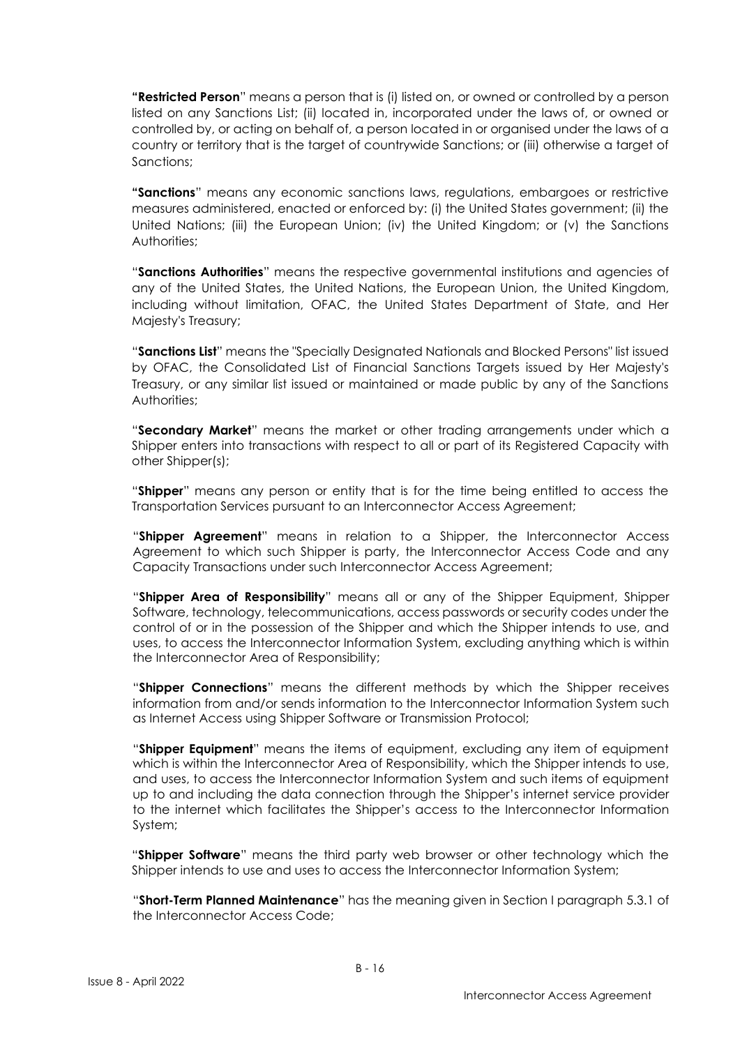"**Restricted Person**" means a person that is (i) listed on, or owned or controlled by a person listed on any Sanctions List; (ii) located in, incorporated under the laws of, or owned or controlled by, or acting on behalf of, a person located in or organised under the laws of a country or territory that is the target of countrywide Sanctions; or (iii) otherwise a target of Sanctions;

"**Sanctions**" means any economic sanctions laws, regulations, embargoes or restrictive measures administered, enacted or enforced by: (i) the United States government; (ii) the United Nations; (iii) the European Union; (iv) the United Kingdom; or (v) the Sanctions Authorities;

"**Sanctions Authorities**" means the respective governmental institutions and agencies of any of the United States, the United Nations, the European Union, the United Kingdom, including without limitation, OFAC, the United States Department of State, and Her Majesty's Treasury;

"**Sanctions List**" means the "Specially Designated Nationals and Blocked Persons" list issued by OFAC, the Consolidated List of Financial Sanctions Targets issued by Her Majesty's Treasury, or any similar list issued or maintained or made public by any of the Sanctions Authorities;

"**Secondary Market**" means the market or other trading arrangements under which a Shipper enters into transactions with respect to all or part of its Registered Capacity with other Shipper(s);

"**Shipper**" means any person or entity that is for the time being entitled to access the Transportation Services pursuant to an Interconnector Access Agreement;

"**Shipper Agreement**" means in relation to a Shipper, the Interconnector Access Agreement to which such Shipper is party, the Interconnector Access Code and any Capacity Transactions under such Interconnector Access Agreement;

"**Shipper Area of Responsibility**" means all or any of the Shipper Equipment, Shipper Software, technology, telecommunications, access passwords or security codes under the control of or in the possession of the Shipper and which the Shipper intends to use, and uses, to access the Interconnector Information System, excluding anything which is within the Interconnector Area of Responsibility;

"**Shipper Connections**" means the different methods by which the Shipper receives information from and/or sends information to the Interconnector Information System such as Internet Access using Shipper Software or Transmission Protocol;

"**Shipper Equipment**" means the items of equipment, excluding any item of equipment which is within the Interconnector Area of Responsibility, which the Shipper intends to use, and uses, to access the Interconnector Information System and such items of equipment up to and including the data connection through the Shipper's internet service provider to the internet which facilitates the Shipper's access to the Interconnector Information System;

"**Shipper Software**" means the third party web browser or other technology which the Shipper intends to use and uses to access the Interconnector Information System;

"**Short-Term Planned Maintenance**" has the meaning given in Section I paragraph 5.3.1 of the Interconnector Access Code;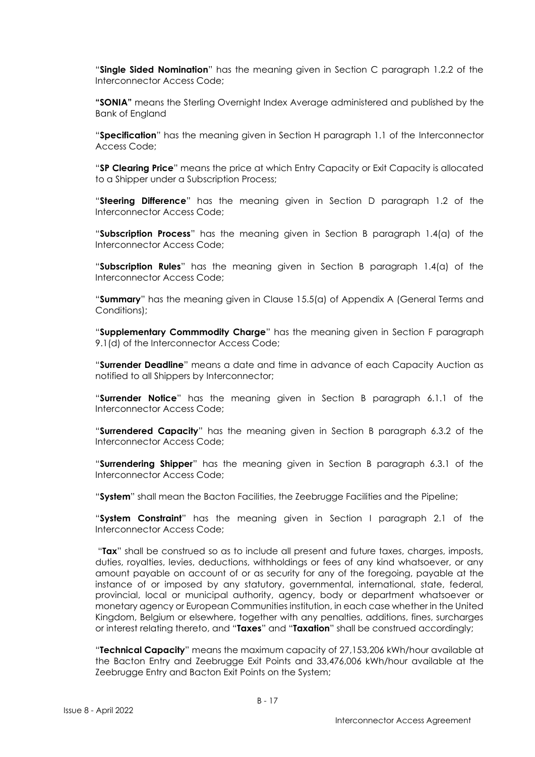"**Single Sided Nomination**" has the meaning given in Section C paragraph 1.2.2 of the Interconnector Access Code;

**"SONIA"** means the Sterling Overnight Index Average administered and published by the Bank of England

"**Specification**" has the meaning given in Section H paragraph 1.1 of the Interconnector Access Code;

"**SP Clearing Price**" means the price at which Entry Capacity or Exit Capacity is allocated to a Shipper under a Subscription Process;

"**Steering Difference**" has the meaning given in Section D paragraph 1.2 of the Interconnector Access Code;

"**Subscription Process**" has the meaning given in Section B paragraph 1.4(a) of the Interconnector Access Code;

"**Subscription Rules**" has the meaning given in Section B paragraph 1.4(a) of the Interconnector Access Code;

"**Summary**" has the meaning given in Clause 15.5(a) of Appendix A (General Terms and Conditions);

"**Supplementary Commmodity Charge**" has the meaning given in Section F paragraph 9.1(d) of the Interconnector Access Code;

"**Surrender Deadline**" means a date and time in advance of each Capacity Auction as notified to all Shippers by Interconnector;

"**Surrender Notice**" has the meaning given in Section B paragraph 6.1.1 of the Interconnector Access Code;

"**Surrendered Capacity**" has the meaning given in Section B paragraph 6.3.2 of the Interconnector Access Code;

"**Surrendering Shipper**" has the meaning given in Section B paragraph 6.3.1 of the Interconnector Access Code;

"**System**" shall mean the Bacton Facilities, the Zeebrugge Facilities and the Pipeline;

"**System Constraint**" has the meaning given in Section I paragraph 2.1 of the Interconnector Access Code;

"**Tax**" shall be construed so as to include all present and future taxes, charges, imposts, duties, royalties, levies, deductions, withholdings or fees of any kind whatsoever, or any amount payable on account of or as security for any of the foregoing, payable at the instance of or imposed by any statutory, governmental, international, state, federal, provincial, local or municipal authority, agency, body or department whatsoever or monetary agency or European Communities institution, in each case whether in the United Kingdom, Belgium or elsewhere, together with any penalties, additions, fines, surcharges or interest relating thereto, and "**Taxes**" and "**Taxation**" shall be construed accordingly;

"**Technical Capacity**" means the maximum capacity of 27,153,206 kWh/hour available at the Bacton Entry and Zeebrugge Exit Points and 33,476,006 kWh/hour available at the Zeebrugge Entry and Bacton Exit Points on the System;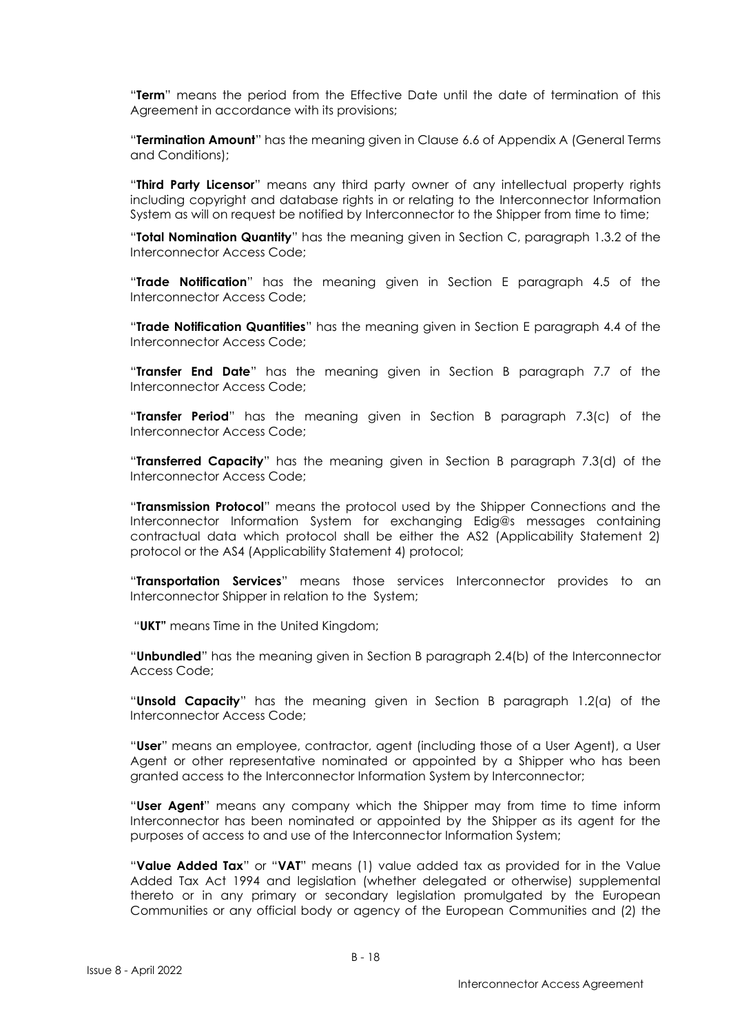"**Term**" means the period from the Effective Date until the date of termination of this Agreement in accordance with its provisions;

"**Termination Amount**" has the meaning given in Clause 6.6 of Appendix A (General Terms and Conditions);

"**Third Party Licensor**" means any third party owner of any intellectual property rights including copyright and database rights in or relating to the Interconnector Information System as will on request be notified by Interconnector to the Shipper from time to time;

"**Total Nomination Quantity**" has the meaning given in Section C, paragraph 1.3.2 of the Interconnector Access Code;

"**Trade Notification**" has the meaning given in Section E paragraph 4.5 of the Interconnector Access Code;

"**Trade Notification Quantities**" has the meaning given in Section E paragraph 4.4 of the Interconnector Access Code;

"**Transfer End Date**" has the meaning given in Section B paragraph 7.7 of the Interconnector Access Code;

"**Transfer Period**" has the meaning given in Section B paragraph 7.3(c) of the Interconnector Access Code;

"**Transferred Capacity**" has the meaning given in Section B paragraph 7.3(d) of the Interconnector Access Code;

"**Transmission Protocol**" means the protocol used by the Shipper Connections and the Interconnector Information System for exchanging Edig@s messages containing contractual data which protocol shall be either the AS2 (Applicability Statement 2) protocol or the AS4 (Applicability Statement 4) protocol;

"**Transportation Services**" means those services Interconnector provides to an Interconnector Shipper in relation to the System;

"**UKT"** means Time in the United Kingdom;

"**Unbundled**" has the meaning given in Section B paragraph 2.4(b) of the Interconnector Access Code;

"**Unsold Capacity**" has the meaning given in Section B paragraph 1.2(a) of the Interconnector Access Code;

"**User**" means an employee, contractor, agent (including those of a User Agent), a User Agent or other representative nominated or appointed by a Shipper who has been granted access to the Interconnector Information System by Interconnector;

"**User Agent**" means any company which the Shipper may from time to time inform Interconnector has been nominated or appointed by the Shipper as its agent for the purposes of access to and use of the Interconnector Information System;

"**Value Added Tax**" or "**VAT**" means (1) value added tax as provided for in the Value Added Tax Act 1994 and legislation (whether delegated or otherwise) supplemental thereto or in any primary or secondary legislation promulgated by the European Communities or any official body or agency of the European Communities and (2) the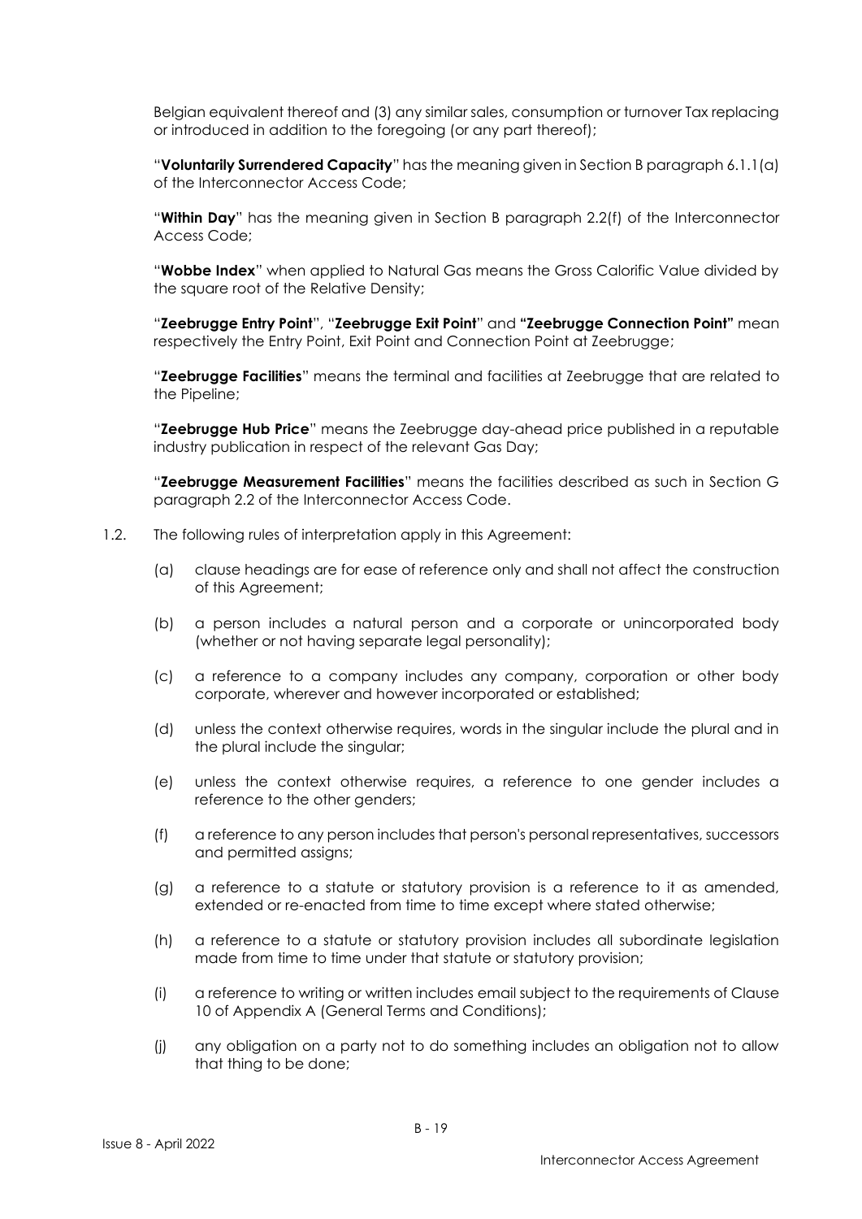Belgian equivalent thereof and (3) any similar sales, consumption or turnover Tax replacing or introduced in addition to the foregoing (or any part thereof);

"**Voluntarily Surrendered Capacity**" has the meaning given in Section B paragraph 6.1.1(a) of the Interconnector Access Code;

"**Within Day**" has the meaning given in Section B paragraph 2.2(f) of the Interconnector Access Code;

"**Wobbe Index**" when applied to Natural Gas means the Gross Calorific Value divided by the square root of the Relative Density;

"**Zeebrugge Entry Point**", "**Zeebrugge Exit Point**" and **"Zeebrugge Connection Point"** mean respectively the Entry Point, Exit Point and Connection Point at Zeebrugge;

"**Zeebrugge Facilities**" means the terminal and facilities at Zeebrugge that are related to the Pipeline;

"**Zeebrugge Hub Price**" means the Zeebrugge day-ahead price published in a reputable industry publication in respect of the relevant Gas Day;

"**Zeebrugge Measurement Facilities**" means the facilities described as such in Section G paragraph 2.2 of the Interconnector Access Code.

1.2. The following rules of interpretation apply in this Agreement:

   (a) clause headings are for ease of reference only and shall not affect the construction of this Agreement;

   (b) a person includes a natural person and a corporate or unincorporated body (whether or not having separate legal personality);

   (c) a reference to a company includes any company, corporation or other body corporate, wherever and however incorporated or established;

   (d) unless the context otherwise requires, words in the singular include the plural and in the plural include the singular;

   (e) unless the context otherwise requires, a reference to one gender includes a reference to the other genders;

   (f) a reference to any person includes that person's personal representatives, successors and permitted assigns;

   (g) a reference to a statute or statutory provision is a reference to it as amended, extended or re-enacted from time to time except where stated otherwise;

   (h) a reference to a statute or statutory provision includes all subordinate legislation made from time to time under that statute or statutory provision;

   (i) a reference to writing or written includes email subject to the requirements of Clause 10 of Appendix A (General Terms and Conditions);

   (j) any obligation on a party not to do something includes an obligation not to allow that thing to be done;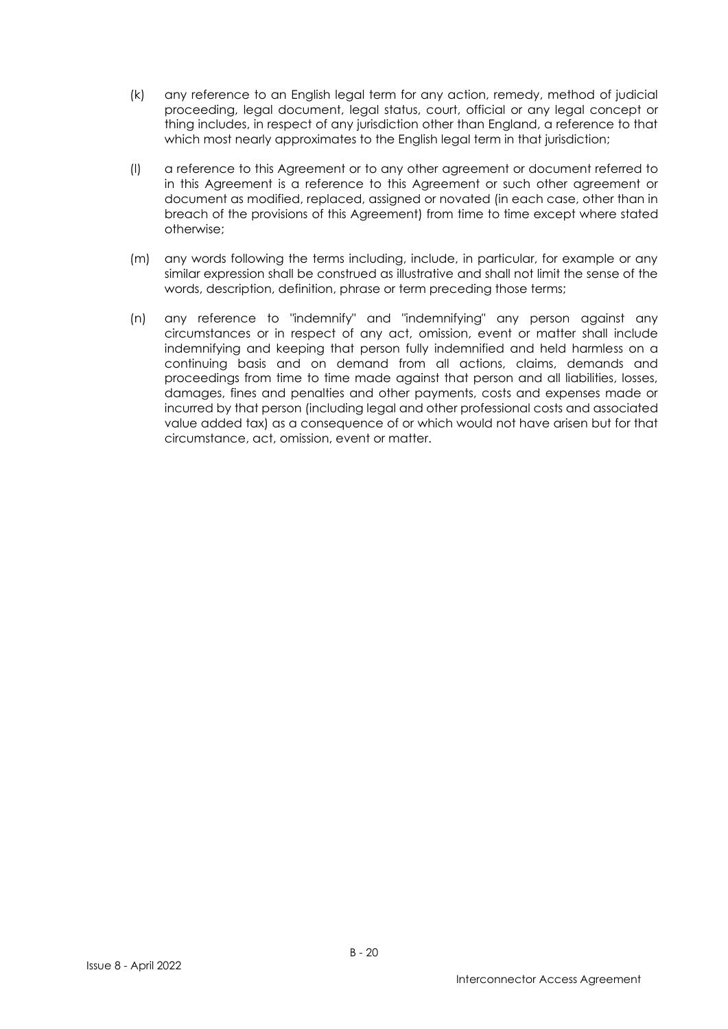(k) any reference to an English legal term for any action, remedy, method of judicial proceeding, legal document, legal status, court, official or any legal concept or thing includes, in respect of any jurisdiction other than England, a reference to that which most nearly approximates to the English legal term in that jurisdiction;

(l) a reference to this Agreement or to any other agreement or document referred to in this Agreement is a reference to this Agreement or such other agreement or document as modified, replaced, assigned or novated (in each case, other than in breach of the provisions of this Agreement) from time to time except where stated otherwise;

(m) any words following the terms including, include, in particular, for example or any similar expression shall be construed as illustrative and shall not limit the sense of the words, description, definition, phrase or term preceding those terms;

(n) any reference to "indemnify" and "indemnifying" any person against any circumstances or in respect of any act, omission, event or matter shall include indemnifying and keeping that person fully indemnified and held harmless on a continuing basis and on demand from all actions, claims, demands and proceedings from time to time made against that person and all liabilities, losses, damages, fines and penalties and other payments, costs and expenses made or incurred by that person (including legal and other professional costs and associated value added tax) as a consequence of or which would not have arisen but for that circumstance, act, omission, event or matter.